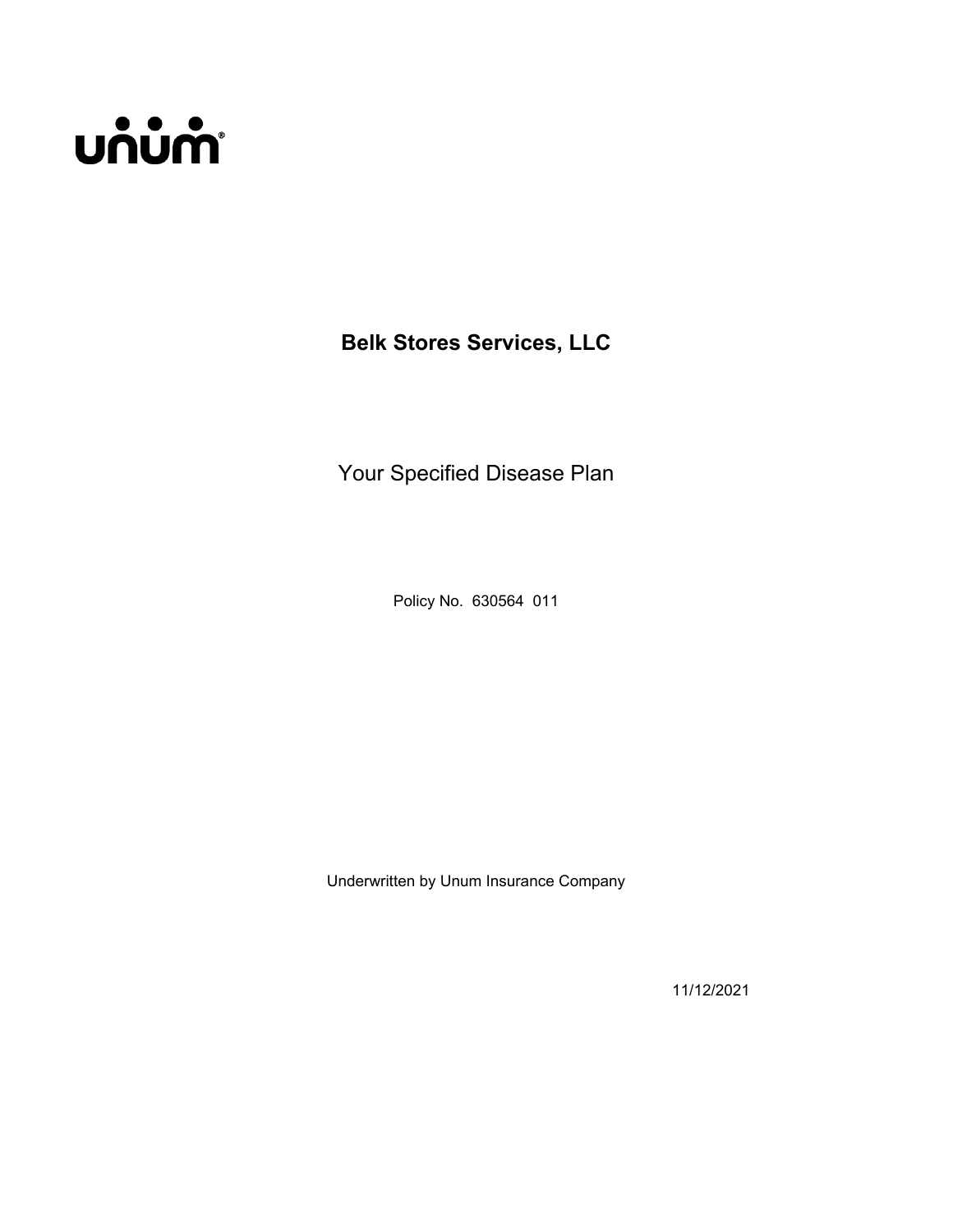unum®

# Belk Stores Services, LLC

## Your Specified Disease Plan

Policy No. 630564 011

Underwritten by Unum Insurance Company

11/12/2021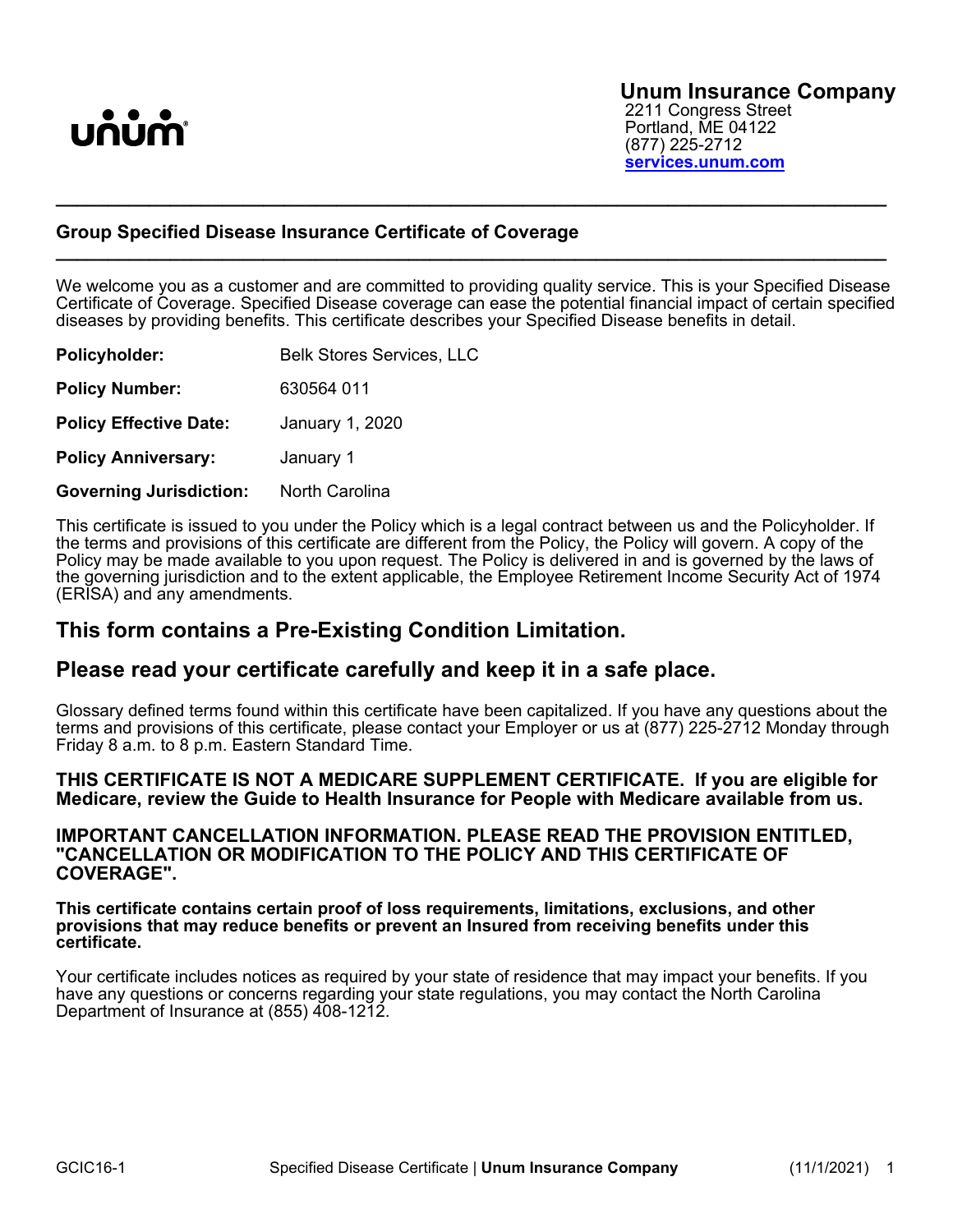**Unum Insurance Company**
2211 Congress Street
Portland, ME 04122
(877) 225-2712
**services.unum.com**

---

## Group Specified Disease Insurance Certificate of Coverage

---

We welcome you as a customer and are committed to providing quality service. This is your Specified Disease Certificate of Coverage. Specified Disease coverage can ease the potential financial impact of certain specified diseases by providing benefits. This certificate describes your Specified Disease benefits in detail.

| | |
|---|---|
| **Policyholder:** | Belk Stores Services, LLC |
| **Policy Number:** | 630564 011 |
| **Policy Effective Date:** | January 1, 2020 |
| **Policy Anniversary:** | January 1 |
| **Governing Jurisdiction:** | North Carolina |

This certificate is issued to you under the Policy which is a legal contract between us and the Policyholder. If the terms and provisions of this certificate are different from the Policy, the Policy will govern. A copy of the Policy may be made available to you upon request. The Policy is delivered in and is governed by the laws of the governing jurisdiction and to the extent applicable, the Employee Retirement Income Security Act of 1974 (ERISA) and any amendments.

## This form contains a Pre-Existing Condition Limitation.

## Please read your certificate carefully and keep it in a safe place.

Glossary defined terms found within this certificate have been capitalized. If you have any questions about the terms and provisions of this certificate, please contact your Employer or us at (877) 225-2712 Monday through Friday 8 a.m. to 8 p.m. Eastern Standard Time.

**THIS CERTIFICATE IS NOT A MEDICARE SUPPLEMENT CERTIFICATE. If you are eligible for Medicare, review the Guide to Health Insurance for People with Medicare available from us.**

**IMPORTANT CANCELLATION INFORMATION. PLEASE READ THE PROVISION ENTITLED, "CANCELLATION OR MODIFICATION TO THE POLICY AND THIS CERTIFICATE OF COVERAGE".**

**This certificate contains certain proof of loss requirements, limitations, exclusions, and other provisions that may reduce benefits or prevent an Insured from receiving benefits under this certificate.**

Your certificate includes notices as required by your state of residence that may impact your benefits. If you have any questions or concerns regarding your state regulations, you may contact the North Carolina Department of Insurance at (855) 408-1212.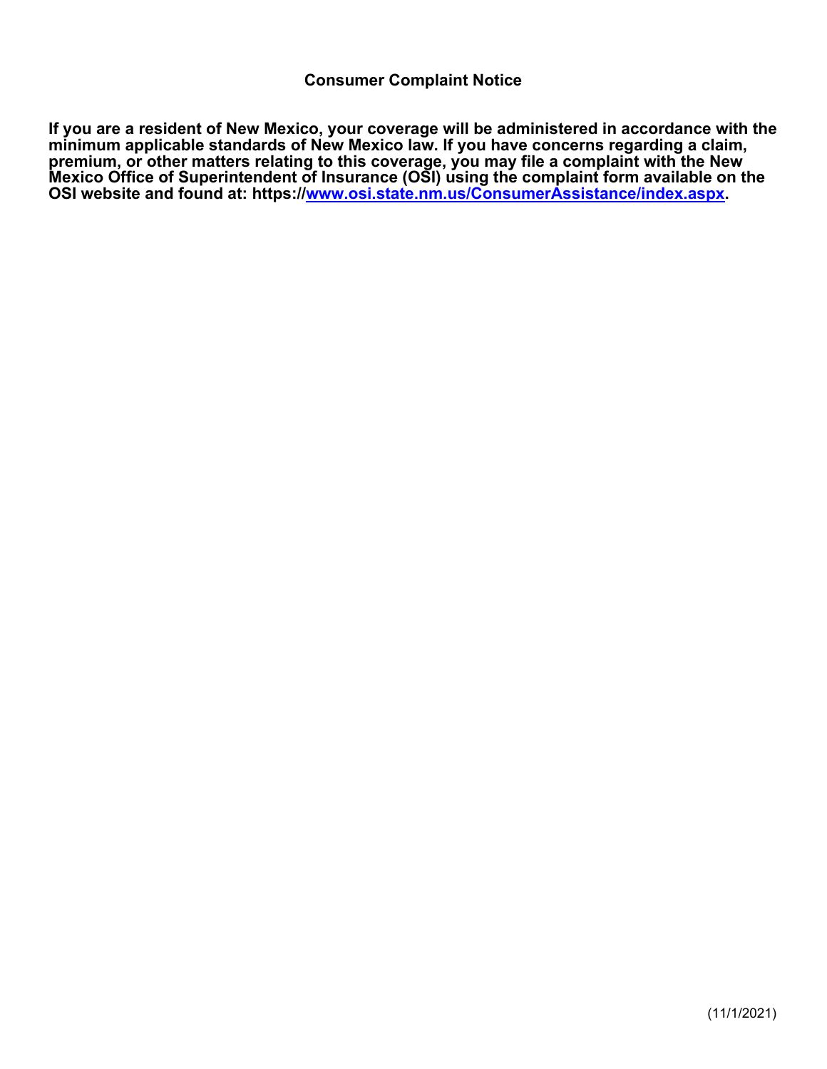## Consumer Complaint Notice

**If you are a resident of New Mexico, your coverage will be administered in accordance with the minimum applicable standards of New Mexico law. If you have concerns regarding a claim, premium, or other matters relating to this coverage, you may file a complaint with the New Mexico Office of Superintendent of Insurance (OSI) using the complaint form available on the OSI website and found at: https://www.osi.state.nm.us/ConsumerAssistance/index.aspx.**

(11/1/2021)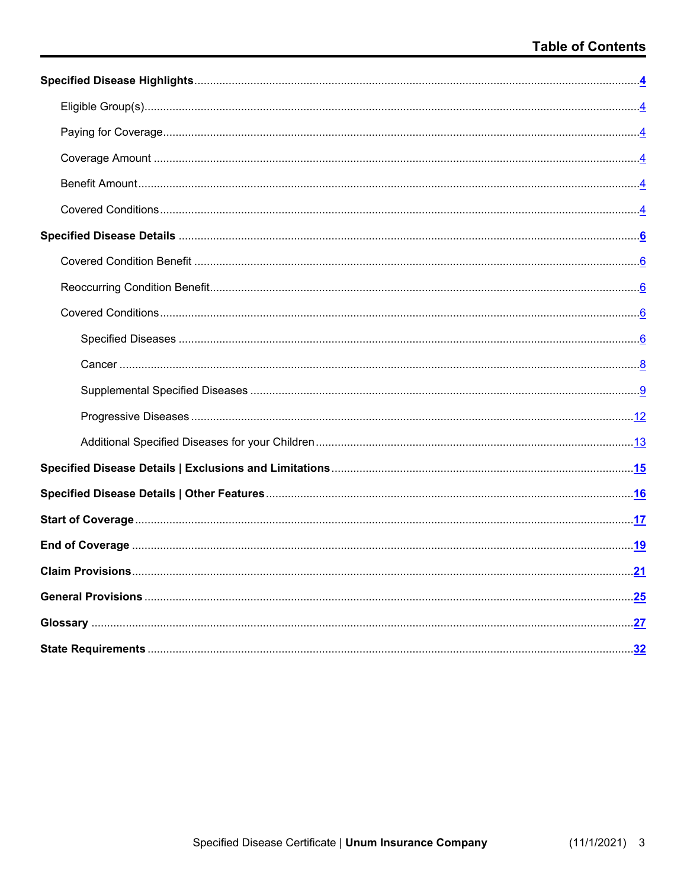# Table of Contents

**Specified Disease Highlights** ..... **4**

- Eligible Group(s) ..... 4
- Paying for Coverage ..... 4
- Coverage Amount ..... 4
- Benefit Amount ..... 4
- Covered Conditions ..... 4

**Specified Disease Details** ..... **6**

- Covered Condition Benefit ..... 6
- Reoccurring Condition Benefit ..... 6
- Covered Conditions ..... 6
  - Specified Diseases ..... 6
  - Cancer ..... 8
  - Supplemental Specified Diseases ..... 9
  - Progressive Diseases ..... 12
  - Additional Specified Diseases for your Children ..... 13

**Specified Disease Details | Exclusions and Limitations** ..... **15**

**Specified Disease Details | Other Features** ..... **16**

**Start of Coverage** ..... **17**

**End of Coverage** ..... **19**

**Claim Provisions** ..... **21**

**General Provisions** ..... **25**

**Glossary** ..... **27**

**State Requirements** ..... **32**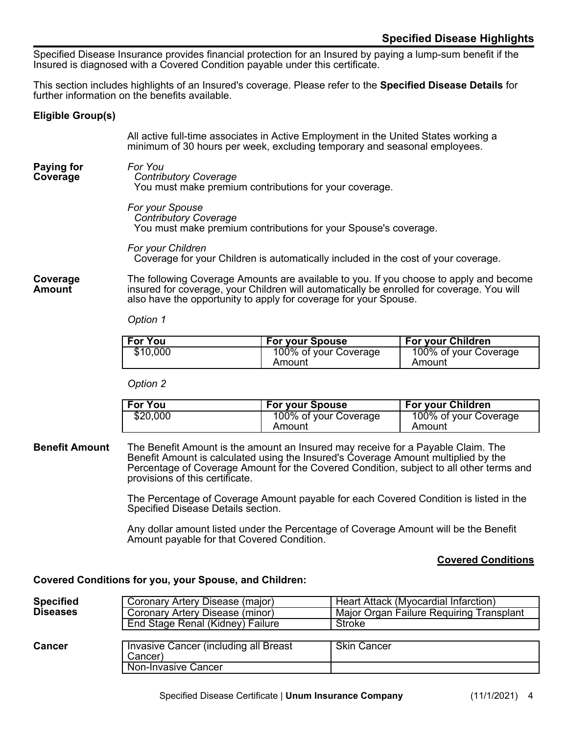## Specified Disease Highlights

Specified Disease Insurance provides financial protection for an Insured by paying a lump-sum benefit if the Insured is diagnosed with a Covered Condition payable under this certificate.

This section includes highlights of an Insured's coverage. Please refer to the **Specified Disease Details** for further information on the benefits available.

**Eligible Group(s)**

All active full-time associates in Active Employment in the United States working a minimum of 30 hours per week, excluding temporary and seasonal employees.

**Paying for Coverage**

*For You*
*Contributory Coverage*
You must make premium contributions for your coverage.

*For your Spouse*
*Contributory Coverage*
You must make premium contributions for your Spouse's coverage.

*For your Children*
Coverage for your Children is automatically included in the cost of your coverage.

**Coverage Amount**

The following Coverage Amounts are available to you. If you choose to apply and become insured for coverage, your Children will automatically be enrolled for coverage. You will also have the opportunity to apply for coverage for your Spouse.

*Option 1*

| For You | For your Spouse | For your Children |
|---|---|---|
| $10,000 | 100% of your Coverage Amount | 100% of your Coverage Amount |

*Option 2*

| For You | For your Spouse | For your Children |
|---|---|---|
| $20,000 | 100% of your Coverage Amount | 100% of your Coverage Amount |

**Benefit Amount**

The Benefit Amount is the amount an Insured may receive for a Payable Claim. The Benefit Amount is calculated using the Insured's Coverage Amount multiplied by the Percentage of Coverage Amount for the Covered Condition, subject to all other terms and provisions of this certificate.

The Percentage of Coverage Amount payable for each Covered Condition is listed in the Specified Disease Details section.

Any dollar amount listed under the Percentage of Coverage Amount will be the Benefit Amount payable for that Covered Condition.

## Covered Conditions

**Covered Conditions for you, your Spouse, and Children:**

**Specified Diseases**

| | |
|---|---|
| Coronary Artery Disease (major) | Heart Attack (Myocardial Infarction) |
| Coronary Artery Disease (minor) | Major Organ Failure Requiring Transplant |
| End Stage Renal (Kidney) Failure | Stroke |

**Cancer**

| | |
|---|---|
| Invasive Cancer (including all Breast Cancer) | Skin Cancer |
| Non-Invasive Cancer | |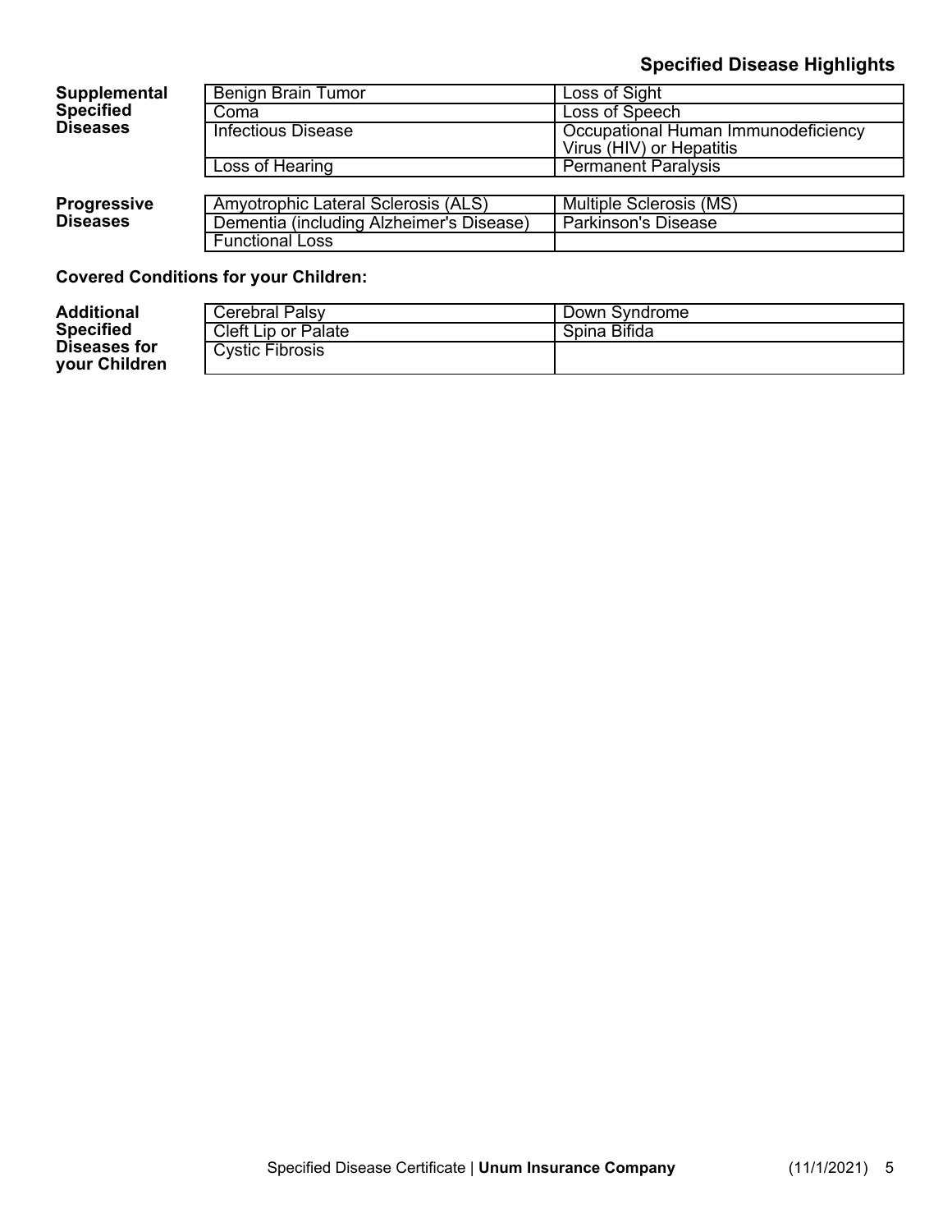## Specified Disease Highlights

| Supplemental Specified Diseases | | |
|---|---|---|
| | Benign Brain Tumor | Loss of Sight |
| | Coma | Loss of Speech |
| | Infectious Disease | Occupational Human Immunodeficiency Virus (HIV) or Hepatitis |
| | Loss of Hearing | Permanent Paralysis |

| Progressive Diseases | | |
|---|---|---|
| | Amyotrophic Lateral Sclerosis (ALS) | Multiple Sclerosis (MS) |
| | Dementia (including Alzheimer's Disease) | Parkinson's Disease |
| | Functional Loss | |

**Covered Conditions for your Children:**

| Additional Specified Diseases for your Children | | |
|---|---|---|
| | Cerebral Palsy | Down Syndrome |
| | Cleft Lip or Palate | Spina Bifida |
| | Cystic Fibrosis | |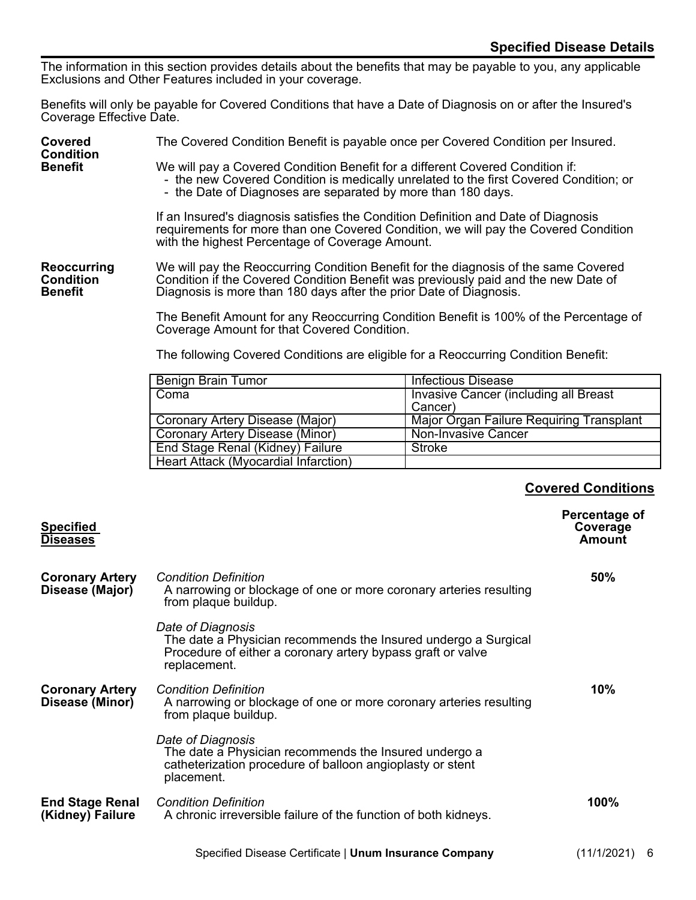## Specified Disease Details

The information in this section provides details about the benefits that may be payable to you, any applicable Exclusions and Other Features included in your coverage.

Benefits will only be payable for Covered Conditions that have a Date of Diagnosis on or after the Insured's Coverage Effective Date.

**Covered Condition Benefit**

The Covered Condition Benefit is payable once per Covered Condition per Insured.

We will pay a Covered Condition Benefit for a different Covered Condition if:
- the new Covered Condition is medically unrelated to the first Covered Condition; or
- the Date of Diagnoses are separated by more than 180 days.

If an Insured's diagnosis satisfies the Condition Definition and Date of Diagnosis requirements for more than one Covered Condition, we will pay the Covered Condition with the highest Percentage of Coverage Amount.

**Reoccurring Condition Benefit**

We will pay the Reoccurring Condition Benefit for the diagnosis of the same Covered Condition if the Covered Condition Benefit was previously paid and the new Date of Diagnosis is more than 180 days after the prior Date of Diagnosis.

The Benefit Amount for any Reoccurring Condition Benefit is 100% of the Percentage of Coverage Amount for that Covered Condition.

The following Covered Conditions are eligible for a Reoccurring Condition Benefit:

| Benign Brain Tumor | Infectious Disease |
|---|---|
| Coma | Invasive Cancer (including all Breast Cancer) |
| Coronary Artery Disease (Major) | Major Organ Failure Requiring Transplant |
| Coronary Artery Disease (Minor) | Non-Invasive Cancer |
| End Stage Renal (Kidney) Failure | Stroke |
| Heart Attack (Myocardial Infarction) | |

## Covered Conditions

| Specified Diseases | | Percentage of Coverage Amount |
|---|---|---|
| **Coronary Artery Disease (Major)** | *Condition Definition*<br>A narrowing or blockage of one or more coronary arteries resulting from plaque buildup.<br><br>*Date of Diagnosis*<br>The date a Physician recommends the Insured undergo a Surgical Procedure of either a coronary artery bypass graft or valve replacement. | **50%** |
| **Coronary Artery Disease (Minor)** | *Condition Definition*<br>A narrowing or blockage of one or more coronary arteries resulting from plaque buildup.<br><br>*Date of Diagnosis*<br>The date a Physician recommends the Insured undergo a catheterization procedure of balloon angioplasty or stent placement. | **10%** |
| **End Stage Renal (Kidney) Failure** | *Condition Definition*<br>A chronic irreversible failure of the function of both kidneys. | **100%** |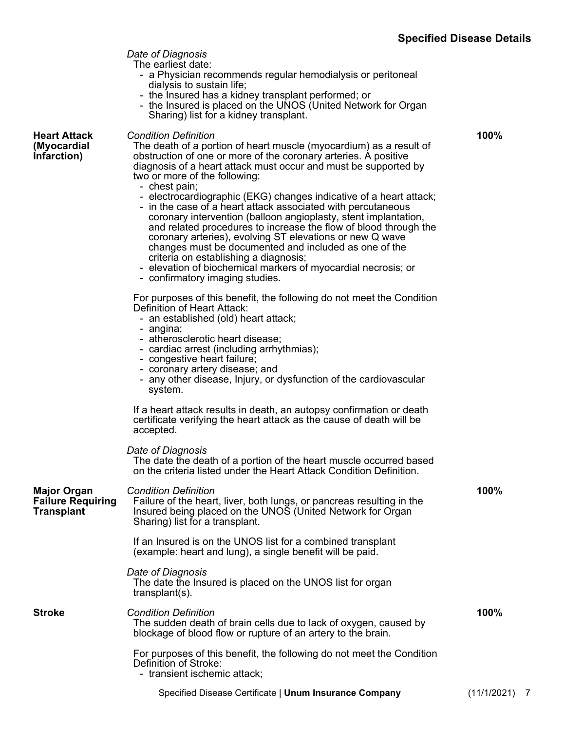*Date of Diagnosis*

The earliest date:

- a Physician recommends regular hemodialysis or peritoneal dialysis to sustain life;
- the Insured has a kidney transplant performed; or
- the Insured is placed on the UNOS (United Network for Organ Sharing) list for a kidney transplant.

**Heart Attack (Myocardial Infarction)** — **100%**

*Condition Definition*

The death of a portion of heart muscle (myocardium) as a result of obstruction of one or more of the coronary arteries. A positive diagnosis of a heart attack must occur and must be supported by two or more of the following:

- chest pain;
- electrocardiographic (EKG) changes indicative of a heart attack;
- in the case of a heart attack associated with percutaneous coronary intervention (balloon angioplasty, stent implantation, and related procedures to increase the flow of blood through the coronary arteries), evolving ST elevations or new Q wave changes must be documented and included as one of the criteria on establishing a diagnosis;
- elevation of biochemical markers of myocardial necrosis; or
- confirmatory imaging studies.

For purposes of this benefit, the following do not meet the Condition Definition of Heart Attack:

- an established (old) heart attack;
- angina;
- atherosclerotic heart disease;
- cardiac arrest (including arrhythmias);
- congestive heart failure;
- coronary artery disease; and
- any other disease, Injury, or dysfunction of the cardiovascular system.

If a heart attack results in death, an autopsy confirmation or death certificate verifying the heart attack as the cause of death will be accepted.

*Date of Diagnosis*

The date the death of a portion of the heart muscle occurred based on the criteria listed under the Heart Attack Condition Definition.

**Major Organ Failure Requiring Transplant** — **100%**

*Condition Definition*

Failure of the heart, liver, both lungs, or pancreas resulting in the Insured being placed on the UNOS (United Network for Organ Sharing) list for a transplant.

If an Insured is on the UNOS list for a combined transplant (example: heart and lung), a single benefit will be paid.

*Date of Diagnosis*

The date the Insured is placed on the UNOS list for organ transplant(s).

**Stroke** — **100%**

*Condition Definition*

The sudden death of brain cells due to lack of oxygen, caused by blockage of blood flow or rupture of an artery to the brain.

For purposes of this benefit, the following do not meet the Condition Definition of Stroke:

- transient ischemic attack;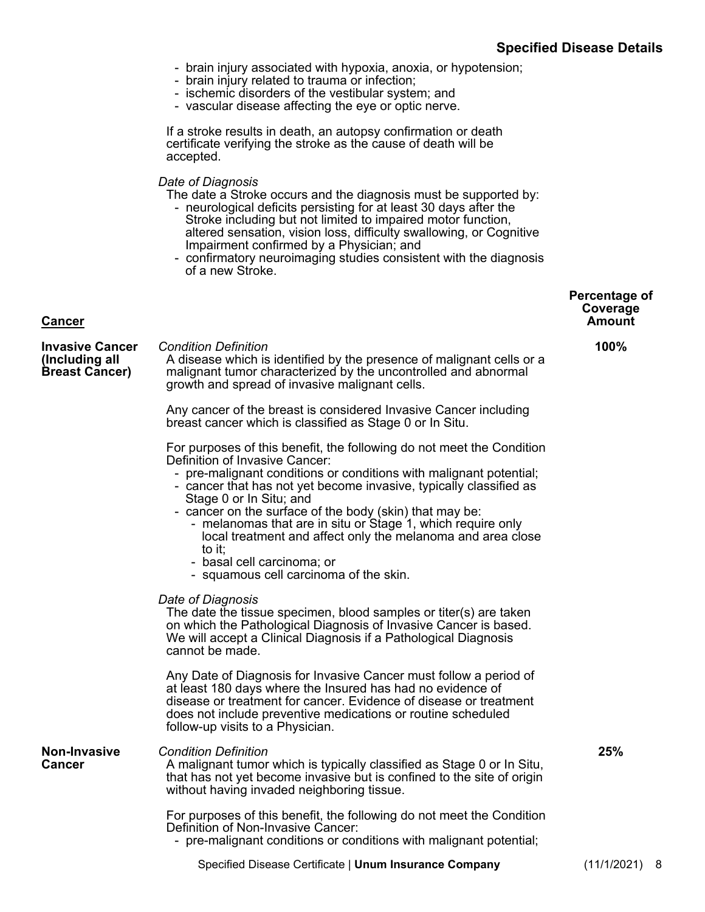- brain injury associated with hypoxia, anoxia, or hypotension;
- brain injury related to trauma or infection;
- ischemic disorders of the vestibular system; and
- vascular disease affecting the eye or optic nerve.

If a stroke results in death, an autopsy confirmation or death certificate verifying the stroke as the cause of death will be accepted.

*Date of Diagnosis*

The date a Stroke occurs and the diagnosis must be supported by:

- neurological deficits persisting for at least 30 days after the Stroke including but not limited to impaired motor function, altered sensation, vision loss, difficulty swallowing, or Cognitive Impairment confirmed by a Physician; and
- confirmatory neuroimaging studies consistent with the diagnosis of a new Stroke.

## Cancer

**Percentage of Coverage Amount**

### Invasive Cancer (Including all Breast Cancer) — 100%

*Condition Definition*

A disease which is identified by the presence of malignant cells or a malignant tumor characterized by the uncontrolled and abnormal growth and spread of invasive malignant cells.

Any cancer of the breast is considered Invasive Cancer including breast cancer which is classified as Stage 0 or In Situ.

For purposes of this benefit, the following do not meet the Condition Definition of Invasive Cancer:

- pre-malignant conditions or conditions with malignant potential;
- cancer that has not yet become invasive, typically classified as Stage 0 or In Situ; and
- cancer on the surface of the body (skin) that may be:
  - melanomas that are in situ or Stage 1, which require only local treatment and affect only the melanoma and area close to it;
  - basal cell carcinoma; or
  - squamous cell carcinoma of the skin.

*Date of Diagnosis*

The date the tissue specimen, blood samples or titer(s) are taken on which the Pathological Diagnosis of Invasive Cancer is based. We will accept a Clinical Diagnosis if a Pathological Diagnosis cannot be made.

Any Date of Diagnosis for Invasive Cancer must follow a period of at least 180 days where the Insured has had no evidence of disease or treatment for cancer. Evidence of disease or treatment does not include preventive medications or routine scheduled follow-up visits to a Physician.

### Non-Invasive Cancer — 25%

*Condition Definition*

A malignant tumor which is typically classified as Stage 0 or In Situ, that has not yet become invasive but is confined to the site of origin without having invaded neighboring tissue.

For purposes of this benefit, the following do not meet the Condition Definition of Non-Invasive Cancer:

- pre-malignant conditions or conditions with malignant potential;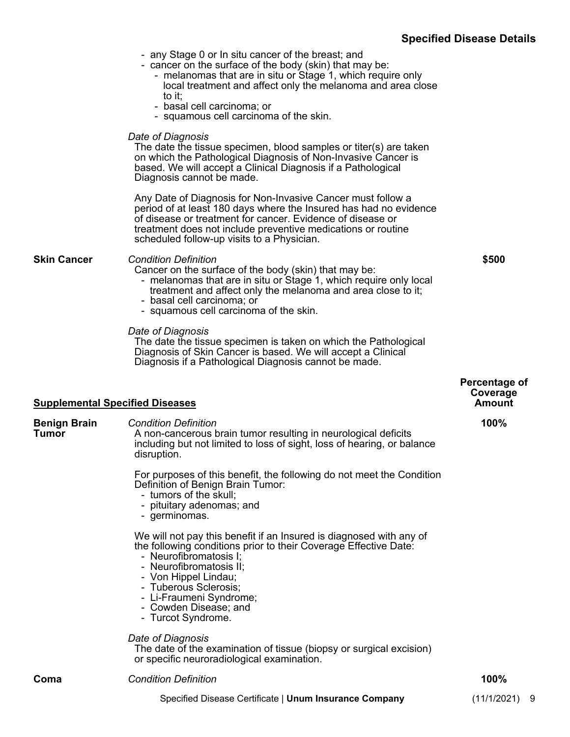- any Stage 0 or In situ cancer of the breast; and
- cancer on the surface of the body (skin) that may be:
  - melanomas that are in situ or Stage 1, which require only local treatment and affect only the melanoma and area close to it;
  - basal cell carcinoma; or
  - squamous cell carcinoma of the skin.

*Date of Diagnosis*
The date the tissue specimen, blood samples or titer(s) are taken on which the Pathological Diagnosis of Non-Invasive Cancer is based. We will accept a Clinical Diagnosis if a Pathological Diagnosis cannot be made.

Any Date of Diagnosis for Non-Invasive Cancer must follow a period of at least 180 days where the Insured has had no evidence of disease or treatment for cancer. Evidence of disease or treatment does not include preventive medications or routine scheduled follow-up visits to a Physician.

**Skin Cancer** — **$500**

*Condition Definition*
Cancer on the surface of the body (skin) that may be:
- melanomas that are in situ or Stage 1, which require only local treatment and affect only the melanoma and area close to it;
- basal cell carcinoma; or
- squamous cell carcinoma of the skin.

*Date of Diagnosis*
The date the tissue specimen is taken on which the Pathological Diagnosis of Skin Cancer is based. We will accept a Clinical Diagnosis if a Pathological Diagnosis cannot be made.

**Supplemental Specified Diseases** — **Percentage of Coverage Amount**

**Benign Brain Tumor** — **100%**

*Condition Definition*
A non-cancerous brain tumor resulting in neurological deficits including but not limited to loss of sight, loss of hearing, or balance disruption.

For purposes of this benefit, the following do not meet the Condition Definition of Benign Brain Tumor:
- tumors of the skull;
- pituitary adenomas; and
- germinomas.

We will not pay this benefit if an Insured is diagnosed with any of the following conditions prior to their Coverage Effective Date:
- Neurofibromatosis I;
- Neurofibromatosis II;
- Von Hippel Lindau;
- Tuberous Sclerosis;
- Li-Fraumeni Syndrome;
- Cowden Disease; and
- Turcot Syndrome.

*Date of Diagnosis*
The date of the examination of tissue (biopsy or surgical excision) or specific neuroradiological examination.

**Coma** — **100%**

*Condition Definition*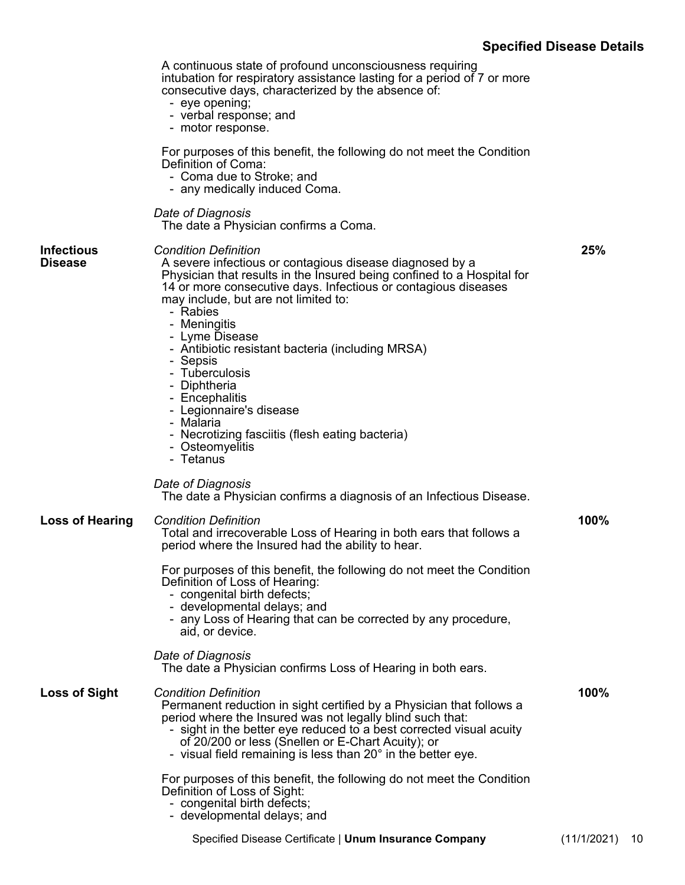## Specified Disease Details

A continuous state of profound unconsciousness requiring intubation for respiratory assistance lasting for a period of 7 or more consecutive days, characterized by the absence of:
- eye opening;
- verbal response; and
- motor response.

For purposes of this benefit, the following do not meet the Condition Definition of Coma:
- Coma due to Stroke; and
- any medically induced Coma.

*Date of Diagnosis*
The date a Physician confirms a Coma.

**Infectious Disease** — **25%**

*Condition Definition*
A severe infectious or contagious disease diagnosed by a Physician that results in the Insured being confined to a Hospital for 14 or more consecutive days. Infectious or contagious diseases may include, but are not limited to:
- Rabies
- Meningitis
- Lyme Disease
- Antibiotic resistant bacteria (including MRSA)
- Sepsis
- Tuberculosis
- Diphtheria
- Encephalitis
- Legionnaire's disease
- Malaria
- Necrotizing fasciitis (flesh eating bacteria)
- Osteomyelitis
- Tetanus

*Date of Diagnosis*
The date a Physician confirms a diagnosis of an Infectious Disease.

**Loss of Hearing** — **100%**

*Condition Definition*
Total and irrecoverable Loss of Hearing in both ears that follows a period where the Insured had the ability to hear.

For purposes of this benefit, the following do not meet the Condition Definition of Loss of Hearing:
- congenital birth defects;
- developmental delays; and
- any Loss of Hearing that can be corrected by any procedure, aid, or device.

*Date of Diagnosis*
The date a Physician confirms Loss of Hearing in both ears.

**Loss of Sight** — **100%**

*Condition Definition*
Permanent reduction in sight certified by a Physician that follows a period where the Insured was not legally blind such that:
- sight in the better eye reduced to a best corrected visual acuity of 20/200 or less (Snellen or E-Chart Acuity); or
- visual field remaining is less than 20° in the better eye.

For purposes of this benefit, the following do not meet the Condition Definition of Loss of Sight:
- congenital birth defects;
- developmental delays; and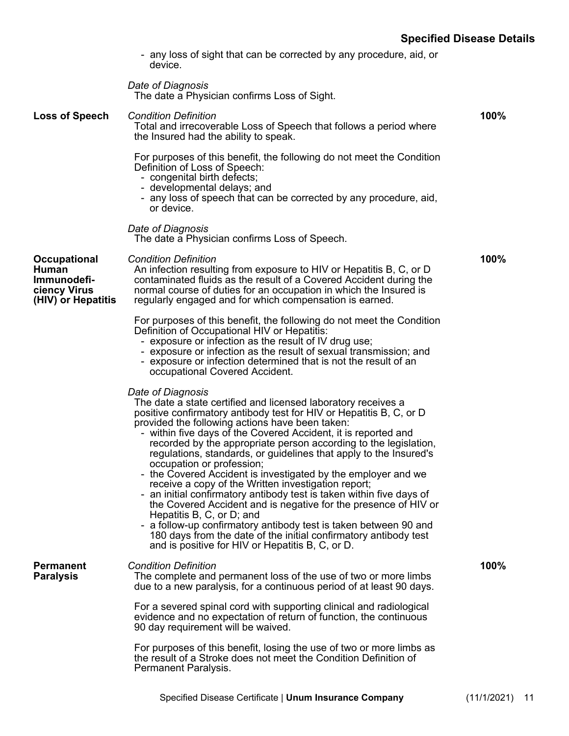- any loss of sight that can be corrected by any procedure, aid, or device.

*Date of Diagnosis*
The date a Physician confirms Loss of Sight.

| | | |
|---|---|---|
| **Loss of Speech** | *Condition Definition*<br>Total and irrecoverable Loss of Speech that follows a period where the Insured had the ability to speak.<br><br>For purposes of this benefit, the following do not meet the Condition Definition of Loss of Speech:<br>- congenital birth defects;<br>- developmental delays; and<br>- any loss of speech that can be corrected by any procedure, aid, or device.<br><br>*Date of Diagnosis*<br>The date a Physician confirms Loss of Speech. | **100%** |
| **Occupational Human Immunodeficiency Virus (HIV) or Hepatitis** | *Condition Definition*<br>An infection resulting from exposure to HIV or Hepatitis B, C, or D contaminated fluids as the result of a Covered Accident during the normal course of duties for an occupation in which the Insured is regularly engaged and for which compensation is earned.<br><br>For purposes of this benefit, the following do not meet the Condition Definition of Occupational HIV or Hepatitis:<br>- exposure or infection as the result of IV drug use;<br>- exposure or infection as the result of sexual transmission; and<br>- exposure or infection determined that is not the result of an occupational Covered Accident.<br><br>*Date of Diagnosis*<br>The date a state certified and licensed laboratory receives a positive confirmatory antibody test for HIV or Hepatitis B, C, or D provided the following actions have been taken:<br>- within five days of the Covered Accident, it is reported and recorded by the appropriate person according to the legislation, regulations, standards, or guidelines that apply to the Insured's occupation or profession;<br>- the Covered Accident is investigated by the employer and we receive a copy of the Written investigation report;<br>- an initial confirmatory antibody test is taken within five days of the Covered Accident and is negative for the presence of HIV or Hepatitis B, C, or D; and<br>- a follow-up confirmatory antibody test is taken between 90 and 180 days from the date of the initial confirmatory antibody test and is positive for HIV or Hepatitis B, C, or D. | **100%** |
| **Permanent Paralysis** | *Condition Definition*<br>The complete and permanent loss of the use of two or more limbs due to a new paralysis, for a continuous period of at least 90 days.<br><br>For a severed spinal cord with supporting clinical and radiological evidence and no expectation of return of function, the continuous 90 day requirement will be waived.<br><br>For purposes of this benefit, losing the use of two or more limbs as the result of a Stroke does not meet the Condition Definition of Permanent Paralysis. | **100%** |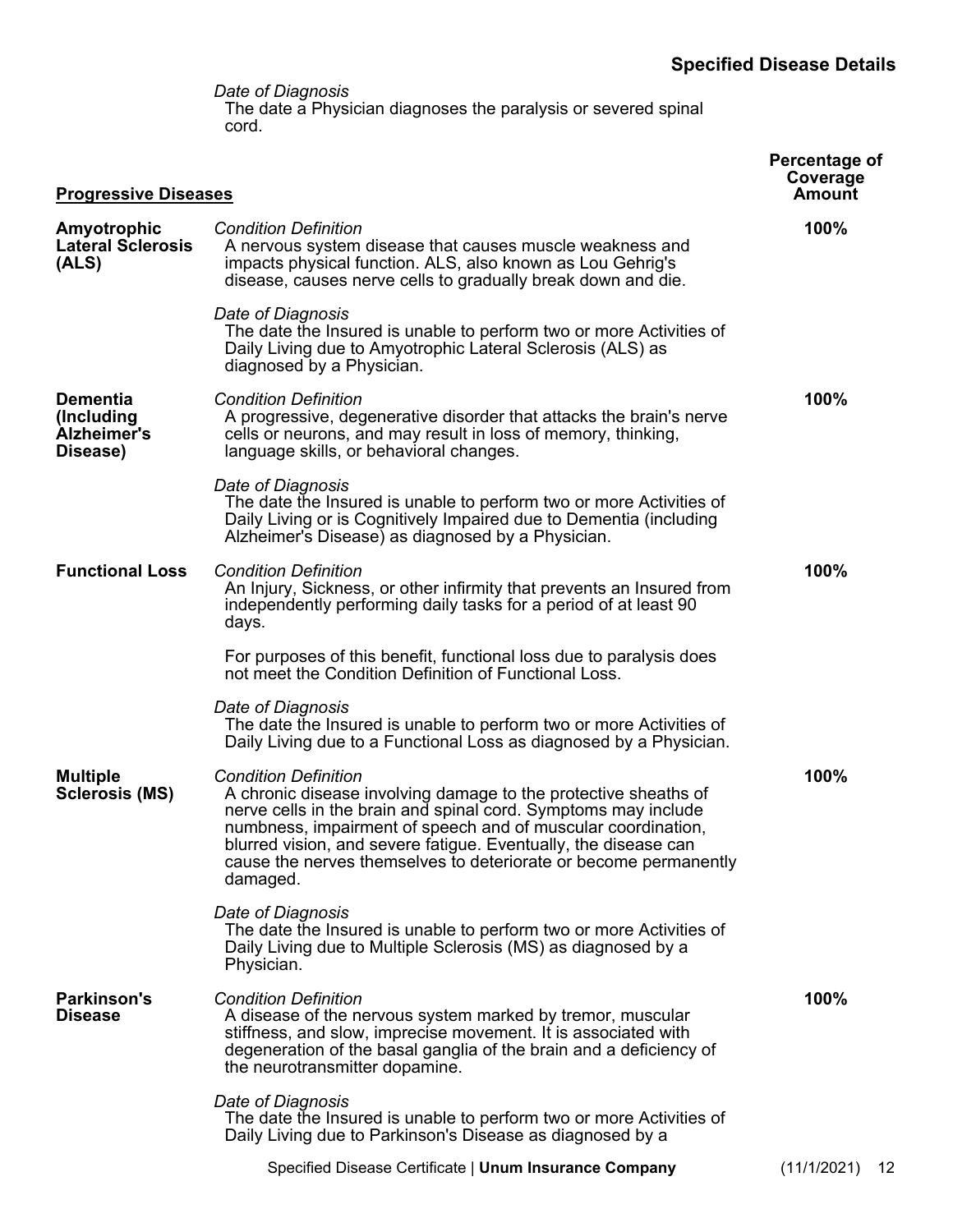*Date of Diagnosis*
The date a Physician diagnoses the paralysis or severed spinal cord.

| **Progressive Diseases** | | **Percentage of Coverage Amount** |
|---|---|---|
| **Amyotrophic Lateral Sclerosis (ALS)** | *Condition Definition*<br>A nervous system disease that causes muscle weakness and impacts physical function. ALS, also known as Lou Gehrig's disease, causes nerve cells to gradually break down and die.<br><br>*Date of Diagnosis*<br>The date the Insured is unable to perform two or more Activities of Daily Living due to Amyotrophic Lateral Sclerosis (ALS) as diagnosed by a Physician. | **100%** |
| **Dementia (Including Alzheimer's Disease)** | *Condition Definition*<br>A progressive, degenerative disorder that attacks the brain's nerve cells or neurons, and may result in loss of memory, thinking, language skills, or behavioral changes.<br><br>*Date of Diagnosis*<br>The date the Insured is unable to perform two or more Activities of Daily Living or is Cognitively Impaired due to Dementia (including Alzheimer's Disease) as diagnosed by a Physician. | **100%** |
| **Functional Loss** | *Condition Definition*<br>An Injury, Sickness, or other infirmity that prevents an Insured from independently performing daily tasks for a period of at least 90 days.<br><br>For purposes of this benefit, functional loss due to paralysis does not meet the Condition Definition of Functional Loss.<br><br>*Date of Diagnosis*<br>The date the Insured is unable to perform two or more Activities of Daily Living due to a Functional Loss as diagnosed by a Physician. | **100%** |
| **Multiple Sclerosis (MS)** | *Condition Definition*<br>A chronic disease involving damage to the protective sheaths of nerve cells in the brain and spinal cord. Symptoms may include numbness, impairment of speech and of muscular coordination, blurred vision, and severe fatigue. Eventually, the disease can cause the nerves themselves to deteriorate or become permanently damaged.<br><br>*Date of Diagnosis*<br>The date the Insured is unable to perform two or more Activities of Daily Living due to Multiple Sclerosis (MS) as diagnosed by a Physician. | **100%** |
| **Parkinson's Disease** | *Condition Definition*<br>A disease of the nervous system marked by tremor, muscular stiffness, and slow, imprecise movement. It is associated with degeneration of the basal ganglia of the brain and a deficiency of the neurotransmitter dopamine.<br><br>*Date of Diagnosis*<br>The date the Insured is unable to perform two or more Activities of Daily Living due to Parkinson's Disease as diagnosed by a | **100%** |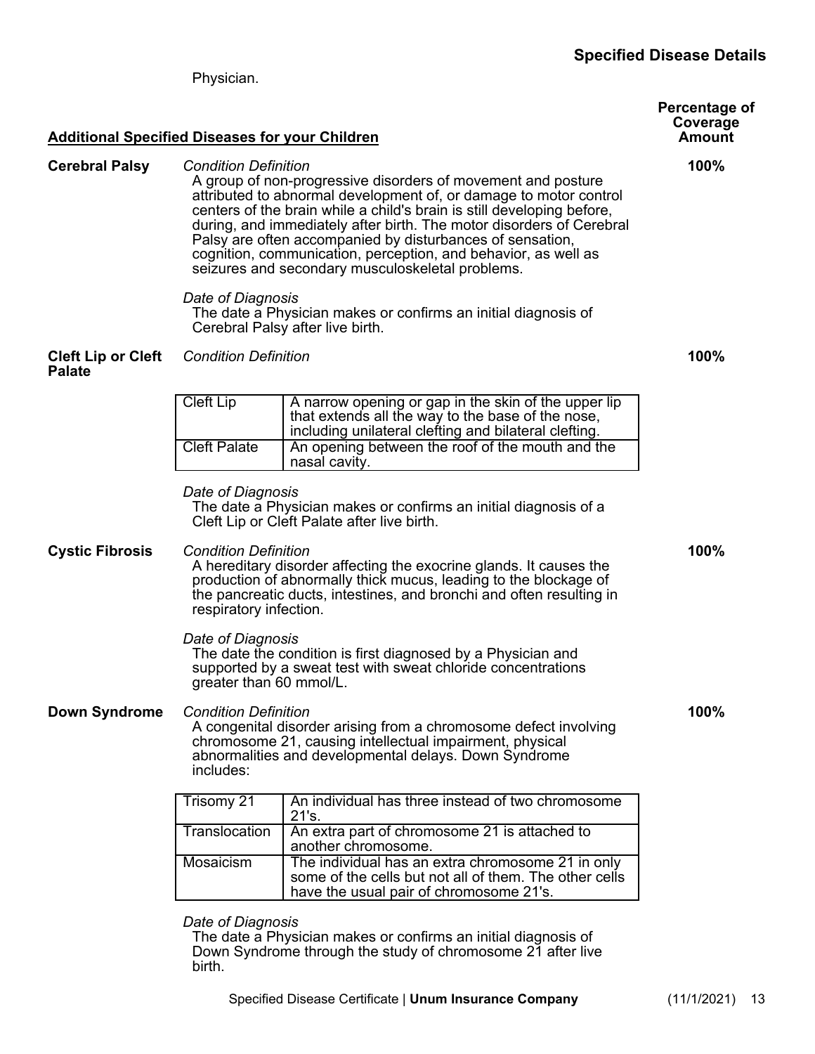Physician.

## Additional Specified Diseases for your Children

**Percentage of Coverage Amount**

**Cerebral Palsy** — **100%**

*Condition Definition*

A group of non-progressive disorders of movement and posture attributed to abnormal development of, or damage to motor control centers of the brain while a child's brain is still developing before, during, and immediately after birth. The motor disorders of Cerebral Palsy are often accompanied by disturbances of sensation, cognition, communication, perception, and behavior, as well as seizures and secondary musculoskeletal problems.

*Date of Diagnosis*

The date a Physician makes or confirms an initial diagnosis of Cerebral Palsy after live birth.

**Cleft Lip or Cleft Palate** — **100%**

*Condition Definition*

| Condition | Definition |
|---|---|
| Cleft Lip | A narrow opening or gap in the skin of the upper lip that extends all the way to the base of the nose, including unilateral clefting and bilateral clefting. |
| Cleft Palate | An opening between the roof of the mouth and the nasal cavity. |

*Date of Diagnosis*

The date a Physician makes or confirms an initial diagnosis of a Cleft Lip or Cleft Palate after live birth.

**Cystic Fibrosis** — **100%**

*Condition Definition*

A hereditary disorder affecting the exocrine glands. It causes the production of abnormally thick mucus, leading to the blockage of the pancreatic ducts, intestines, and bronchi and often resulting in respiratory infection.

*Date of Diagnosis*

The date the condition is first diagnosed by a Physician and supported by a sweat test with sweat chloride concentrations greater than 60 mmol/L.

**Down Syndrome** — **100%**

*Condition Definition*

A congenital disorder arising from a chromosome defect involving chromosome 21, causing intellectual impairment, physical abnormalities and developmental delays. Down Syndrome includes:

| Type | Definition |
|---|---|
| Trisomy 21 | An individual has three instead of two chromosome 21's. |
| Translocation | An extra part of chromosome 21 is attached to another chromosome. |
| Mosaicism | The individual has an extra chromosome 21 in only some of the cells but not all of them. The other cells have the usual pair of chromosome 21's. |

*Date of Diagnosis*

The date a Physician makes or confirms an initial diagnosis of Down Syndrome through the study of chromosome 21 after live birth.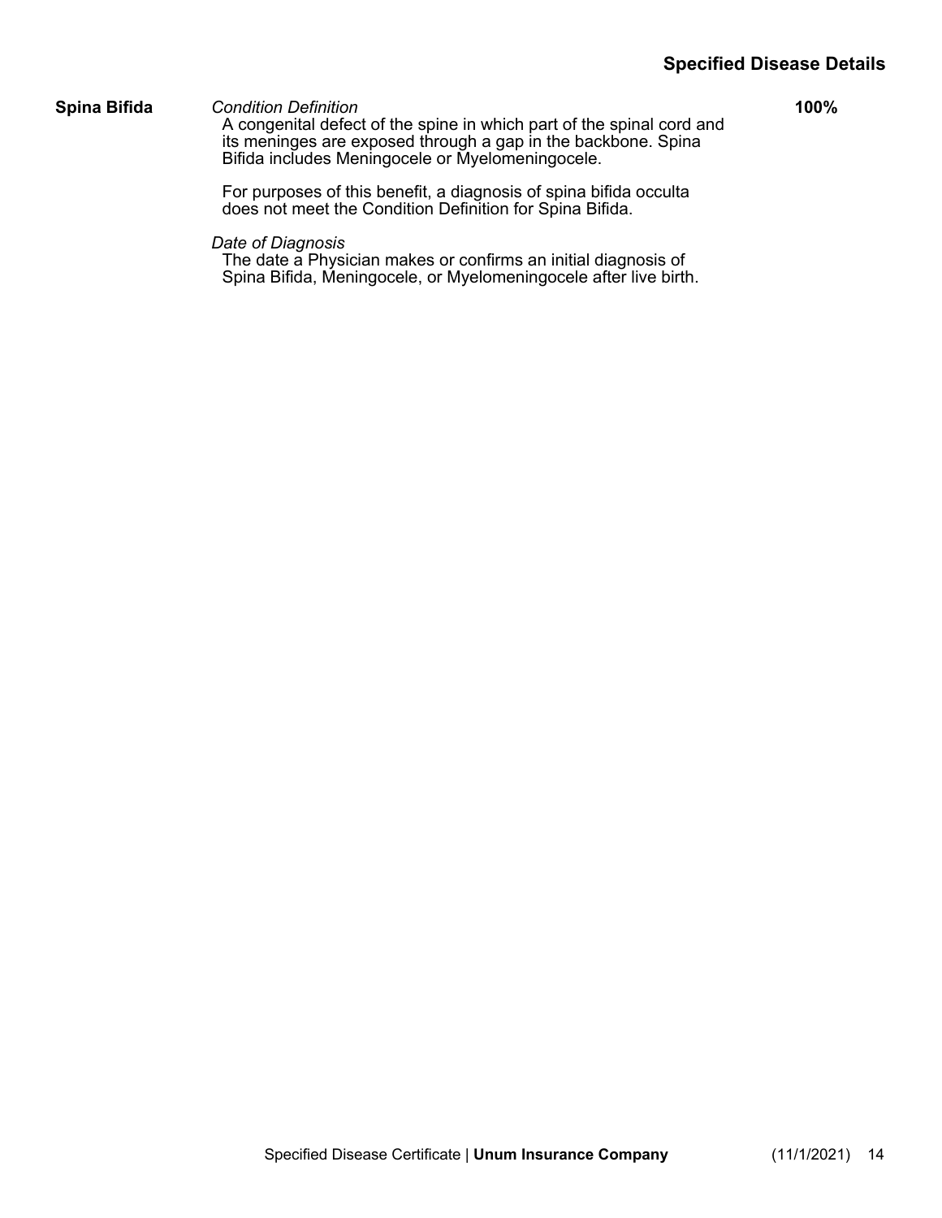## Specified Disease Details

| | | |
|---|---|---|
| **Spina Bifida** | *Condition Definition*<br>A congenital defect of the spine in which part of the spinal cord and its meninges are exposed through a gap in the backbone. Spina Bifida includes Meningocele or Myelomeningocele.<br><br>For purposes of this benefit, a diagnosis of spina bifida occulta does not meet the Condition Definition for Spina Bifida.<br><br>*Date of Diagnosis*<br>The date a Physician makes or confirms an initial diagnosis of Spina Bifida, Meningocele, or Myelomeningocele after live birth. | **100%** |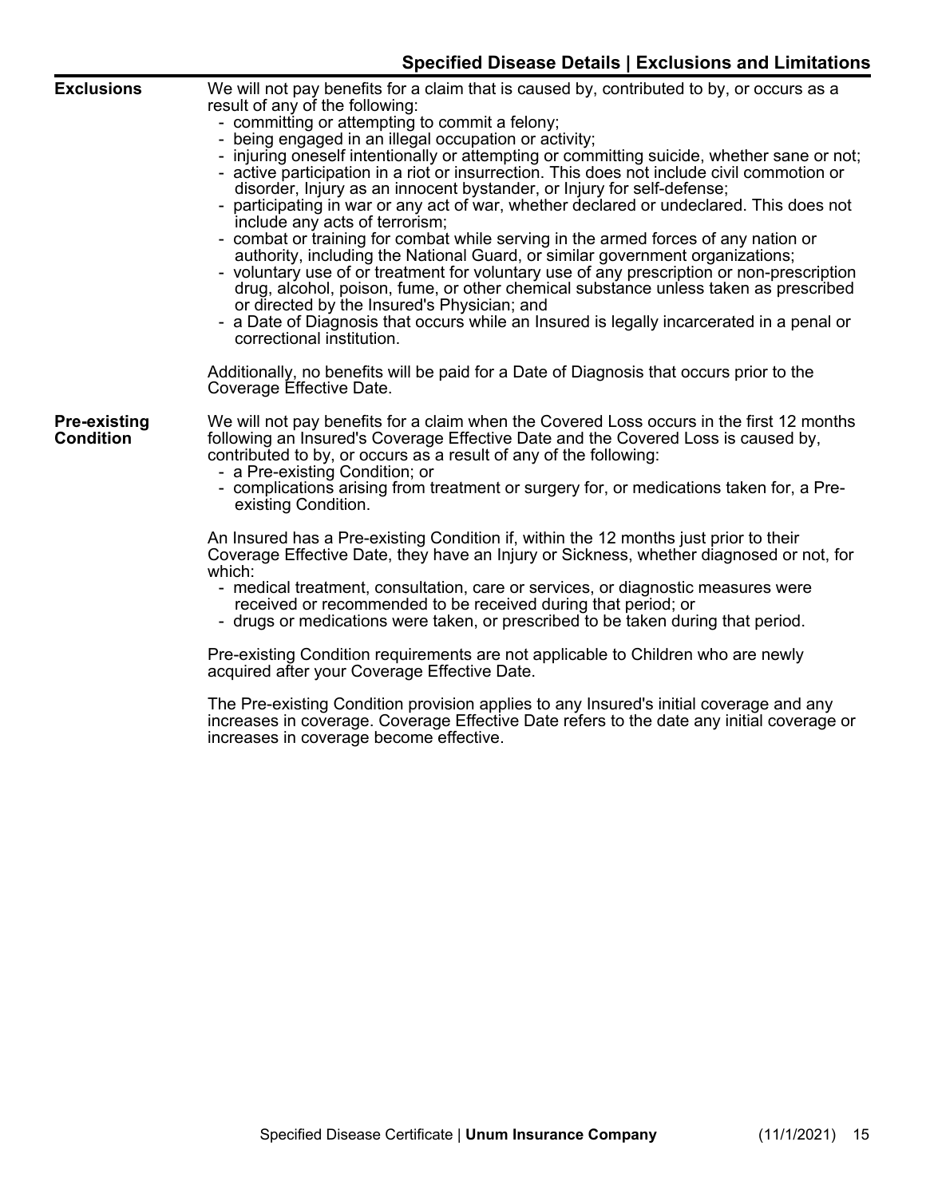## Specified Disease Details | Exclusions and Limitations

**Exclusions**

We will not pay benefits for a claim that is caused by, contributed to by, or occurs as a result of any of the following:

- committing or attempting to commit a felony;
- being engaged in an illegal occupation or activity;
- injuring oneself intentionally or attempting or committing suicide, whether sane or not;
- active participation in a riot or insurrection. This does not include civil commotion or disorder, Injury as an innocent bystander, or Injury for self-defense;
- participating in war or any act of war, whether declared or undeclared. This does not include any acts of terrorism;
- combat or training for combat while serving in the armed forces of any nation or authority, including the National Guard, or similar government organizations;
- voluntary use of or treatment for voluntary use of any prescription or non-prescription drug, alcohol, poison, fume, or other chemical substance unless taken as prescribed or directed by the Insured's Physician; and
- a Date of Diagnosis that occurs while an Insured is legally incarcerated in a penal or correctional institution.

Additionally, no benefits will be paid for a Date of Diagnosis that occurs prior to the Coverage Effective Date.

**Pre-existing Condition**

We will not pay benefits for a claim when the Covered Loss occurs in the first 12 months following an Insured's Coverage Effective Date and the Covered Loss is caused by, contributed to by, or occurs as a result of any of the following:

- a Pre-existing Condition; or
- complications arising from treatment or surgery for, or medications taken for, a Pre-existing Condition.

An Insured has a Pre-existing Condition if, within the 12 months just prior to their Coverage Effective Date, they have an Injury or Sickness, whether diagnosed or not, for which:

- medical treatment, consultation, care or services, or diagnostic measures were received or recommended to be received during that period; or
- drugs or medications were taken, or prescribed to be taken during that period.

Pre-existing Condition requirements are not applicable to Children who are newly acquired after your Coverage Effective Date.

The Pre-existing Condition provision applies to any Insured's initial coverage and any increases in coverage. Coverage Effective Date refers to the date any initial coverage or increases in coverage become effective.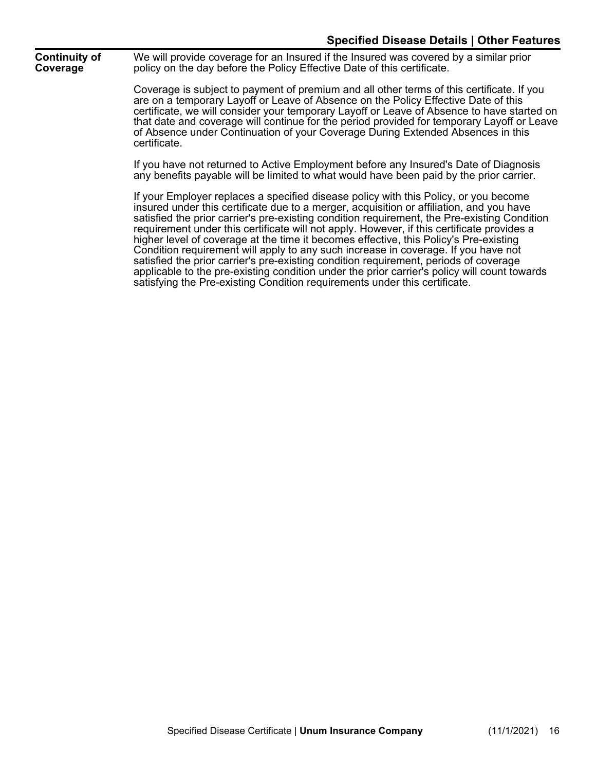## Specified Disease Details | Other Features

**Continuity of Coverage**

We will provide coverage for an Insured if the Insured was covered by a similar prior policy on the day before the Policy Effective Date of this certificate.

Coverage is subject to payment of premium and all other terms of this certificate. If you are on a temporary Layoff or Leave of Absence on the Policy Effective Date of this certificate, we will consider your temporary Layoff or Leave of Absence to have started on that date and coverage will continue for the period provided for temporary Layoff or Leave of Absence under Continuation of your Coverage During Extended Absences in this certificate.

If you have not returned to Active Employment before any Insured's Date of Diagnosis any benefits payable will be limited to what would have been paid by the prior carrier.

If your Employer replaces a specified disease policy with this Policy, or you become insured under this certificate due to a merger, acquisition or affiliation, and you have satisfied the prior carrier's pre-existing condition requirement, the Pre-existing Condition requirement under this certificate will not apply. However, if this certificate provides a higher level of coverage at the time it becomes effective, this Policy's Pre-existing Condition requirement will apply to any such increase in coverage. If you have not satisfied the prior carrier's pre-existing condition requirement, periods of coverage applicable to the pre-existing condition under the prior carrier's policy will count towards satisfying the Pre-existing Condition requirements under this certificate.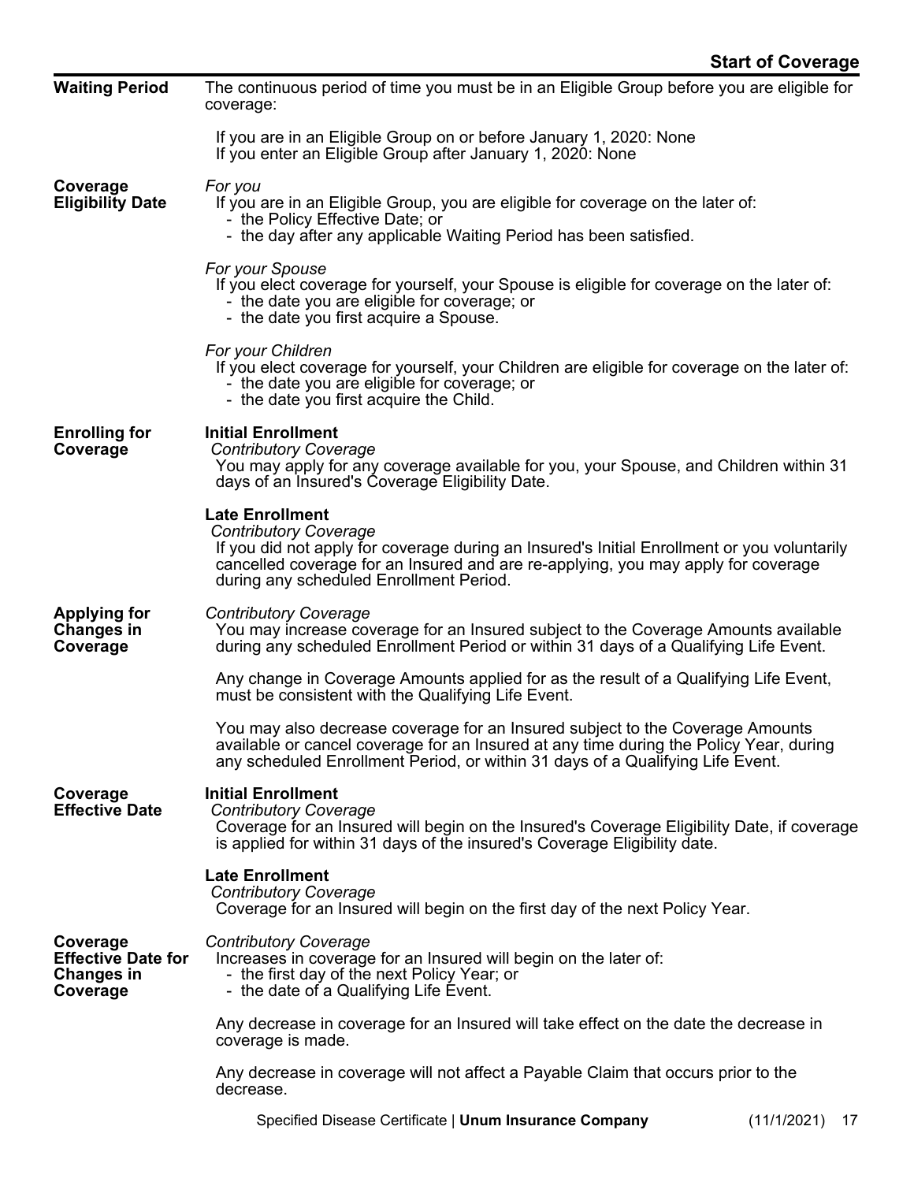## Start of Coverage

**Waiting Period**

The continuous period of time you must be in an Eligible Group before you are eligible for coverage:

If you are in an Eligible Group on or before January 1, 2020: None
If you enter an Eligible Group after January 1, 2020: None

**Coverage Eligibility Date**

*For you*
If you are in an Eligible Group, you are eligible for coverage on the later of:
- the Policy Effective Date; or
- the day after any applicable Waiting Period has been satisfied.

*For your Spouse*
If you elect coverage for yourself, your Spouse is eligible for coverage on the later of:
- the date you are eligible for coverage; or
- the date you first acquire a Spouse.

*For your Children*
If you elect coverage for yourself, your Children are eligible for coverage on the later of:
- the date you are eligible for coverage; or
- the date you first acquire the Child.

**Enrolling for Coverage**

**Initial Enrollment**
*Contributory Coverage*
You may apply for any coverage available for you, your Spouse, and Children within 31 days of an Insured's Coverage Eligibility Date.

**Late Enrollment**
*Contributory Coverage*
If you did not apply for coverage during an Insured's Initial Enrollment or you voluntarily cancelled coverage for an Insured and are re-applying, you may apply for coverage during any scheduled Enrollment Period.

**Applying for Changes in Coverage**

*Contributory Coverage*
You may increase coverage for an Insured subject to the Coverage Amounts available during any scheduled Enrollment Period or within 31 days of a Qualifying Life Event.

Any change in Coverage Amounts applied for as the result of a Qualifying Life Event, must be consistent with the Qualifying Life Event.

You may also decrease coverage for an Insured subject to the Coverage Amounts available or cancel coverage for an Insured at any time during the Policy Year, during any scheduled Enrollment Period, or within 31 days of a Qualifying Life Event.

**Coverage Effective Date**

**Initial Enrollment**
*Contributory Coverage*
Coverage for an Insured will begin on the Insured's Coverage Eligibility Date, if coverage is applied for within 31 days of the insured's Coverage Eligibility date.

**Late Enrollment**
*Contributory Coverage*
Coverage for an Insured will begin on the first day of the next Policy Year.

**Coverage Effective Date for Changes in Coverage**

*Contributory Coverage*
Increases in coverage for an Insured will begin on the later of:
- the first day of the next Policy Year; or
- the date of a Qualifying Life Event.

Any decrease in coverage for an Insured will take effect on the date the decrease in coverage is made.

Any decrease in coverage will not affect a Payable Claim that occurs prior to the decrease.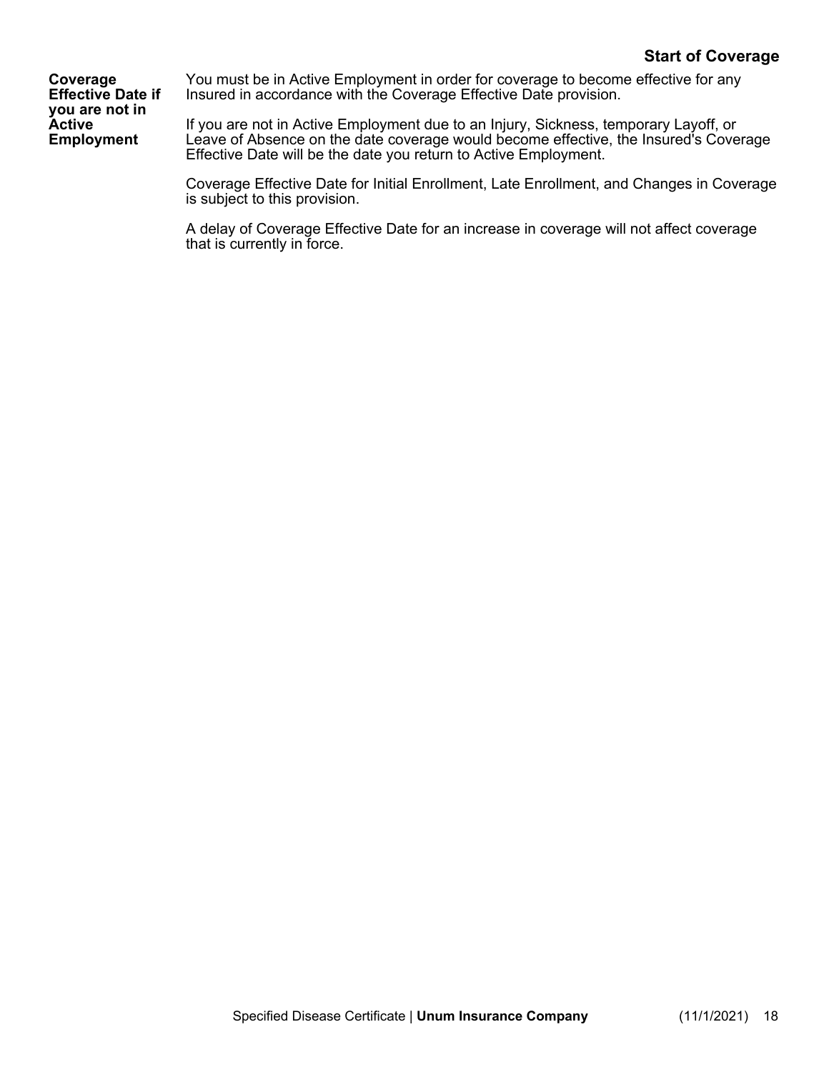## Start of Coverage

**Coverage Effective Date if you are not in Active Employment**

You must be in Active Employment in order for coverage to become effective for any Insured in accordance with the Coverage Effective Date provision.

If you are not in Active Employment due to an Injury, Sickness, temporary Layoff, or Leave of Absence on the date coverage would become effective, the Insured's Coverage Effective Date will be the date you return to Active Employment.

Coverage Effective Date for Initial Enrollment, Late Enrollment, and Changes in Coverage is subject to this provision.

A delay of Coverage Effective Date for an increase in coverage will not affect coverage that is currently in force.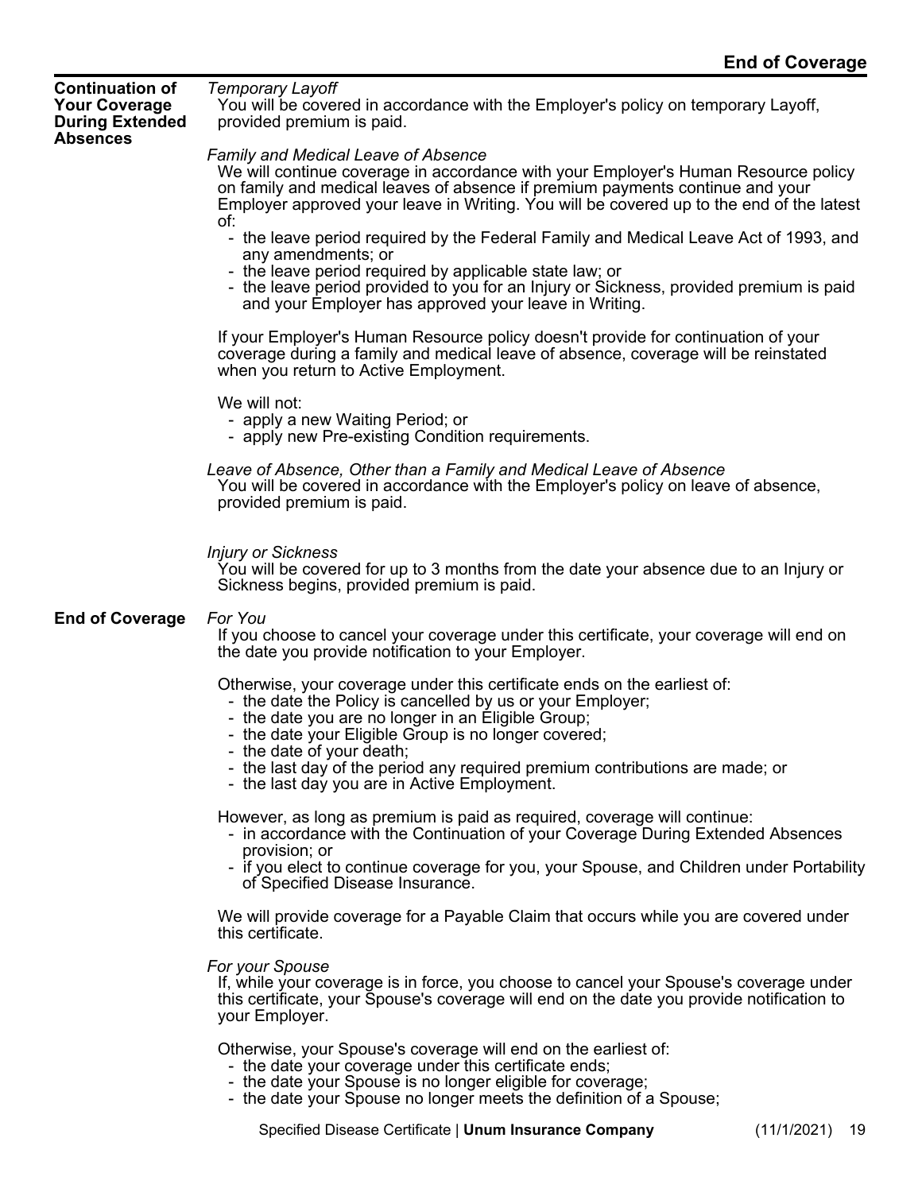## Continuation of Your Coverage During Extended Absences

*Temporary Layoff*

You will be covered in accordance with the Employer's policy on temporary Layoff, provided premium is paid.

*Family and Medical Leave of Absence*

We will continue coverage in accordance with your Employer's Human Resource policy on family and medical leaves of absence if premium payments continue and your Employer approved your leave in Writing. You will be covered up to the end of the latest of:

- the leave period required by the Federal Family and Medical Leave Act of 1993, and any amendments; or
- the leave period required by applicable state law; or
- the leave period provided to you for an Injury or Sickness, provided premium is paid and your Employer has approved your leave in Writing.

If your Employer's Human Resource policy doesn't provide for continuation of your coverage during a family and medical leave of absence, coverage will be reinstated when you return to Active Employment.

We will not:

- apply a new Waiting Period; or
- apply new Pre-existing Condition requirements.

*Leave of Absence, Other than a Family and Medical Leave of Absence*

You will be covered in accordance with the Employer's policy on leave of absence, provided premium is paid.

*Injury or Sickness*

You will be covered for up to 3 months from the date your absence due to an Injury or Sickness begins, provided premium is paid.

## End of Coverage

*For You*

If you choose to cancel your coverage under this certificate, your coverage will end on the date you provide notification to your Employer.

Otherwise, your coverage under this certificate ends on the earliest of:

- the date the Policy is cancelled by us or your Employer;
- the date you are no longer in an Eligible Group;
- the date your Eligible Group is no longer covered;
- the date of your death;
- the last day of the period any required premium contributions are made; or
- the last day you are in Active Employment.

However, as long as premium is paid as required, coverage will continue:

- in accordance with the Continuation of your Coverage During Extended Absences provision; or
- if you elect to continue coverage for you, your Spouse, and Children under Portability of Specified Disease Insurance.

We will provide coverage for a Payable Claim that occurs while you are covered under this certificate.

*For your Spouse*

If, while your coverage is in force, you choose to cancel your Spouse's coverage under this certificate, your Spouse's coverage will end on the date you provide notification to your Employer.

Otherwise, your Spouse's coverage will end on the earliest of:

- the date your coverage under this certificate ends;
- the date your Spouse is no longer eligible for coverage;
- the date your Spouse no longer meets the definition of a Spouse;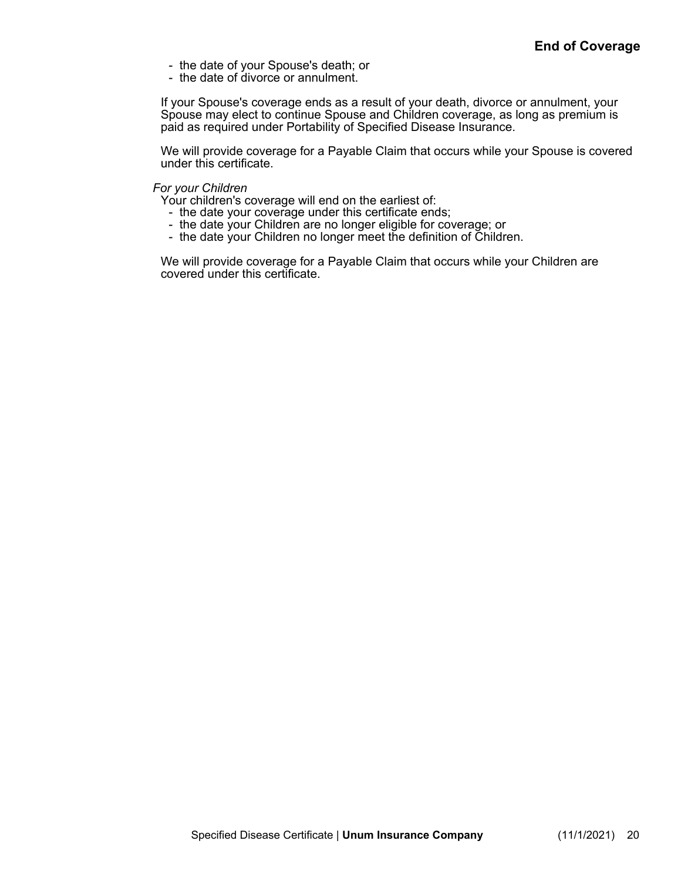- the date of your Spouse's death; or
- the date of divorce or annulment.

If your Spouse's coverage ends as a result of your death, divorce or annulment, your Spouse may elect to continue Spouse and Children coverage, as long as premium is paid as required under Portability of Specified Disease Insurance.

We will provide coverage for a Payable Claim that occurs while your Spouse is covered under this certificate.

*For your Children*

Your children's coverage will end on the earliest of:

- the date your coverage under this certificate ends;
- the date your Children are no longer eligible for coverage; or
- the date your Children no longer meet the definition of Children.

We will provide coverage for a Payable Claim that occurs while your Children are covered under this certificate.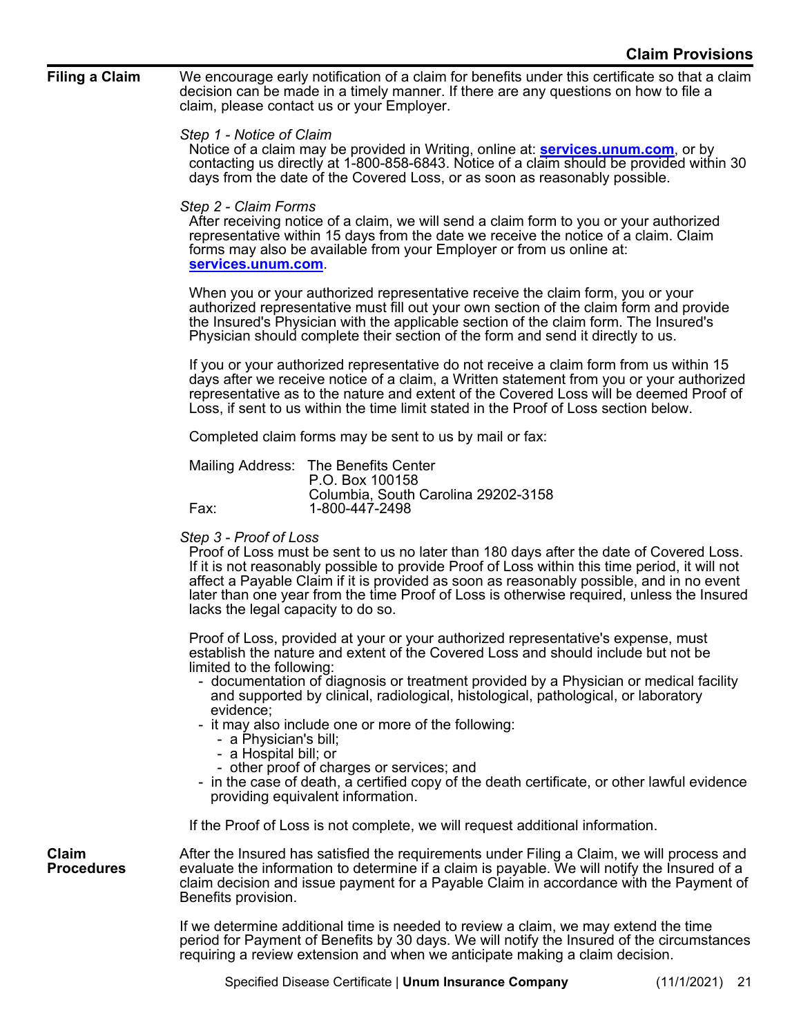# Claim Provisions

## Filing a Claim

We encourage early notification of a claim for benefits under this certificate so that a claim decision can be made in a timely manner. If there are any questions on how to file a claim, please contact us or your Employer.

*Step 1 - Notice of Claim*

Notice of a claim may be provided in Writing, online at: **services.unum.com**, or by contacting us directly at 1-800-858-6843. Notice of a claim should be provided within 30 days from the date of the Covered Loss, or as soon as reasonably possible.

*Step 2 - Claim Forms*

After receiving notice of a claim, we will send a claim form to you or your authorized representative within 15 days from the date we receive the notice of a claim. Claim forms may also be available from your Employer or from us online at: **services.unum.com**.

When you or your authorized representative receive the claim form, you or your authorized representative must fill out your own section of the claim form and provide the Insured's Physician with the applicable section of the claim form. The Insured's Physician should complete their section of the form and send it directly to us.

If you or your authorized representative do not receive a claim form from us within 15 days after we receive notice of a claim, a Written statement from you or your authorized representative as to the nature and extent of the Covered Loss will be deemed Proof of Loss, if sent to us within the time limit stated in the Proof of Loss section below.

Completed claim forms may be sent to us by mail or fax:

Mailing Address: The Benefits Center
P.O. Box 100158
Columbia, South Carolina 29202-3158

Fax: 1-800-447-2498

*Step 3 - Proof of Loss*

Proof of Loss must be sent to us no later than 180 days after the date of Covered Loss. If it is not reasonably possible to provide Proof of Loss within this time period, it will not affect a Payable Claim if it is provided as soon as reasonably possible, and in no event later than one year from the time Proof of Loss is otherwise required, unless the Insured lacks the legal capacity to do so.

Proof of Loss, provided at your or your authorized representative's expense, must establish the nature and extent of the Covered Loss and should include but not be limited to the following:

- documentation of diagnosis or treatment provided by a Physician or medical facility and supported by clinical, radiological, histological, pathological, or laboratory evidence;
- it may also include one or more of the following:
  - a Physician's bill;
  - a Hospital bill; or
  - other proof of charges or services; and
- in the case of death, a certified copy of the death certificate, or other lawful evidence providing equivalent information.

If the Proof of Loss is not complete, we will request additional information.

## Claim Procedures

After the Insured has satisfied the requirements under Filing a Claim, we will process and evaluate the information to determine if a claim is payable. We will notify the Insured of a claim decision and issue payment for a Payable Claim in accordance with the Payment of Benefits provision.

If we determine additional time is needed to review a claim, we may extend the time period for Payment of Benefits by 30 days. We will notify the Insured of the circumstances requiring a review extension and when we anticipate making a claim decision.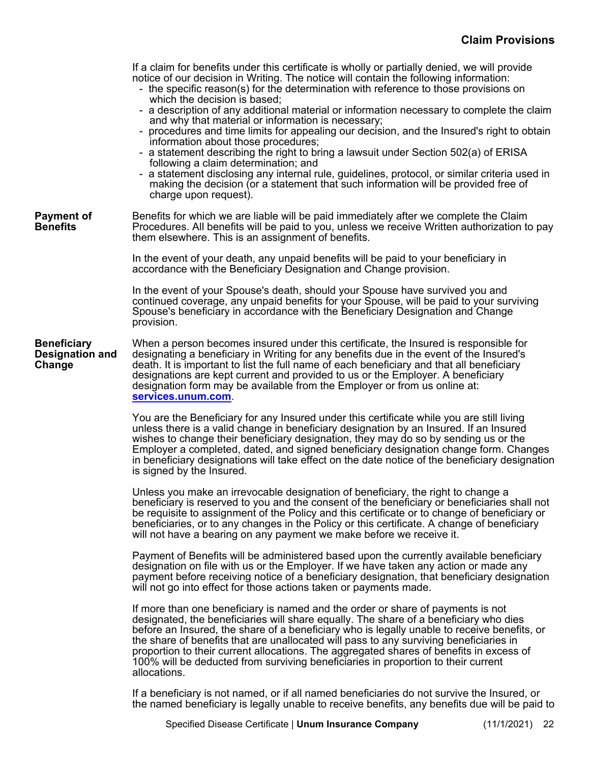If a claim for benefits under this certificate is wholly or partially denied, we will provide notice of our decision in Writing. The notice will contain the following information:

- the specific reason(s) for the determination with reference to those provisions on which the decision is based;
- a description of any additional material or information necessary to complete the claim and why that material or information is necessary;
- procedures and time limits for appealing our decision, and the Insured's right to obtain information about those procedures;
- a statement describing the right to bring a lawsuit under Section 502(a) of ERISA following a claim determination; and
- a statement disclosing any internal rule, guidelines, protocol, or similar criteria used in making the decision (or a statement that such information will be provided free of charge upon request).

**Payment of Benefits**

Benefits for which we are liable will be paid immediately after we complete the Claim Procedures. All benefits will be paid to you, unless we receive Written authorization to pay them elsewhere. This is an assignment of benefits.

In the event of your death, any unpaid benefits will be paid to your beneficiary in accordance with the Beneficiary Designation and Change provision.

In the event of your Spouse's death, should your Spouse have survived you and continued coverage, any unpaid benefits for your Spouse, will be paid to your surviving Spouse's beneficiary in accordance with the Beneficiary Designation and Change provision.

**Beneficiary Designation and Change**

When a person becomes insured under this certificate, the Insured is responsible for designating a beneficiary in Writing for any benefits due in the event of the Insured's death. It is important to list the full name of each beneficiary and that all beneficiary designations are kept current and provided to us or the Employer. A beneficiary designation form may be available from the Employer or from us online at: **services.unum.com**.

You are the Beneficiary for any Insured under this certificate while you are still living unless there is a valid change in beneficiary designation by an Insured. If an Insured wishes to change their beneficiary designation, they may do so by sending us or the Employer a completed, dated, and signed beneficiary designation change form. Changes in beneficiary designations will take effect on the date notice of the beneficiary designation is signed by the Insured.

Unless you make an irrevocable designation of beneficiary, the right to change a beneficiary is reserved to you and the consent of the beneficiary or beneficiaries shall not be requisite to assignment of the Policy and this certificate or to change of beneficiary or beneficiaries, or to any changes in the Policy or this certificate. A change of beneficiary will not have a bearing on any payment we make before we receive it.

Payment of Benefits will be administered based upon the currently available beneficiary designation on file with us or the Employer. If we have taken any action or made any payment before receiving notice of a beneficiary designation, that beneficiary designation will not go into effect for those actions taken or payments made.

If more than one beneficiary is named and the order or share of payments is not designated, the beneficiaries will share equally. The share of a beneficiary who dies before an Insured, the share of a beneficiary who is legally unable to receive benefits, or the share of benefits that are unallocated will pass to any surviving beneficiaries in proportion to their current allocations. The aggregated shares of benefits in excess of 100% will be deducted from surviving beneficiaries in proportion to their current allocations.

If a beneficiary is not named, or if all named beneficiaries do not survive the Insured, or the named beneficiary is legally unable to receive benefits, any benefits due will be paid to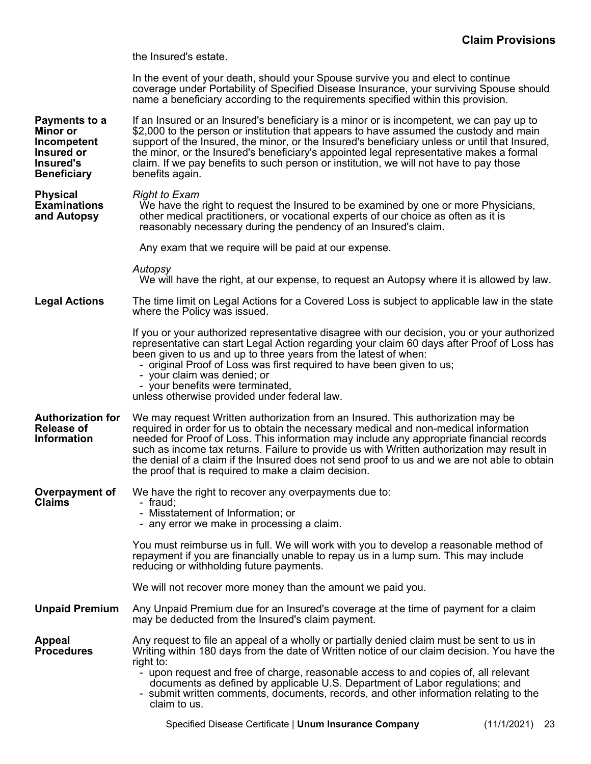the Insured's estate.

In the event of your death, should your Spouse survive you and elect to continue coverage under Portability of Specified Disease Insurance, your surviving Spouse should name a beneficiary according to the requirements specified within this provision.

**Payments to a Minor or Incompetent Insured or Insured's Beneficiary**

If an Insured or an Insured's beneficiary is a minor or is incompetent, we can pay up to $2,000 to the person or institution that appears to have assumed the custody and main support of the Insured, the minor, or the Insured's beneficiary unless or until that Insured, the minor, or the Insured's beneficiary's appointed legal representative makes a formal claim. If we pay benefits to such person or institution, we will not have to pay those benefits again.

**Physical Examinations and Autopsy**

*Right to Exam*

We have the right to request the Insured to be examined by one or more Physicians, other medical practitioners, or vocational experts of our choice as often as it is reasonably necessary during the pendency of an Insured's claim.

Any exam that we require will be paid at our expense.

*Autopsy*

We will have the right, at our expense, to request an Autopsy where it is allowed by law.

**Legal Actions**

The time limit on Legal Actions for a Covered Loss is subject to applicable law in the state where the Policy was issued.

If you or your authorized representative disagree with our decision, you or your authorized representative can start Legal Action regarding your claim 60 days after Proof of Loss has been given to us and up to three years from the latest of when:

- original Proof of Loss was first required to have been given to us;
- your claim was denied; or
- your benefits were terminated,

unless otherwise provided under federal law.

**Authorization for Release of Information**

We may request Written authorization from an Insured. This authorization may be required in order for us to obtain the necessary medical and non-medical information needed for Proof of Loss. This information may include any appropriate financial records such as income tax returns. Failure to provide us with Written authorization may result in the denial of a claim if the Insured does not send proof to us and we are not able to obtain the proof that is required to make a claim decision.

**Overpayment of Claims**

We have the right to recover any overpayments due to:

- fraud;
- Misstatement of Information; or
- any error we make in processing a claim.

You must reimburse us in full. We will work with you to develop a reasonable method of repayment if you are financially unable to repay us in a lump sum. This may include reducing or withholding future payments.

We will not recover more money than the amount we paid you.

**Unpaid Premium**

Any Unpaid Premium due for an Insured's coverage at the time of payment for a claim may be deducted from the Insured's claim payment.

**Appeal Procedures**

Any request to file an appeal of a wholly or partially denied claim must be sent to us in Writing within 180 days from the date of Written notice of our claim decision. You have the right to:

- upon request and free of charge, reasonable access to and copies of, all relevant documents as defined by applicable U.S. Department of Labor regulations; and
- submit written comments, documents, records, and other information relating to the claim to us.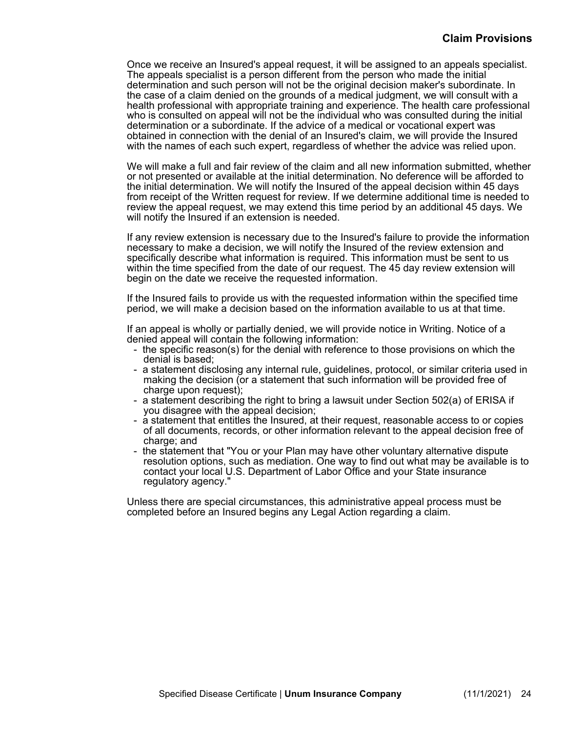Once we receive an Insured's appeal request, it will be assigned to an appeals specialist. The appeals specialist is a person different from the person who made the initial determination and such person will not be the original decision maker's subordinate. In the case of a claim denied on the grounds of a medical judgment, we will consult with a health professional with appropriate training and experience. The health care professional who is consulted on appeal will not be the individual who was consulted during the initial determination or a subordinate. If the advice of a medical or vocational expert was obtained in connection with the denial of an Insured's claim, we will provide the Insured with the names of each such expert, regardless of whether the advice was relied upon.

We will make a full and fair review of the claim and all new information submitted, whether or not presented or available at the initial determination. No deference will be afforded to the initial determination. We will notify the Insured of the appeal decision within 45 days from receipt of the Written request for review. If we determine additional time is needed to review the appeal request, we may extend this time period by an additional 45 days. We will notify the Insured if an extension is needed.

If any review extension is necessary due to the Insured's failure to provide the information necessary to make a decision, we will notify the Insured of the review extension and specifically describe what information is required. This information must be sent to us within the time specified from the date of our request. The 45 day review extension will begin on the date we receive the requested information.

If the Insured fails to provide us with the requested information within the specified time period, we will make a decision based on the information available to us at that time.

If an appeal is wholly or partially denied, we will provide notice in Writing. Notice of a denied appeal will contain the following information:

- the specific reason(s) for the denial with reference to those provisions on which the denial is based;
- a statement disclosing any internal rule, guidelines, protocol, or similar criteria used in making the decision (or a statement that such information will be provided free of charge upon request);
- a statement describing the right to bring a lawsuit under Section 502(a) of ERISA if you disagree with the appeal decision;
- a statement that entitles the Insured, at their request, reasonable access to or copies of all documents, records, or other information relevant to the appeal decision free of charge; and
- the statement that "You or your Plan may have other voluntary alternative dispute resolution options, such as mediation. One way to find out what may be available is to contact your local U.S. Department of Labor Office and your State insurance regulatory agency."

Unless there are special circumstances, this administrative appeal process must be completed before an Insured begins any Legal Action regarding a claim.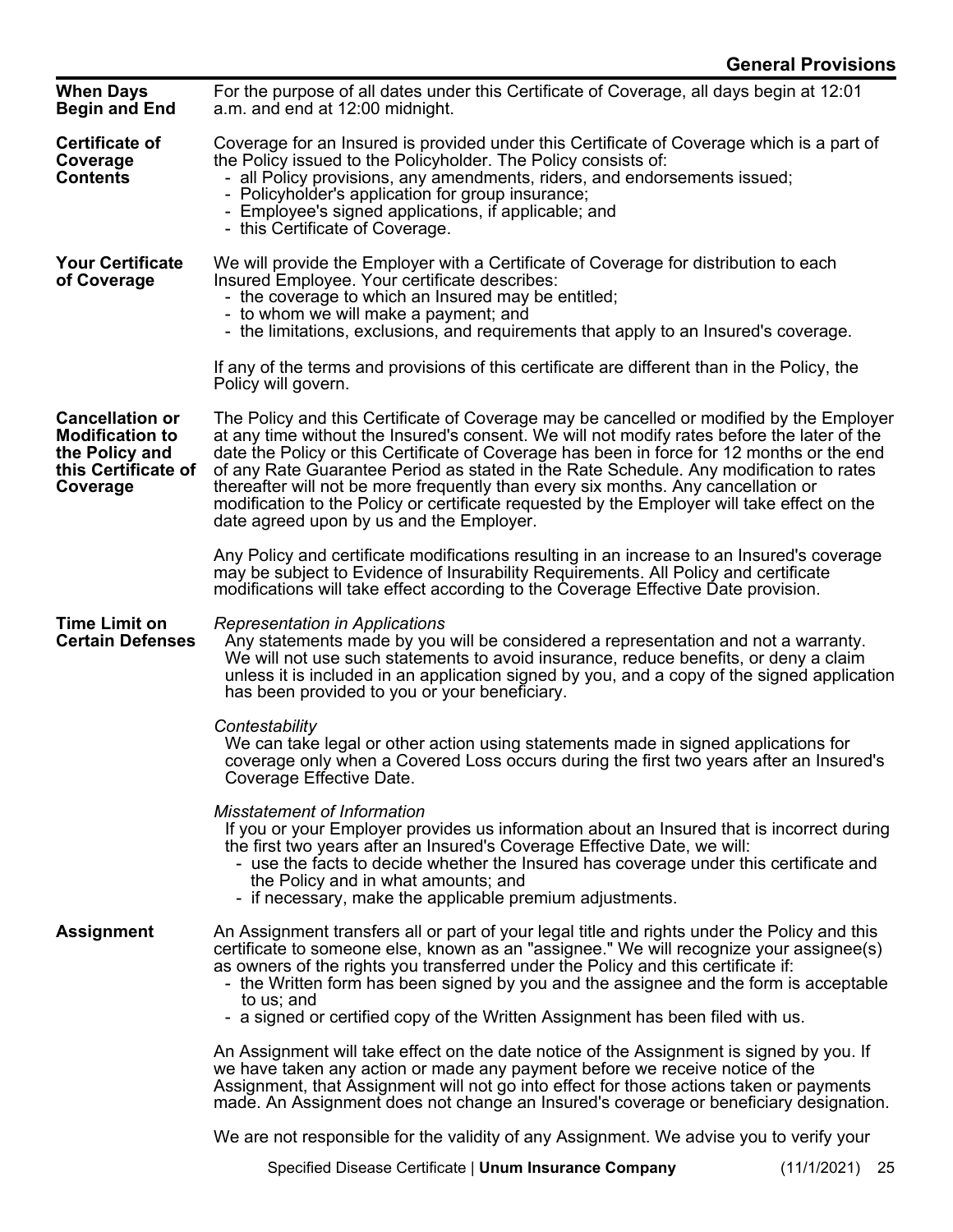## General Provisions

**When Days Begin and End**

For the purpose of all dates under this Certificate of Coverage, all days begin at 12:01 a.m. and end at 12:00 midnight.

**Certificate of Coverage Contents**

Coverage for an Insured is provided under this Certificate of Coverage which is a part of the Policy issued to the Policyholder. The Policy consists of:

- all Policy provisions, any amendments, riders, and endorsements issued;
- Policyholder's application for group insurance;
- Employee's signed applications, if applicable; and
- this Certificate of Coverage.

**Your Certificate of Coverage**

We will provide the Employer with a Certificate of Coverage for distribution to each Insured Employee. Your certificate describes:

- the coverage to which an Insured may be entitled;
- to whom we will make a payment; and
- the limitations, exclusions, and requirements that apply to an Insured's coverage.

If any of the terms and provisions of this certificate are different than in the Policy, the Policy will govern.

**Cancellation or Modification to the Policy and this Certificate of Coverage**

The Policy and this Certificate of Coverage may be cancelled or modified by the Employer at any time without the Insured's consent. We will not modify rates before the later of the date the Policy or this Certificate of Coverage has been in force for 12 months or the end of any Rate Guarantee Period as stated in the Rate Schedule. Any modification to rates thereafter will not be more frequently than every six months. Any cancellation or modification to the Policy or certificate requested by the Employer will take effect on the date agreed upon by us and the Employer.

Any Policy and certificate modifications resulting in an increase to an Insured's coverage may be subject to Evidence of Insurability Requirements. All Policy and certificate modifications will take effect according to the Coverage Effective Date provision.

**Time Limit on Certain Defenses**

*Representation in Applications*

Any statements made by you will be considered a representation and not a warranty. We will not use such statements to avoid insurance, reduce benefits, or deny a claim unless it is included in an application signed by you, and a copy of the signed application has been provided to you or your beneficiary.

*Contestability*

We can take legal or other action using statements made in signed applications for coverage only when a Covered Loss occurs during the first two years after an Insured's Coverage Effective Date.

*Misstatement of Information*

If you or your Employer provides us information about an Insured that is incorrect during the first two years after an Insured's Coverage Effective Date, we will:

- use the facts to decide whether the Insured has coverage under this certificate and the Policy and in what amounts; and
- if necessary, make the applicable premium adjustments.

**Assignment**

An Assignment transfers all or part of your legal title and rights under the Policy and this certificate to someone else, known as an "assignee." We will recognize your assignee(s) as owners of the rights you transferred under the Policy and this certificate if:

- the Written form has been signed by you and the assignee and the form is acceptable to us; and
- a signed or certified copy of the Written Assignment has been filed with us.

An Assignment will take effect on the date notice of the Assignment is signed by you. If we have taken any action or made any payment before we receive notice of the Assignment, that Assignment will not go into effect for those actions taken or payments made. An Assignment does not change an Insured's coverage or beneficiary designation.

We are not responsible for the validity of any Assignment. We advise you to verify your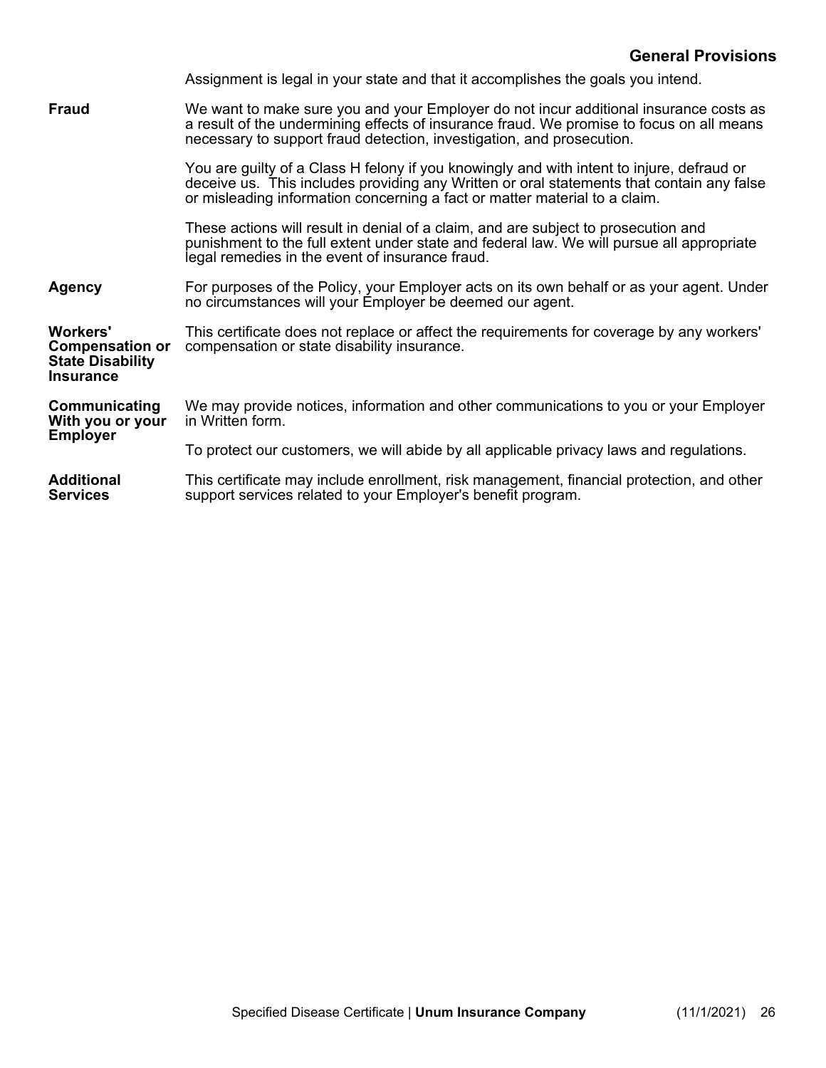Assignment is legal in your state and that it accomplishes the goals you intend.

**Fraud**

We want to make sure you and your Employer do not incur additional insurance costs as a result of the undermining effects of insurance fraud. We promise to focus on all means necessary to support fraud detection, investigation, and prosecution.

You are guilty of a Class H felony if you knowingly and with intent to injure, defraud or deceive us. This includes providing any Written or oral statements that contain any false or misleading information concerning a fact or matter material to a claim.

These actions will result in denial of a claim, and are subject to prosecution and punishment to the full extent under state and federal law. We will pursue all appropriate legal remedies in the event of insurance fraud.

**Agency**

For purposes of the Policy, your Employer acts on its own behalf or as your agent. Under no circumstances will your Employer be deemed our agent.

**Workers' Compensation or State Disability Insurance**

This certificate does not replace or affect the requirements for coverage by any workers' compensation or state disability insurance.

**Communicating With you or your Employer**

We may provide notices, information and other communications to you or your Employer in Written form.

To protect our customers, we will abide by all applicable privacy laws and regulations.

**Additional Services**

This certificate may include enrollment, risk management, financial protection, and other support services related to your Employer's benefit program.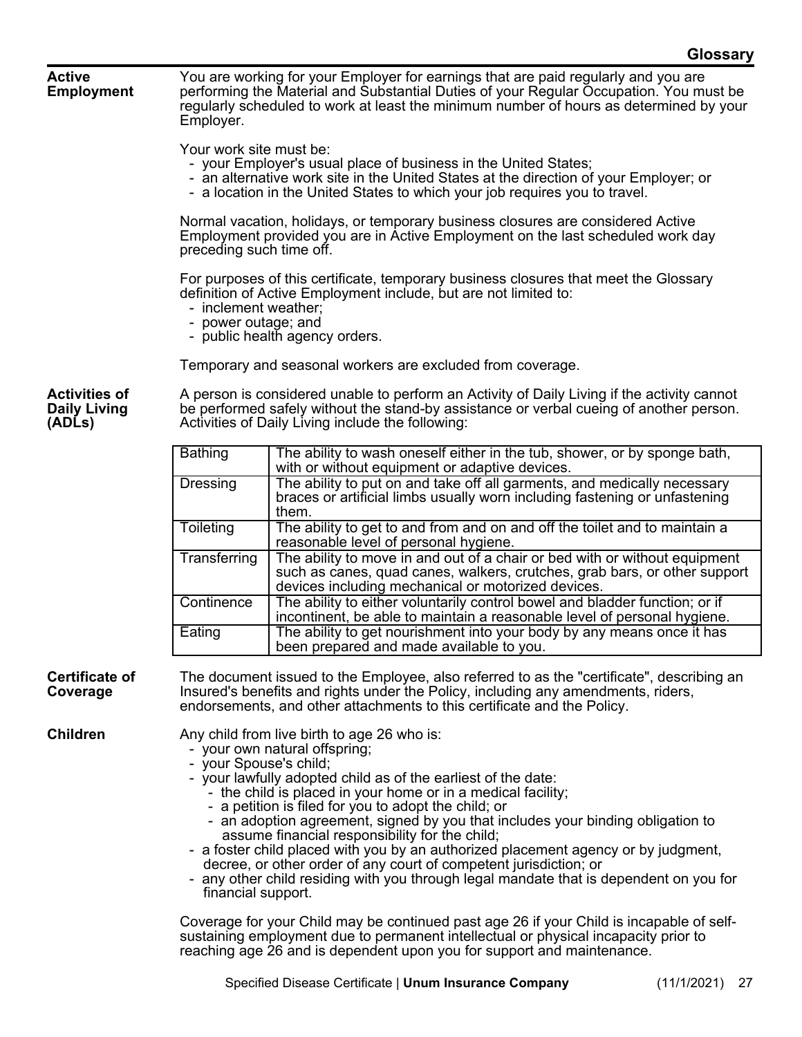# Glossary

**Active Employment**

You are working for your Employer for earnings that are paid regularly and you are performing the Material and Substantial Duties of your Regular Occupation. You must be regularly scheduled to work at least the minimum number of hours as determined by your Employer.

Your work site must be:
- your Employer's usual place of business in the United States;
- an alternative work site in the United States at the direction of your Employer; or
- a location in the United States to which your job requires you to travel.

Normal vacation, holidays, or temporary business closures are considered Active Employment provided you are in Active Employment on the last scheduled work day preceding such time off.

For purposes of this certificate, temporary business closures that meet the Glossary definition of Active Employment include, but are not limited to:
- inclement weather;
- power outage; and
- public health agency orders.

Temporary and seasonal workers are excluded from coverage.

**Activities of Daily Living (ADLs)**

A person is considered unable to perform an Activity of Daily Living if the activity cannot be performed safely without the stand-by assistance or verbal cueing of another person. Activities of Daily Living include the following:

| | |
|---|---|
| Bathing | The ability to wash oneself either in the tub, shower, or by sponge bath, with or without equipment or adaptive devices. |
| Dressing | The ability to put on and take off all garments, and medically necessary braces or artificial limbs usually worn including fastening or unfastening them. |
| Toileting | The ability to get to and from and on and off the toilet and to maintain a reasonable level of personal hygiene. |
| Transferring | The ability to move in and out of a chair or bed with or without equipment such as canes, quad canes, walkers, crutches, grab bars, or other support devices including mechanical or motorized devices. |
| Continence | The ability to either voluntarily control bowel and bladder function; or if incontinent, be able to maintain a reasonable level of personal hygiene. |
| Eating | The ability to get nourishment into your body by any means once it has been prepared and made available to you. |

**Certificate of Coverage**

The document issued to the Employee, also referred to as the "certificate", describing an Insured's benefits and rights under the Policy, including any amendments, riders, endorsements, and other attachments to this certificate and the Policy.

**Children**

Any child from live birth to age 26 who is:
- your own natural offspring;
- your Spouse's child;
- your lawfully adopted child as of the earliest of the date:
  - the child is placed in your home or in a medical facility;
  - a petition is filed for you to adopt the child; or
  - an adoption agreement, signed by you that includes your binding obligation to assume financial responsibility for the child;
- a foster child placed with you by an authorized placement agency or by judgment, decree, or other order of any court of competent jurisdiction; or
- any other child residing with you through legal mandate that is dependent on you for financial support.

Coverage for your Child may be continued past age 26 if your Child is incapable of self-sustaining employment due to permanent intellectual or physical incapacity prior to reaching age 26 and is dependent upon you for support and maintenance.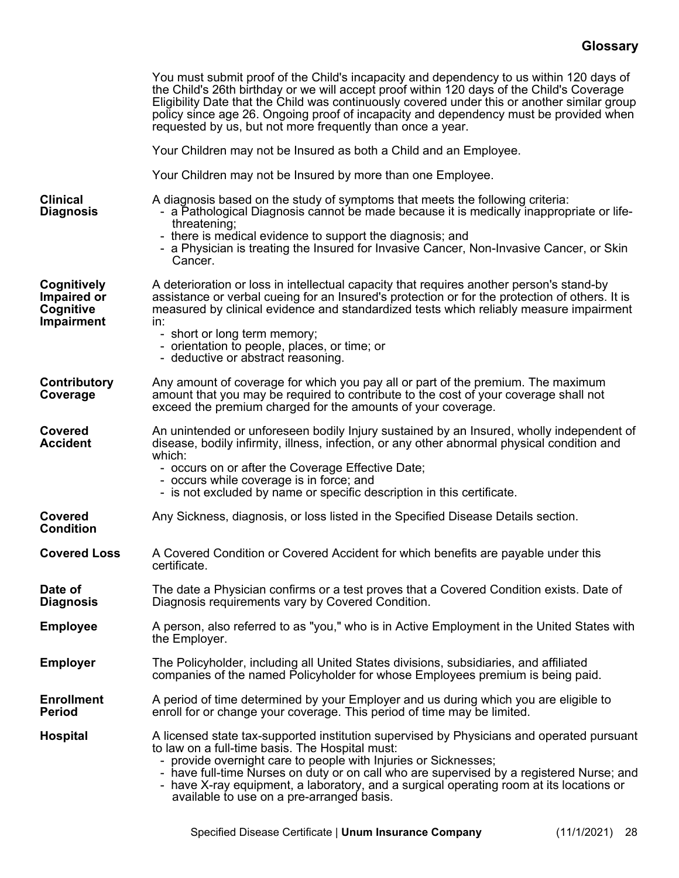## Glossary

You must submit proof of the Child's incapacity and dependency to us within 120 days of the Child's 26th birthday or we will accept proof within 120 days of the Child's Coverage Eligibility Date that the Child was continuously covered under this or another similar group policy since age 26. Ongoing proof of incapacity and dependency must be provided when requested by us, but not more frequently than once a year.

Your Children may not be Insured as both a Child and an Employee.

Your Children may not be Insured by more than one Employee.

**Clinical Diagnosis**

A diagnosis based on the study of symptoms that meets the following criteria:
- a Pathological Diagnosis cannot be made because it is medically inappropriate or life-threatening;
- there is medical evidence to support the diagnosis; and
- a Physician is treating the Insured for Invasive Cancer, Non-Invasive Cancer, or Skin Cancer.

**Cognitively Impaired or Cognitive Impairment**

A deterioration or loss in intellectual capacity that requires another person's stand-by assistance or verbal cueing for an Insured's protection or for the protection of others. It is measured by clinical evidence and standardized tests which reliably measure impairment in:
- short or long term memory;
- orientation to people, places, or time; or
- deductive or abstract reasoning.

**Contributory Coverage**

Any amount of coverage for which you pay all or part of the premium. The maximum amount that you may be required to contribute to the cost of your coverage shall not exceed the premium charged for the amounts of your coverage.

**Covered Accident**

An unintended or unforeseen bodily Injury sustained by an Insured, wholly independent of disease, bodily infirmity, illness, infection, or any other abnormal physical condition and which:
- occurs on or after the Coverage Effective Date;
- occurs while coverage is in force; and
- is not excluded by name or specific description in this certificate.

**Covered Condition**

Any Sickness, diagnosis, or loss listed in the Specified Disease Details section.

**Covered Loss**

A Covered Condition or Covered Accident for which benefits are payable under this certificate.

**Date of Diagnosis**

The date a Physician confirms or a test proves that a Covered Condition exists. Date of Diagnosis requirements vary by Covered Condition.

**Employee**

A person, also referred to as "you," who is in Active Employment in the United States with the Employer.

**Employer**

The Policyholder, including all United States divisions, subsidiaries, and affiliated companies of the named Policyholder for whose Employees premium is being paid.

**Enrollment Period**

A period of time determined by your Employer and us during which you are eligible to enroll for or change your coverage. This period of time may be limited.

**Hospital**

A licensed state tax-supported institution supervised by Physicians and operated pursuant to law on a full-time basis. The Hospital must:
- provide overnight care to people with Injuries or Sicknesses;
- have full-time Nurses on duty or on call who are supervised by a registered Nurse; and
- have X-ray equipment, a laboratory, and a surgical operating room at its locations or available to use on a pre-arranged basis.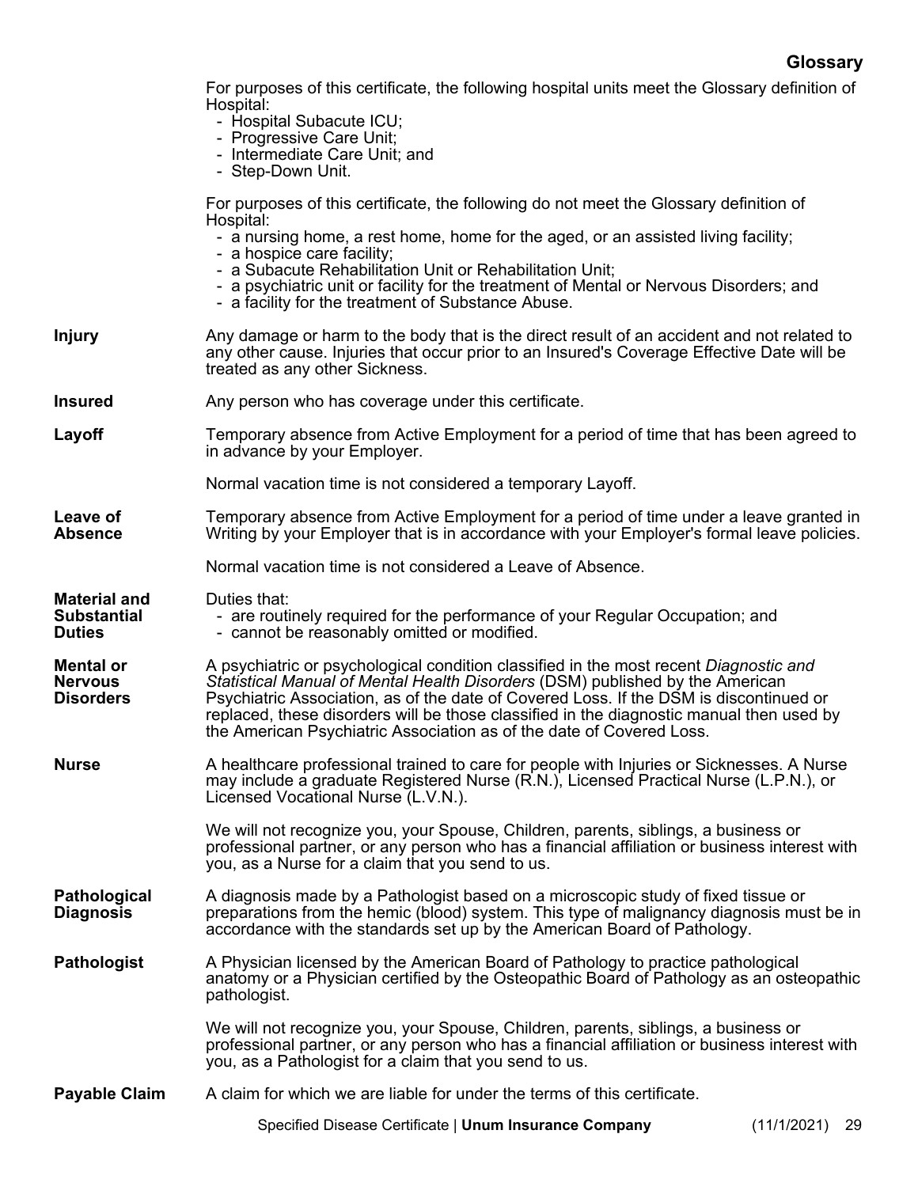For purposes of this certificate, the following hospital units meet the Glossary definition of Hospital:

- Hospital Subacute ICU;
- Progressive Care Unit;
- Intermediate Care Unit; and
- Step-Down Unit.

For purposes of this certificate, the following do not meet the Glossary definition of Hospital:

- a nursing home, a rest home, home for the aged, or an assisted living facility;
- a hospice care facility;
- a Subacute Rehabilitation Unit or Rehabilitation Unit;
- a psychiatric unit or facility for the treatment of Mental or Nervous Disorders; and
- a facility for the treatment of Substance Abuse.

**Injury**

Any damage or harm to the body that is the direct result of an accident and not related to any other cause. Injuries that occur prior to an Insured's Coverage Effective Date will be treated as any other Sickness.

**Insured**

Any person who has coverage under this certificate.

**Layoff**

Temporary absence from Active Employment for a period of time that has been agreed to in advance by your Employer.

Normal vacation time is not considered a temporary Layoff.

**Leave of Absence**

Temporary absence from Active Employment for a period of time under a leave granted in Writing by your Employer that is in accordance with your Employer's formal leave policies.

Normal vacation time is not considered a Leave of Absence.

**Material and Substantial Duties**

Duties that:

- are routinely required for the performance of your Regular Occupation; and
- cannot be reasonably omitted or modified.

**Mental or Nervous Disorders**

A psychiatric or psychological condition classified in the most recent *Diagnostic and Statistical Manual of Mental Health Disorders* (DSM) published by the American Psychiatric Association, as of the date of Covered Loss. If the DSM is discontinued or replaced, these disorders will be those classified in the diagnostic manual then used by the American Psychiatric Association as of the date of Covered Loss.

**Nurse**

A healthcare professional trained to care for people with Injuries or Sicknesses. A Nurse may include a graduate Registered Nurse (R.N.), Licensed Practical Nurse (L.P.N.), or Licensed Vocational Nurse (L.V.N.).

We will not recognize you, your Spouse, Children, parents, siblings, a business or professional partner, or any person who has a financial affiliation or business interest with you, as a Nurse for a claim that you send to us.

**Pathological Diagnosis**

A diagnosis made by a Pathologist based on a microscopic study of fixed tissue or preparations from the hemic (blood) system. This type of malignancy diagnosis must be in accordance with the standards set up by the American Board of Pathology.

**Pathologist**

A Physician licensed by the American Board of Pathology to practice pathological anatomy or a Physician certified by the Osteopathic Board of Pathology as an osteopathic pathologist.

We will not recognize you, your Spouse, Children, parents, siblings, a business or professional partner, or any person who has a financial affiliation or business interest with you, as a Pathologist for a claim that you send to us.

**Payable Claim**

A claim for which we are liable for under the terms of this certificate.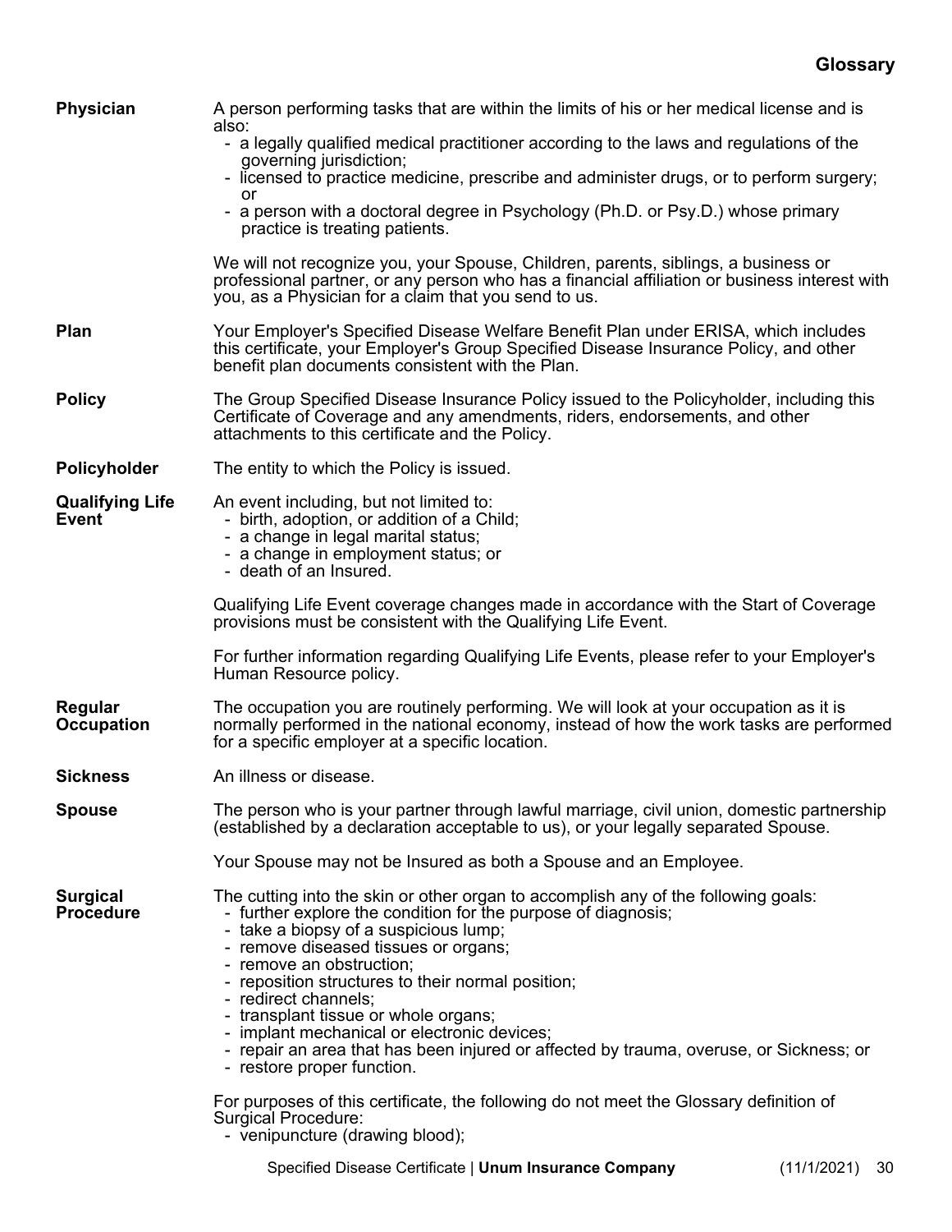## Glossary

**Physician**

A person performing tasks that are within the limits of his or her medical license and is also:

- a legally qualified medical practitioner according to the laws and regulations of the governing jurisdiction;
- licensed to practice medicine, prescribe and administer drugs, or to perform surgery; or
- a person with a doctoral degree in Psychology (Ph.D. or Psy.D.) whose primary practice is treating patients.

We will not recognize you, your Spouse, Children, parents, siblings, a business or professional partner, or any person who has a financial affiliation or business interest with you, as a Physician for a claim that you send to us.

**Plan**

Your Employer's Specified Disease Welfare Benefit Plan under ERISA, which includes this certificate, your Employer's Group Specified Disease Insurance Policy, and other benefit plan documents consistent with the Plan.

**Policy**

The Group Specified Disease Insurance Policy issued to the Policyholder, including this Certificate of Coverage and any amendments, riders, endorsements, and other attachments to this certificate and the Policy.

**Policyholder**

The entity to which the Policy is issued.

**Qualifying Life Event**

An event including, but not limited to:

- birth, adoption, or addition of a Child;
- a change in legal marital status;
- a change in employment status; or
- death of an Insured.

Qualifying Life Event coverage changes made in accordance with the Start of Coverage provisions must be consistent with the Qualifying Life Event.

For further information regarding Qualifying Life Events, please refer to your Employer's Human Resource policy.

**Regular Occupation**

The occupation you are routinely performing. We will look at your occupation as it is normally performed in the national economy, instead of how the work tasks are performed for a specific employer at a specific location.

**Sickness**

An illness or disease.

**Spouse**

The person who is your partner through lawful marriage, civil union, domestic partnership (established by a declaration acceptable to us), or your legally separated Spouse.

Your Spouse may not be Insured as both a Spouse and an Employee.

**Surgical Procedure**

The cutting into the skin or other organ to accomplish any of the following goals:

- further explore the condition for the purpose of diagnosis;
- take a biopsy of a suspicious lump;
- remove diseased tissues or organs;
- remove an obstruction;
- reposition structures to their normal position;
- redirect channels;
- transplant tissue or whole organs;
- implant mechanical or electronic devices;
- repair an area that has been injured or affected by trauma, overuse, or Sickness; or
- restore proper function.

For purposes of this certificate, the following do not meet the Glossary definition of Surgical Procedure:

- venipuncture (drawing blood);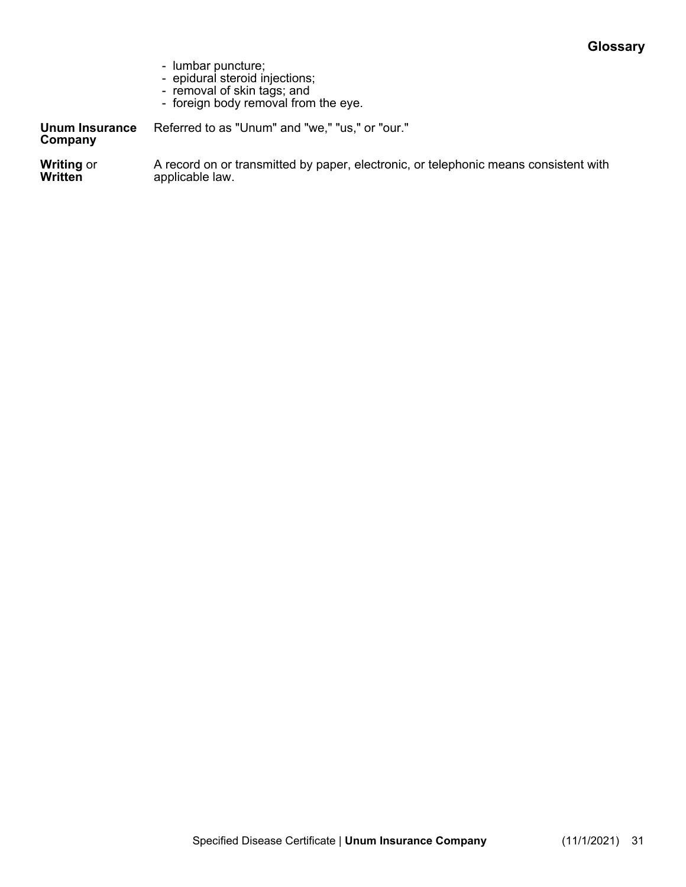- lumbar puncture;
- epidural steroid injections;
- removal of skin tags; and
- foreign body removal from the eye.

**Unum Insurance Company** Referred to as "Unum" and "we," "us," or "our."

**Writing** or **Written** A record on or transmitted by paper, electronic, or telephonic means consistent with applicable law.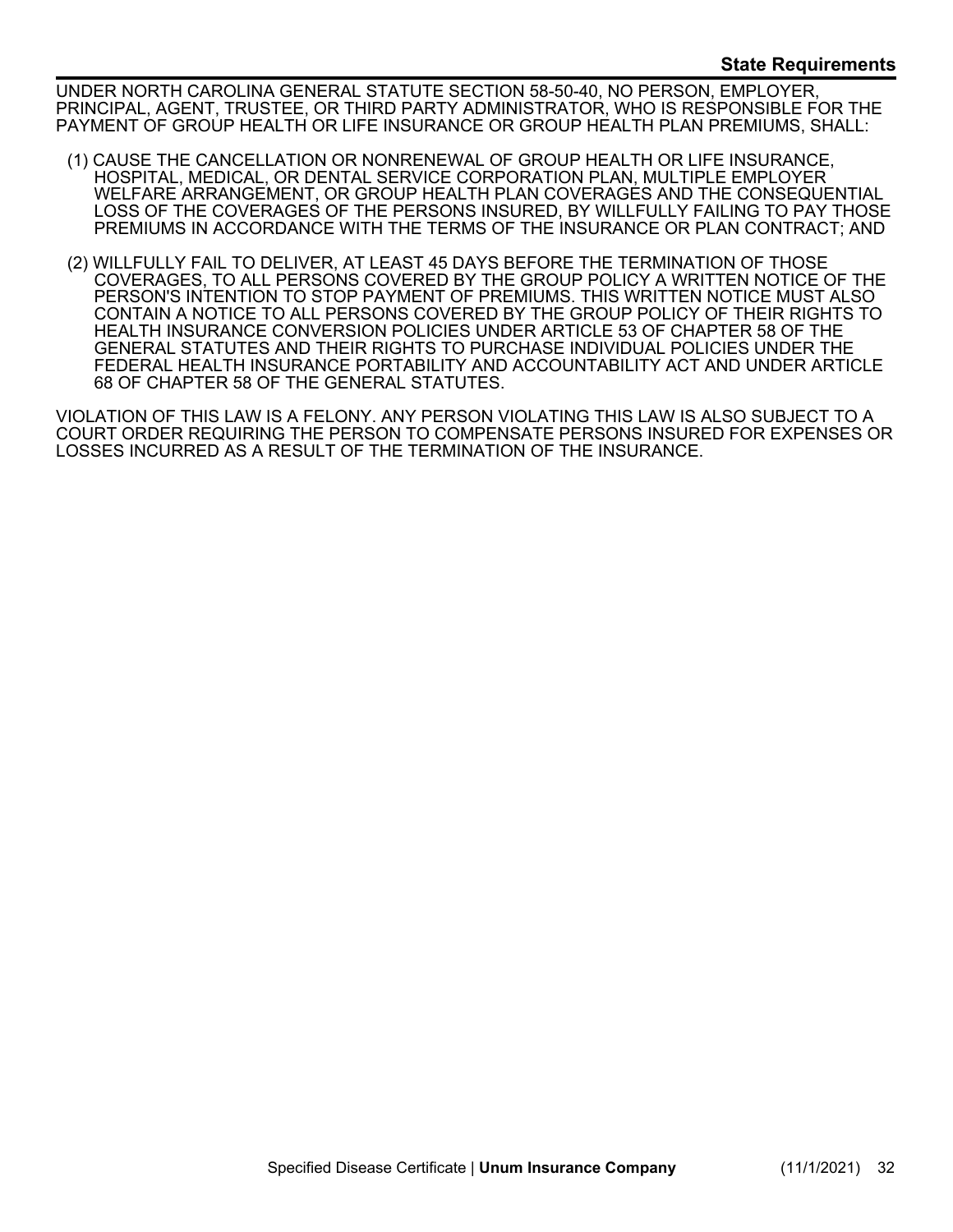UNDER NORTH CAROLINA GENERAL STATUTE SECTION 58-50-40, NO PERSON, EMPLOYER, PRINCIPAL, AGENT, TRUSTEE, OR THIRD PARTY ADMINISTRATOR, WHO IS RESPONSIBLE FOR THE PAYMENT OF GROUP HEALTH OR LIFE INSURANCE OR GROUP HEALTH PLAN PREMIUMS, SHALL:

(1) CAUSE THE CANCELLATION OR NONRENEWAL OF GROUP HEALTH OR LIFE INSURANCE, HOSPITAL, MEDICAL, OR DENTAL SERVICE CORPORATION PLAN, MULTIPLE EMPLOYER WELFARE ARRANGEMENT, OR GROUP HEALTH PLAN COVERAGES AND THE CONSEQUENTIAL LOSS OF THE COVERAGES OF THE PERSONS INSURED, BY WILLFULLY FAILING TO PAY THOSE PREMIUMS IN ACCORDANCE WITH THE TERMS OF THE INSURANCE OR PLAN CONTRACT; AND

(2) WILLFULLY FAIL TO DELIVER, AT LEAST 45 DAYS BEFORE THE TERMINATION OF THOSE COVERAGES, TO ALL PERSONS COVERED BY THE GROUP POLICY A WRITTEN NOTICE OF THE PERSON'S INTENTION TO STOP PAYMENT OF PREMIUMS. THIS WRITTEN NOTICE MUST ALSO CONTAIN A NOTICE TO ALL PERSONS COVERED BY THE GROUP POLICY OF THEIR RIGHTS TO HEALTH INSURANCE CONVERSION POLICIES UNDER ARTICLE 53 OF CHAPTER 58 OF THE GENERAL STATUTES AND THEIR RIGHTS TO PURCHASE INDIVIDUAL POLICIES UNDER THE FEDERAL HEALTH INSURANCE PORTABILITY AND ACCOUNTABILITY ACT AND UNDER ARTICLE 68 OF CHAPTER 58 OF THE GENERAL STATUTES.

VIOLATION OF THIS LAW IS A FELONY. ANY PERSON VIOLATING THIS LAW IS ALSO SUBJECT TO A COURT ORDER REQUIRING THE PERSON TO COMPENSATE PERSONS INSURED FOR EXPENSES OR LOSSES INCURRED AS A RESULT OF THE TERMINATION OF THE INSURANCE.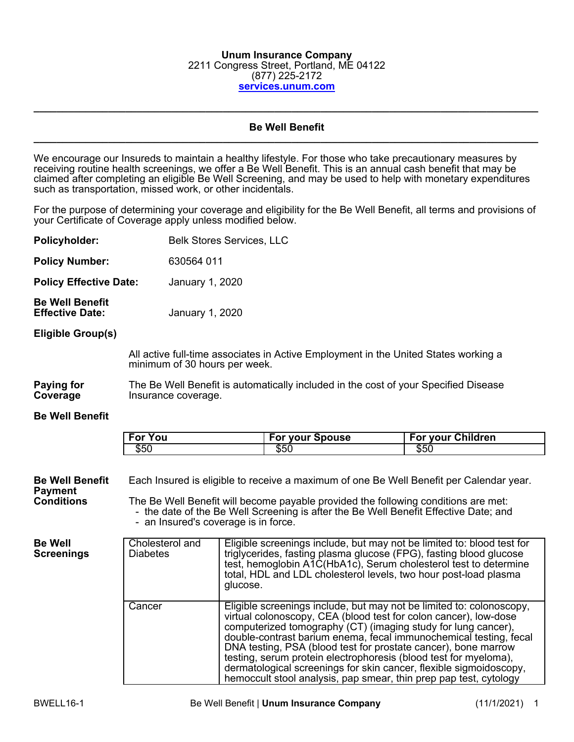**Unum Insurance Company**
2211 Congress Street, Portland, ME 04122
(877) 225-2172
[services.unum.com](services.unum.com)

---

## Be Well Benefit

---

We encourage our Insureds to maintain a healthy lifestyle. For those who take precautionary measures by receiving routine health screenings, we offer a Be Well Benefit. This is an annual cash benefit that may be claimed after completing an eligible Be Well Screening, and may be used to help with monetary expenditures such as transportation, missed work, or other incidentals.

For the purpose of determining your coverage and eligibility for the Be Well Benefit, all terms and provisions of your Certificate of Coverage apply unless modified below.

**Policyholder:** Belk Stores Services, LLC

**Policy Number:** 630564 011

**Policy Effective Date:** January 1, 2020

**Be Well Benefit Effective Date:** January 1, 2020

**Eligible Group(s)**

All active full-time associates in Active Employment in the United States working a minimum of 30 hours per week.

**Paying for Coverage**

The Be Well Benefit is automatically included in the cost of your Specified Disease Insurance coverage.

**Be Well Benefit**

| For You | For your Spouse | For your Children |
|---|---|---|
| $50 | $50 | $50 |

**Be Well Benefit Payment Conditions**

Each Insured is eligible to receive a maximum of one Be Well Benefit per Calendar year.

The Be Well Benefit will become payable provided the following conditions are met:
- the date of the Be Well Screening is after the Be Well Benefit Effective Date; and
- an Insured's coverage is in force.

**Be Well Screenings**

| | |
|---|---|
| Cholesterol and Diabetes | Eligible screenings include, but may not be limited to: blood test for triglycerides, fasting plasma glucose (FPG), fasting blood glucose test, hemoglobin A1C(HbA1c), Serum cholesterol test to determine total, HDL and LDL cholesterol levels, two hour post-load plasma glucose. |
| Cancer | Eligible screenings include, but may not be limited to: colonoscopy, virtual colonoscopy, CEA (blood test for colon cancer), low-dose computerized tomography (CT) (imaging study for lung cancer), double-contrast barium enema, fecal immunochemical testing, fecal DNA testing, PSA (blood test for prostate cancer), bone marrow testing, serum protein electrophoresis (blood test for myeloma), dermatological screenings for skin cancer, flexible sigmoidoscopy, hemoccult stool analysis, pap smear, thin prep pap test, cytology |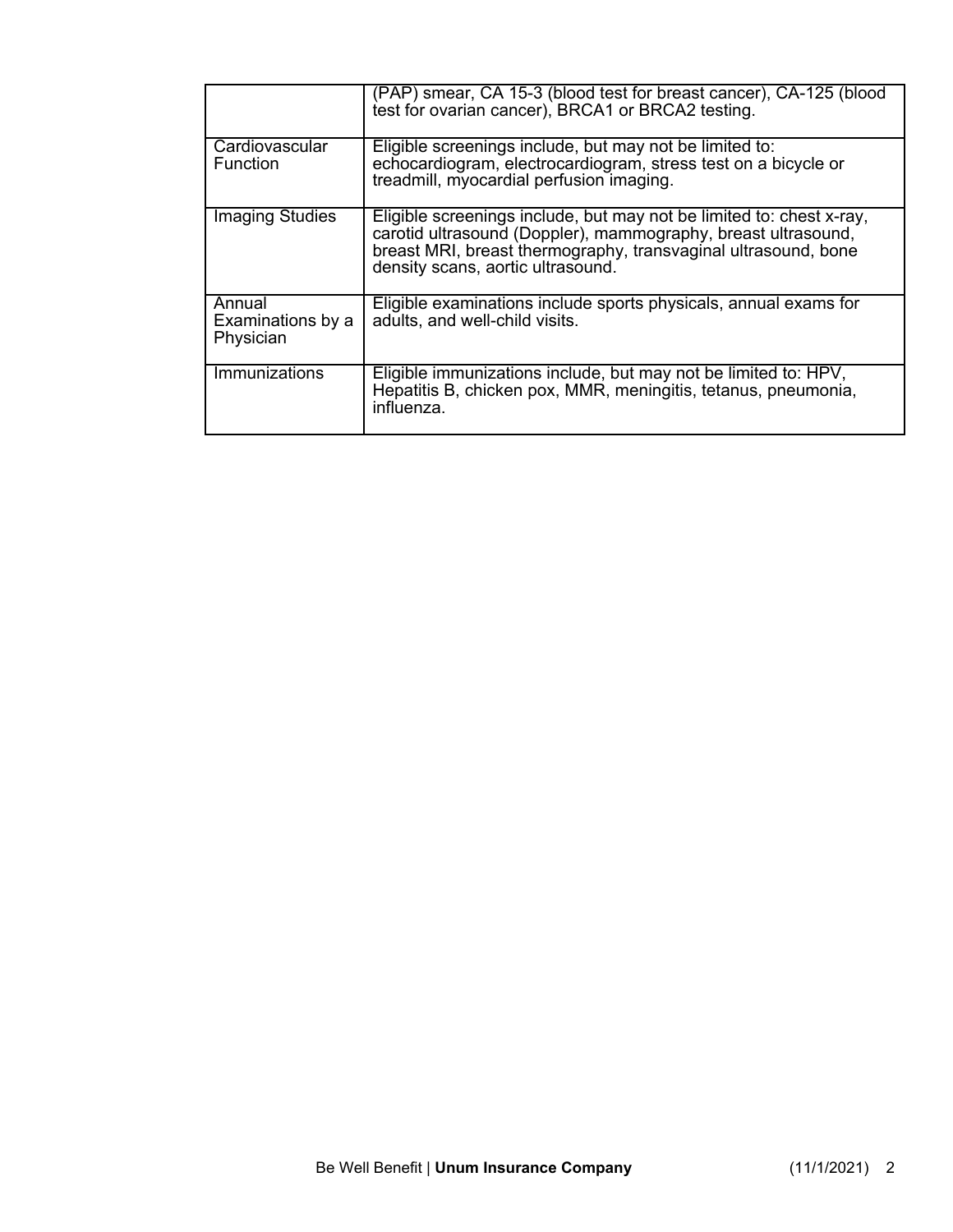| | |
|---|---|
| | (PAP) smear, CA 15-3 (blood test for breast cancer), CA-125 (blood test for ovarian cancer), BRCA1 or BRCA2 testing. |
| Cardiovascular Function | Eligible screenings include, but may not be limited to: echocardiogram, electrocardiogram, stress test on a bicycle or treadmill, myocardial perfusion imaging. |
| Imaging Studies | Eligible screenings include, but may not be limited to: chest x-ray, carotid ultrasound (Doppler), mammography, breast ultrasound, breast MRI, breast thermography, transvaginal ultrasound, bone density scans, aortic ultrasound. |
| Annual Examinations by a Physician | Eligible examinations include sports physicals, annual exams for adults, and well-child visits. |
| Immunizations | Eligible immunizations include, but may not be limited to: HPV, Hepatitis B, chicken pox, MMR, meningitis, tetanus, pneumonia, influenza. |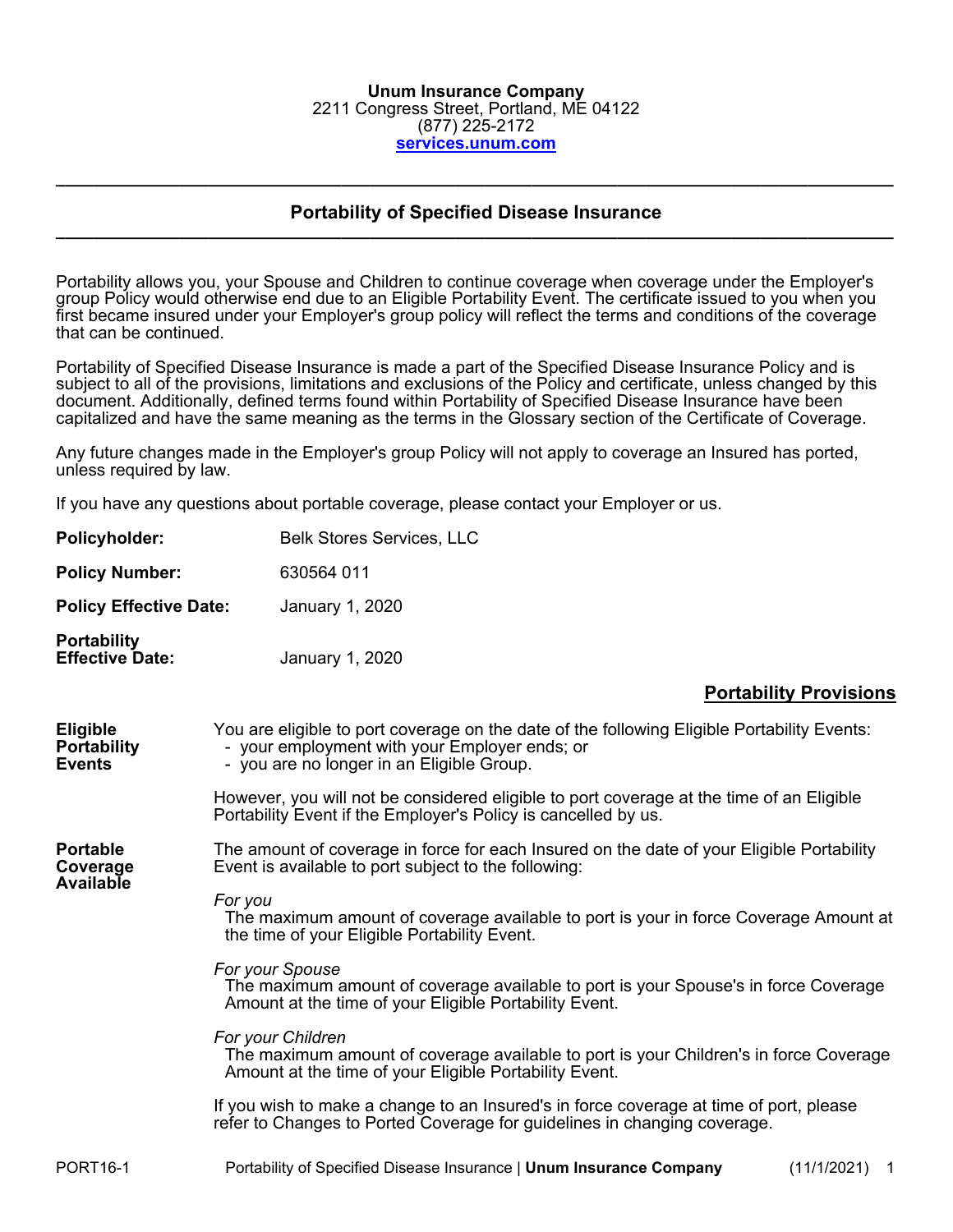**Unum Insurance Company**
2211 Congress Street, Portland, ME 04122
(877) 225-2172
**[services.unum.com](services.unum.com)**

---

## Portability of Specified Disease Insurance

---

Portability allows you, your Spouse and Children to continue coverage when coverage under the Employer's group Policy would otherwise end due to an Eligible Portability Event. The certificate issued to you when you first became insured under your Employer's group policy will reflect the terms and conditions of the coverage that can be continued.

Portability of Specified Disease Insurance is made a part of the Specified Disease Insurance Policy and is subject to all of the provisions, limitations and exclusions of the Policy and certificate, unless changed by this document. Additionally, defined terms found within Portability of Specified Disease Insurance have been capitalized and have the same meaning as the terms in the Glossary section of the Certificate of Coverage.

Any future changes made in the Employer's group Policy will not apply to coverage an Insured has ported, unless required by law.

If you have any questions about portable coverage, please contact your Employer or us.

**Policyholder:** Belk Stores Services, LLC

**Policy Number:** 630564 011

**Policy Effective Date:** January 1, 2020

**Portability Effective Date:** January 1, 2020

## Portability Provisions

**Eligible Portability Events**

You are eligible to port coverage on the date of the following Eligible Portability Events:
- your employment with your Employer ends; or
- you are no longer in an Eligible Group.

However, you will not be considered eligible to port coverage at the time of an Eligible Portability Event if the Employer's Policy is cancelled by us.

**Portable Coverage Available**

The amount of coverage in force for each Insured on the date of your Eligible Portability Event is available to port subject to the following:

*For you*
The maximum amount of coverage available to port is your in force Coverage Amount at the time of your Eligible Portability Event.

*For your Spouse*
The maximum amount of coverage available to port is your Spouse's in force Coverage Amount at the time of your Eligible Portability Event.

*For your Children*
The maximum amount of coverage available to port is your Children's in force Coverage Amount at the time of your Eligible Portability Event.

If you wish to make a change to an Insured's in force coverage at time of port, please refer to Changes to Ported Coverage for guidelines in changing coverage.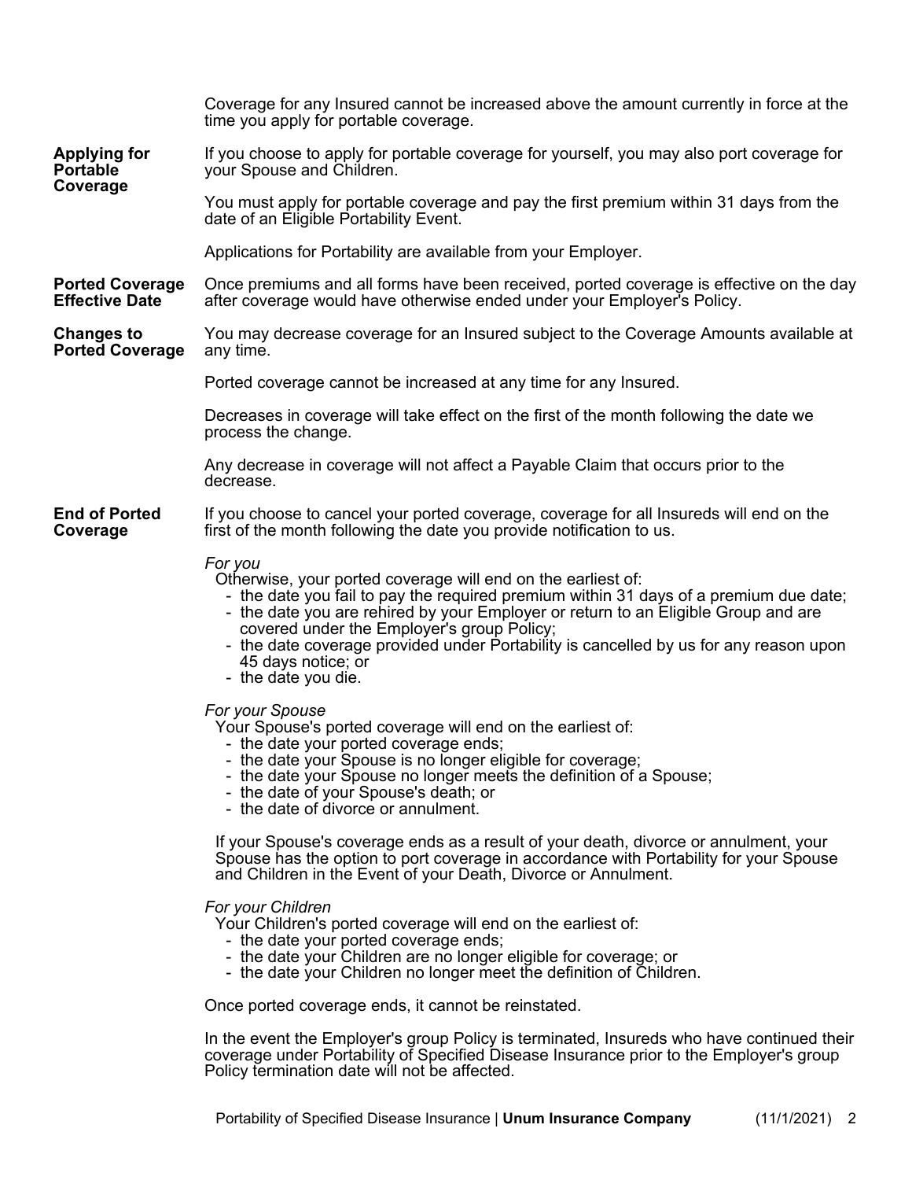Coverage for any Insured cannot be increased above the amount currently in force at the time you apply for portable coverage.

**Applying for Portable Coverage**

If you choose to apply for portable coverage for yourself, you may also port coverage for your Spouse and Children.

You must apply for portable coverage and pay the first premium within 31 days from the date of an Eligible Portability Event.

Applications for Portability are available from your Employer.

**Ported Coverage Effective Date**

Once premiums and all forms have been received, ported coverage is effective on the day after coverage would have otherwise ended under your Employer's Policy.

**Changes to Ported Coverage**

You may decrease coverage for an Insured subject to the Coverage Amounts available at any time.

Ported coverage cannot be increased at any time for any Insured.

Decreases in coverage will take effect on the first of the month following the date we process the change.

Any decrease in coverage will not affect a Payable Claim that occurs prior to the decrease.

**End of Ported Coverage**

If you choose to cancel your ported coverage, coverage for all Insureds will end on the first of the month following the date you provide notification to us.

*For you*

Otherwise, your ported coverage will end on the earliest of:

- the date you fail to pay the required premium within 31 days of a premium due date;
- the date you are rehired by your Employer or return to an Eligible Group and are covered under the Employer's group Policy;
- the date coverage provided under Portability is cancelled by us for any reason upon 45 days notice; or
- the date you die.

*For your Spouse*

Your Spouse's ported coverage will end on the earliest of:

- the date your ported coverage ends;
- the date your Spouse is no longer eligible for coverage;
- the date your Spouse no longer meets the definition of a Spouse;
- the date of your Spouse's death; or
- the date of divorce or annulment.

If your Spouse's coverage ends as a result of your death, divorce or annulment, your Spouse has the option to port coverage in accordance with Portability for your Spouse and Children in the Event of your Death, Divorce or Annulment.

*For your Children*

Your Children's ported coverage will end on the earliest of:

- the date your ported coverage ends;
- the date your Children are no longer eligible for coverage; or
- the date your Children no longer meet the definition of Children.

Once ported coverage ends, it cannot be reinstated.

In the event the Employer's group Policy is terminated, Insureds who have continued their coverage under Portability of Specified Disease Insurance prior to the Employer's group Policy termination date will not be affected.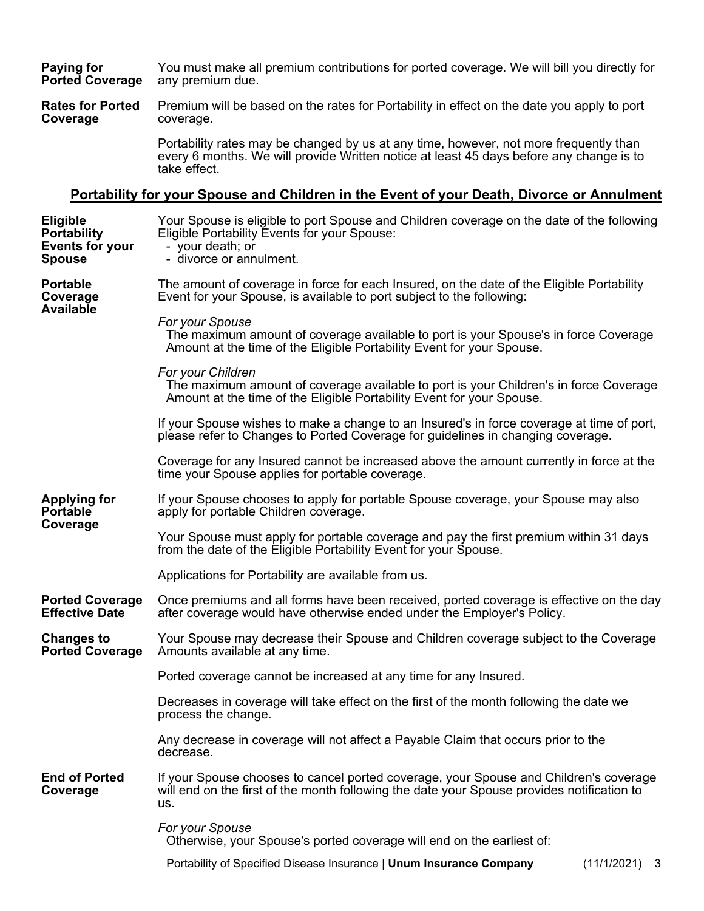**Paying for Ported Coverage**

You must make all premium contributions for ported coverage. We will bill you directly for any premium due.

**Rates for Ported Coverage**

Premium will be based on the rates for Portability in effect on the date you apply to port coverage.

Portability rates may be changed by us at any time, however, not more frequently than every 6 months. We will provide Written notice at least 45 days before any change is to take effect.

## Portability for your Spouse and Children in the Event of your Death, Divorce or Annulment

**Eligible Portability Events for your Spouse**

Your Spouse is eligible to port Spouse and Children coverage on the date of the following Eligible Portability Events for your Spouse:

- your death; or
- divorce or annulment.

**Portable Coverage Available**

The amount of coverage in force for each Insured, on the date of the Eligible Portability Event for your Spouse, is available to port subject to the following:

*For your Spouse*

The maximum amount of coverage available to port is your Spouse's in force Coverage Amount at the time of the Eligible Portability Event for your Spouse.

*For your Children*

The maximum amount of coverage available to port is your Children's in force Coverage Amount at the time of the Eligible Portability Event for your Spouse.

If your Spouse wishes to make a change to an Insured's in force coverage at time of port, please refer to Changes to Ported Coverage for guidelines in changing coverage.

Coverage for any Insured cannot be increased above the amount currently in force at the time your Spouse applies for portable coverage.

**Applying for Portable Coverage**

If your Spouse chooses to apply for portable Spouse coverage, your Spouse may also apply for portable Children coverage.

Your Spouse must apply for portable coverage and pay the first premium within 31 days from the date of the Eligible Portability Event for your Spouse.

Applications for Portability are available from us.

**Ported Coverage Effective Date**

Once premiums and all forms have been received, ported coverage is effective on the day after coverage would have otherwise ended under the Employer's Policy.

**Changes to Ported Coverage**

Your Spouse may decrease their Spouse and Children coverage subject to the Coverage Amounts available at any time.

Ported coverage cannot be increased at any time for any Insured.

Decreases in coverage will take effect on the first of the month following the date we process the change.

Any decrease in coverage will not affect a Payable Claim that occurs prior to the decrease.

**End of Ported Coverage**

If your Spouse chooses to cancel ported coverage, your Spouse and Children's coverage will end on the first of the month following the date your Spouse provides notification to us.

*For your Spouse*

Otherwise, your Spouse's ported coverage will end on the earliest of: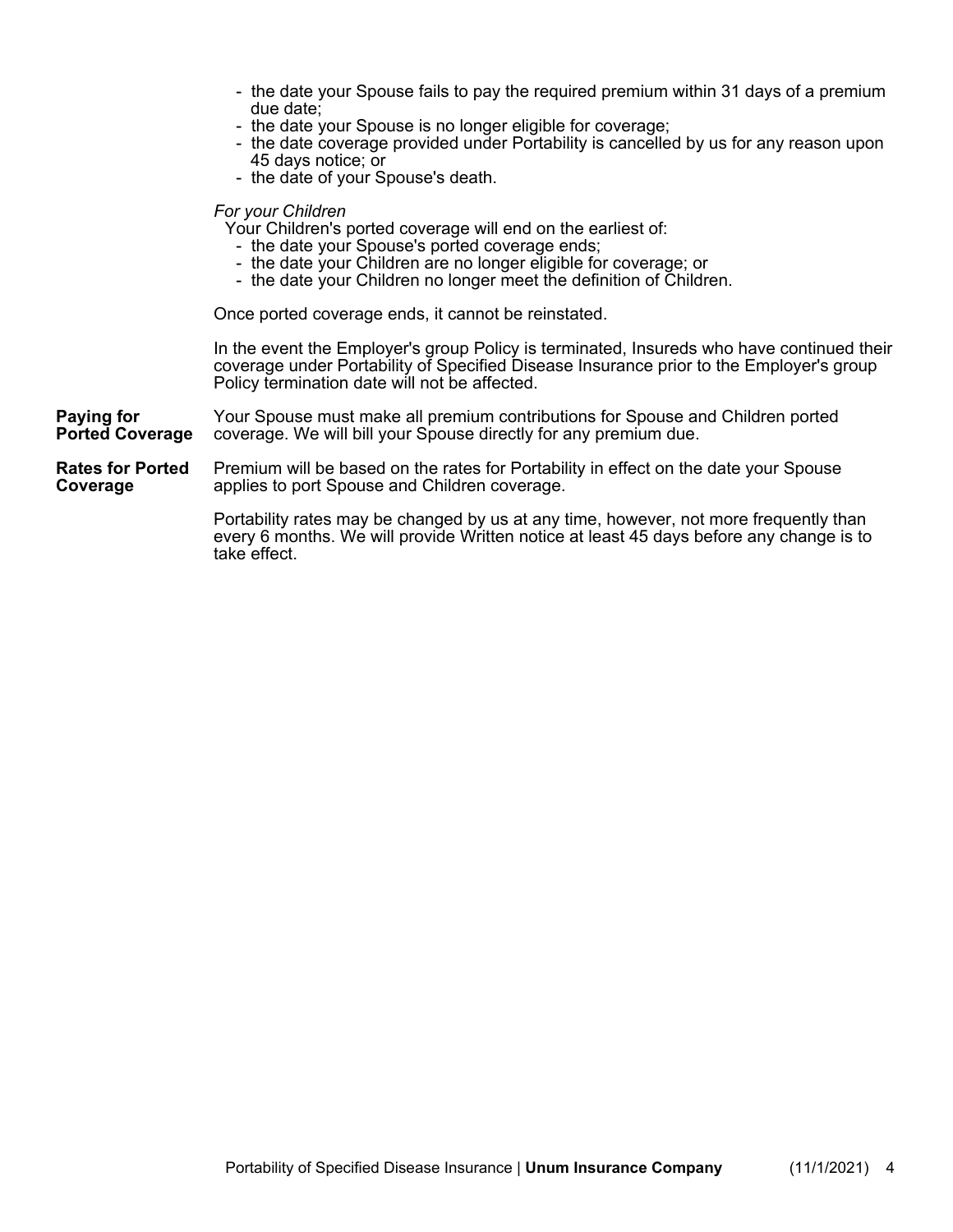- the date your Spouse fails to pay the required premium within 31 days of a premium due date;
- the date your Spouse is no longer eligible for coverage;
- the date coverage provided under Portability is cancelled by us for any reason upon 45 days notice; or
- the date of your Spouse's death.

*For your Children*

Your Children's ported coverage will end on the earliest of:

- the date your Spouse's ported coverage ends;
- the date your Children are no longer eligible for coverage; or
- the date your Children no longer meet the definition of Children.

Once ported coverage ends, it cannot be reinstated.

In the event the Employer's group Policy is terminated, Insureds who have continued their coverage under Portability of Specified Disease Insurance prior to the Employer's group Policy termination date will not be affected.

**Paying for Ported Coverage**

Your Spouse must make all premium contributions for Spouse and Children ported coverage. We will bill your Spouse directly for any premium due.

**Rates for Ported Coverage**

Premium will be based on the rates for Portability in effect on the date your Spouse applies to port Spouse and Children coverage.

Portability rates may be changed by us at any time, however, not more frequently than every 6 months. We will provide Written notice at least 45 days before any change is to take effect.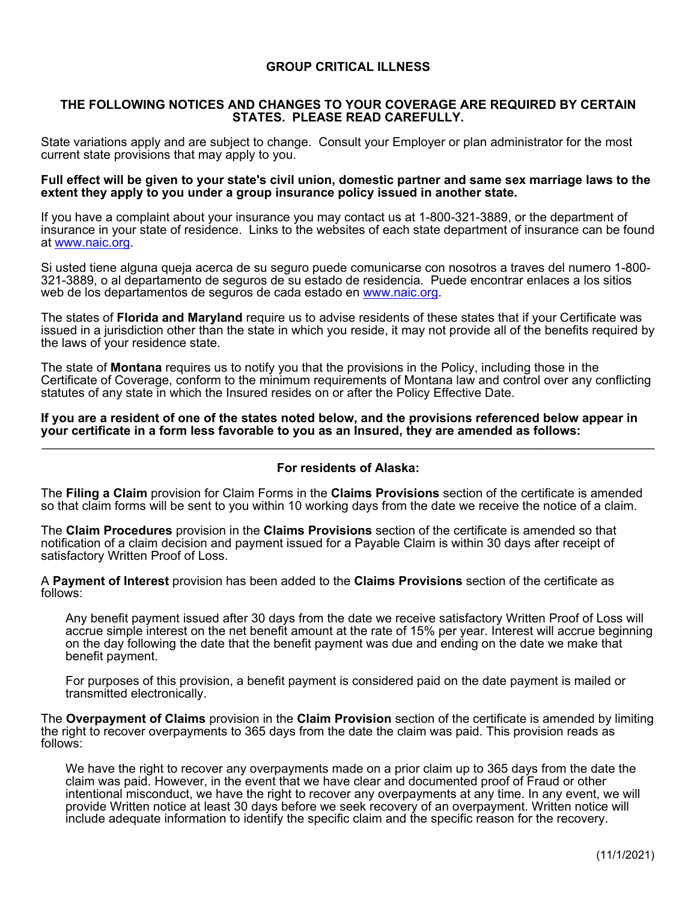## GROUP CRITICAL ILLNESS

### THE FOLLOWING NOTICES AND CHANGES TO YOUR COVERAGE ARE REQUIRED BY CERTAIN STATES. PLEASE READ CAREFULLY.

State variations apply and are subject to change. Consult your Employer or plan administrator for the most current state provisions that may apply to you.

**Full effect will be given to your state's civil union, domestic partner and same sex marriage laws to the extent they apply to you under a group insurance policy issued in another state.**

If you have a complaint about your insurance you may contact us at 1-800-321-3889, or the department of insurance in your state of residence. Links to the websites of each state department of insurance can be found at www.naic.org.

Si usted tiene alguna queja acerca de su seguro puede comunicarse con nosotros a traves del numero 1-800-321-3889, o al departamento de seguros de su estado de residencia. Puede encontrar enlaces a los sitios web de los departamentos de seguros de cada estado en www.naic.org.

The states of **Florida and Maryland** require us to advise residents of these states that if your Certificate was issued in a jurisdiction other than the state in which you reside, it may not provide all of the benefits required by the laws of your residence state.

The state of **Montana** requires us to notify you that the provisions in the Policy, including those in the Certificate of Coverage, conform to the minimum requirements of Montana law and control over any conflicting statutes of any state in which the Insured resides on or after the Policy Effective Date.

**If you are a resident of one of the states noted below, and the provisions referenced below appear in your certificate in a form less favorable to you as an Insured, they are amended as follows:**

---

### For residents of Alaska:

The **Filing a Claim** provision for Claim Forms in the **Claims Provisions** section of the certificate is amended so that claim forms will be sent to you within 10 working days from the date we receive the notice of a claim.

The **Claim Procedures** provision in the **Claims Provisions** section of the certificate is amended so that notification of a claim decision and payment issued for a Payable Claim is within 30 days after receipt of satisfactory Written Proof of Loss.

A **Payment of Interest** provision has been added to the **Claims Provisions** section of the certificate as follows:

> Any benefit payment issued after 30 days from the date we receive satisfactory Written Proof of Loss will accrue simple interest on the net benefit amount at the rate of 15% per year. Interest will accrue beginning on the day following the date that the benefit payment was due and ending on the date we make that benefit payment.
>
> For purposes of this provision, a benefit payment is considered paid on the date payment is mailed or transmitted electronically.

The **Overpayment of Claims** provision in the **Claim Provision** section of the certificate is amended by limiting the right to recover overpayments to 365 days from the date the claim was paid. This provision reads as follows:

> We have the right to recover any overpayments made on a prior claim up to 365 days from the date the claim was paid. However, in the event that we have clear and documented proof of Fraud or other intentional misconduct, we have the right to recover any overpayments at any time. In any event, we will provide Written notice at least 30 days before we seek recovery of an overpayment. Written notice will include adequate information to identify the specific claim and the specific reason for the recovery.

(11/1/2021)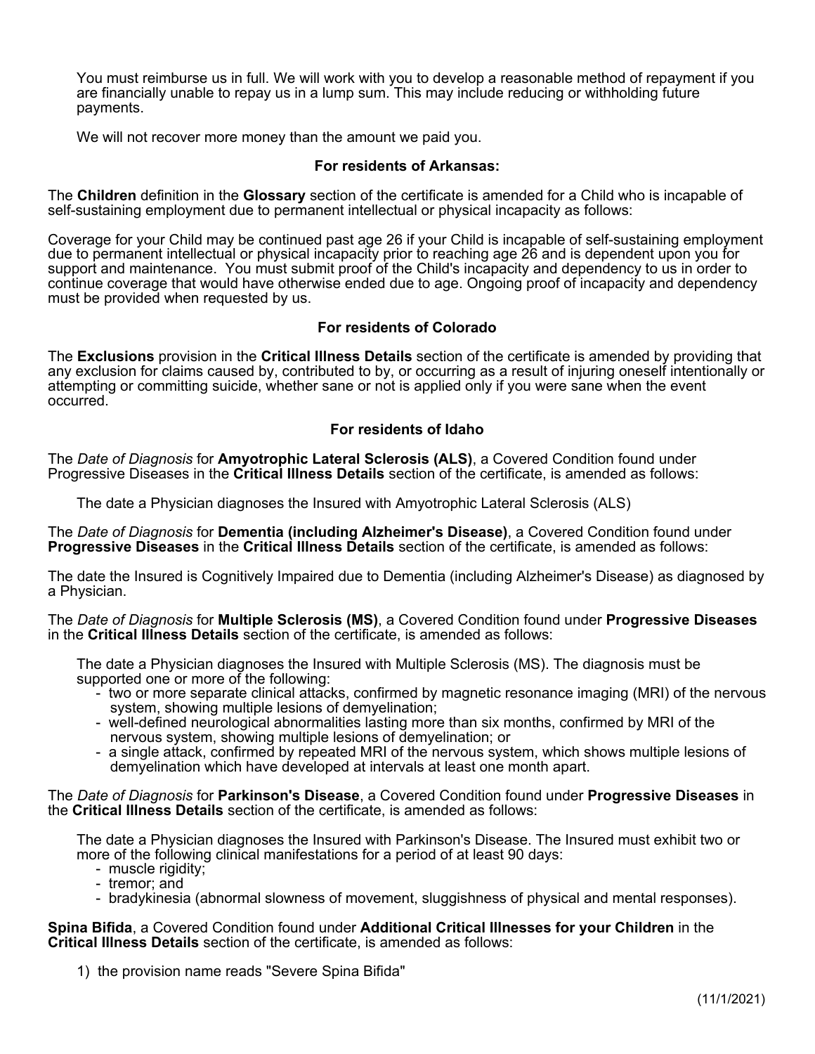You must reimburse us in full. We will work with you to develop a reasonable method of repayment if you are financially unable to repay us in a lump sum. This may include reducing or withholding future payments.

We will not recover more money than the amount we paid you.

### For residents of Arkansas:

The **Children** definition in the **Glossary** section of the certificate is amended for a Child who is incapable of self-sustaining employment due to permanent intellectual or physical incapacity as follows:

Coverage for your Child may be continued past age 26 if your Child is incapable of self-sustaining employment due to permanent intellectual or physical incapacity prior to reaching age 26 and is dependent upon you for support and maintenance. You must submit proof of the Child's incapacity and dependency to us in order to continue coverage that would have otherwise ended due to age. Ongoing proof of incapacity and dependency must be provided when requested by us.

### For residents of Colorado

The **Exclusions** provision in the **Critical Illness Details** section of the certificate is amended by providing that any exclusion for claims caused by, contributed to by, or occurring as a result of injuring oneself intentionally or attempting or committing suicide, whether sane or not is applied only if you were sane when the event occurred.

### For residents of Idaho

The *Date of Diagnosis* for **Amyotrophic Lateral Sclerosis (ALS)**, a Covered Condition found under Progressive Diseases in the **Critical Illness Details** section of the certificate, is amended as follows:

The date a Physician diagnoses the Insured with Amyotrophic Lateral Sclerosis (ALS)

The *Date of Diagnosis* for **Dementia (including Alzheimer's Disease)**, a Covered Condition found under **Progressive Diseases** in the **Critical Illness Details** section of the certificate, is amended as follows:

The date the Insured is Cognitively Impaired due to Dementia (including Alzheimer's Disease) as diagnosed by a Physician.

The *Date of Diagnosis* for **Multiple Sclerosis (MS)**, a Covered Condition found under **Progressive Diseases** in the **Critical Illness Details** section of the certificate, is amended as follows:

The date a Physician diagnoses the Insured with Multiple Sclerosis (MS). The diagnosis must be supported one or more of the following:

- two or more separate clinical attacks, confirmed by magnetic resonance imaging (MRI) of the nervous system, showing multiple lesions of demyelination;
- well-defined neurological abnormalities lasting more than six months, confirmed by MRI of the nervous system, showing multiple lesions of demyelination; or
- a single attack, confirmed by repeated MRI of the nervous system, which shows multiple lesions of demyelination which have developed at intervals at least one month apart.

The *Date of Diagnosis* for **Parkinson's Disease**, a Covered Condition found under **Progressive Diseases** in the **Critical Illness Details** section of the certificate, is amended as follows:

The date a Physician diagnoses the Insured with Parkinson's Disease. The Insured must exhibit two or more of the following clinical manifestations for a period of at least 90 days:

- muscle rigidity;
- tremor; and
- bradykinesia (abnormal slowness of movement, sluggishness of physical and mental responses).

**Spina Bifida**, a Covered Condition found under **Additional Critical Illnesses for your Children** in the **Critical Illness Details** section of the certificate, is amended as follows:

1) the provision name reads "Severe Spina Bifida"

(11/1/2021)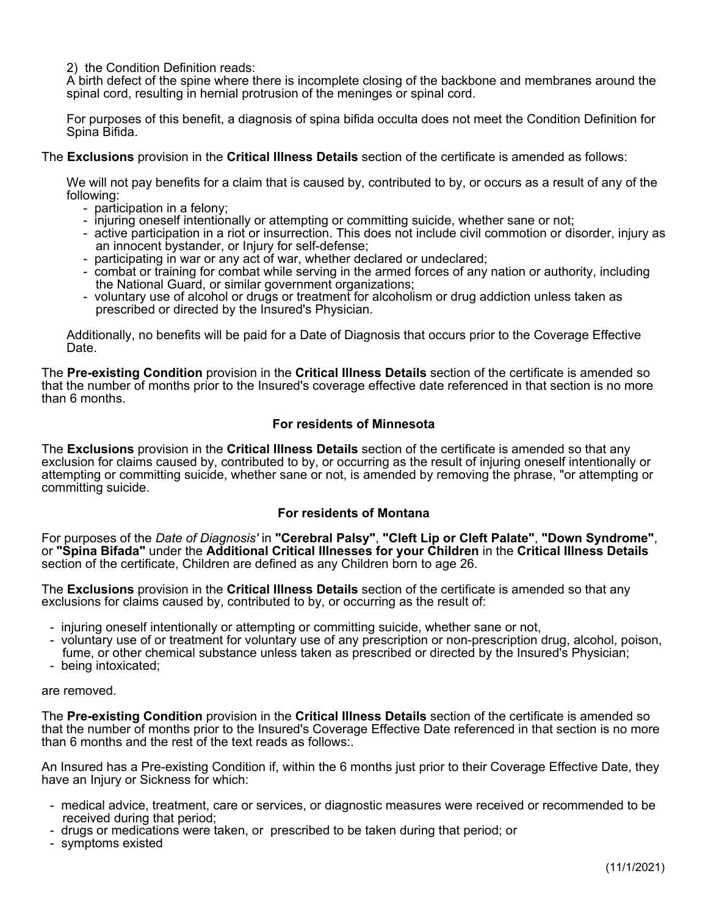2) the Condition Definition reads:
A birth defect of the spine where there is incomplete closing of the backbone and membranes around the spinal cord, resulting in hernial protrusion of the meninges or spinal cord.

For purposes of this benefit, a diagnosis of spina bifida occulta does not meet the Condition Definition for Spina Bifida.

The **Exclusions** provision in the **Critical Illness Details** section of the certificate is amended as follows:

We will not pay benefits for a claim that is caused by, contributed to by, or occurs as a result of any of the following:
- participation in a felony;
- injuring oneself intentionally or attempting or committing suicide, whether sane or not;
- active participation in a riot or insurrection. This does not include civil commotion or disorder, injury as an innocent bystander, or Injury for self-defense;
- participating in war or any act of war, whether declared or undeclared;
- combat or training for combat while serving in the armed forces of any nation or authority, including the National Guard, or similar government organizations;
- voluntary use of alcohol or drugs or treatment for alcoholism or drug addiction unless taken as prescribed or directed by the Insured's Physician.

Additionally, no benefits will be paid for a Date of Diagnosis that occurs prior to the Coverage Effective Date.

The **Pre-existing Condition** provision in the **Critical Illness Details** section of the certificate is amended so that the number of months prior to the Insured's coverage effective date referenced in that section is no more than 6 months.

### For residents of Minnesota

The **Exclusions** provision in the **Critical Illness Details** section of the certificate is amended so that any exclusion for claims caused by, contributed to by, or occurring as the result of injuring oneself intentionally or attempting or committing suicide, whether sane or not, is amended by removing the phrase, "or attempting or committing suicide.

### For residents of Montana

For purposes of the *Date of Diagnosis'* in **"Cerebral Palsy"**, **"Cleft Lip or Cleft Palate"**, **"Down Syndrome"**, or **"Spina Bifada"** under the **Additional Critical Illnesses for your Children** in the **Critical Illness Details** section of the certificate, Children are defined as any Children born to age 26.

The **Exclusions** provision in the **Critical Illness Details** section of the certificate is amended so that any exclusions for claims caused by, contributed to by, or occurring as the result of:

- injuring oneself intentionally or attempting or committing suicide, whether sane or not,
- voluntary use of or treatment for voluntary use of any prescription or non-prescription drug, alcohol, poison, fume, or other chemical substance unless taken as prescribed or directed by the Insured's Physician;
- being intoxicated;

are removed.

The **Pre-existing Condition** provision in the **Critical Illness Details** section of the certificate is amended so that the number of months prior to the Insured's Coverage Effective Date referenced in that section is no more than 6 months and the rest of the text reads as follows:.

An Insured has a Pre-existing Condition if, within the 6 months just prior to their Coverage Effective Date, they have an Injury or Sickness for which:

- medical advice, treatment, care or services, or diagnostic measures were received or recommended to be received during that period;
- drugs or medications were taken, or prescribed to be taken during that period; or
- symptoms existed

(11/1/2021)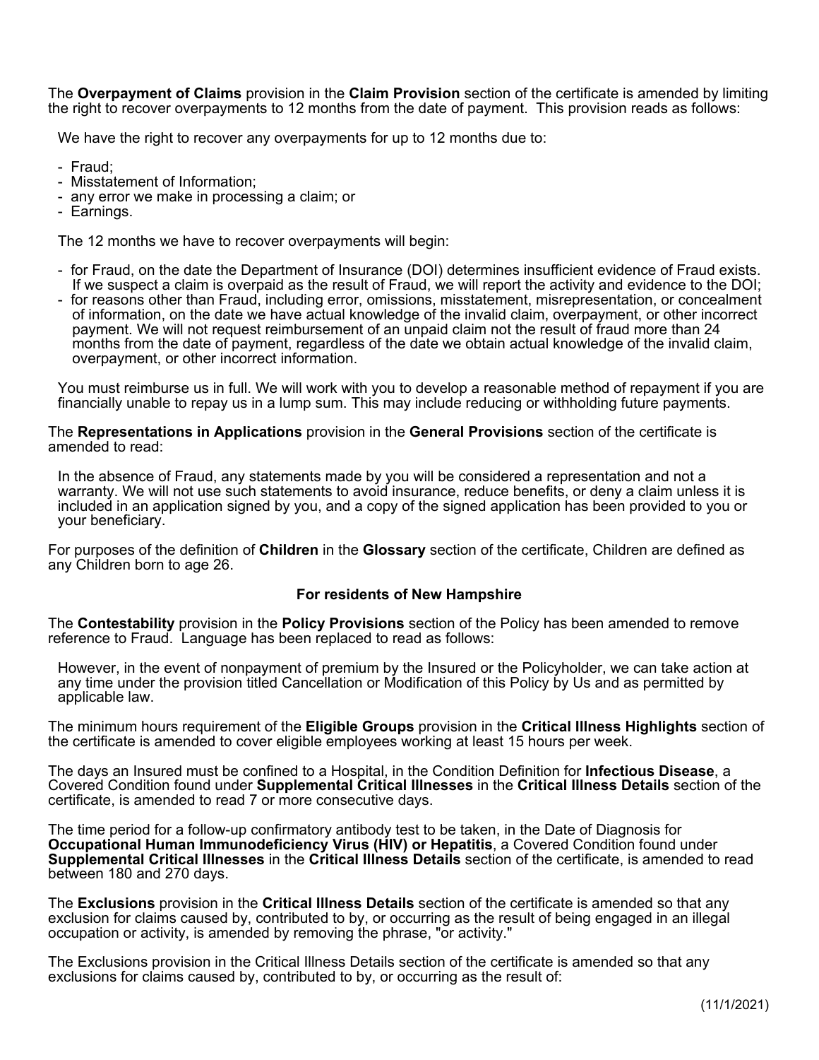The **Overpayment of Claims** provision in the **Claim Provision** section of the certificate is amended by limiting the right to recover overpayments to 12 months from the date of payment. This provision reads as follows:

We have the right to recover any overpayments for up to 12 months due to:

- Fraud;
- Misstatement of Information;
- any error we make in processing a claim; or
- Earnings.

The 12 months we have to recover overpayments will begin:

- for Fraud, on the date the Department of Insurance (DOI) determines insufficient evidence of Fraud exists. If we suspect a claim is overpaid as the result of Fraud, we will report the activity and evidence to the DOI;
- for reasons other than Fraud, including error, omissions, misstatement, misrepresentation, or concealment of information, on the date we have actual knowledge of the invalid claim, overpayment, or other incorrect payment. We will not request reimbursement of an unpaid claim not the result of fraud more than 24 months from the date of payment, regardless of the date we obtain actual knowledge of the invalid claim, overpayment, or other incorrect information.

You must reimburse us in full. We will work with you to develop a reasonable method of repayment if you are financially unable to repay us in a lump sum. This may include reducing or withholding future payments.

The **Representations in Applications** provision in the **General Provisions** section of the certificate is amended to read:

In the absence of Fraud, any statements made by you will be considered a representation and not a warranty. We will not use such statements to avoid insurance, reduce benefits, or deny a claim unless it is included in an application signed by you, and a copy of the signed application has been provided to you or your beneficiary.

For purposes of the definition of **Children** in the **Glossary** section of the certificate, Children are defined as any Children born to age 26.

**For residents of New Hampshire**

The **Contestability** provision in the **Policy Provisions** section of the Policy has been amended to remove reference to Fraud. Language has been replaced to read as follows:

However, in the event of nonpayment of premium by the Insured or the Policyholder, we can take action at any time under the provision titled Cancellation or Modification of this Policy by Us and as permitted by applicable law.

The minimum hours requirement of the **Eligible Groups** provision in the **Critical Illness Highlights** section of the certificate is amended to cover eligible employees working at least 15 hours per week.

The days an Insured must be confined to a Hospital, in the Condition Definition for **Infectious Disease**, a Covered Condition found under **Supplemental Critical Illnesses** in the **Critical Illness Details** section of the certificate, is amended to read 7 or more consecutive days.

The time period for a follow-up confirmatory antibody test to be taken, in the Date of Diagnosis for **Occupational Human Immunodeficiency Virus (HIV) or Hepatitis**, a Covered Condition found under **Supplemental Critical Illnesses** in the **Critical Illness Details** section of the certificate, is amended to read between 180 and 270 days.

The **Exclusions** provision in the **Critical Illness Details** section of the certificate is amended so that any exclusion for claims caused by, contributed to by, or occurring as the result of being engaged in an illegal occupation or activity, is amended by removing the phrase, "or activity."

The Exclusions provision in the Critical Illness Details section of the certificate is amended so that any exclusions for claims caused by, contributed to by, or occurring as the result of:

(11/1/2021)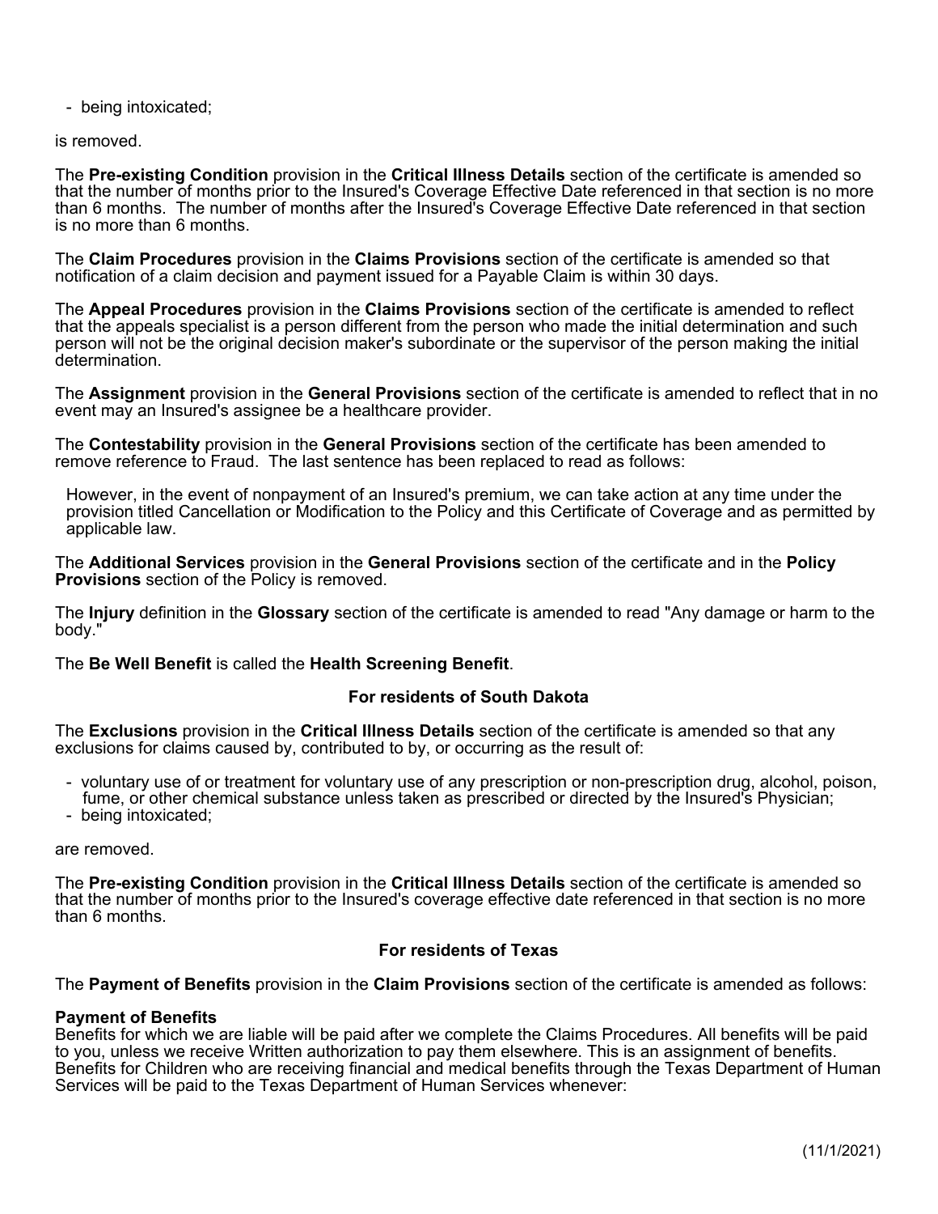- being intoxicated;

is removed.

The **Pre-existing Condition** provision in the **Critical Illness Details** section of the certificate is amended so that the number of months prior to the Insured's Coverage Effective Date referenced in that section is no more than 6 months. The number of months after the Insured's Coverage Effective Date referenced in that section is no more than 6 months.

The **Claim Procedures** provision in the **Claims Provisions** section of the certificate is amended so that notification of a claim decision and payment issued for a Payable Claim is within 30 days.

The **Appeal Procedures** provision in the **Claims Provisions** section of the certificate is amended to reflect that the appeals specialist is a person different from the person who made the initial determination and such person will not be the original decision maker's subordinate or the supervisor of the person making the initial determination.

The **Assignment** provision in the **General Provisions** section of the certificate is amended to reflect that in no event may an Insured's assignee be a healthcare provider.

The **Contestability** provision in the **General Provisions** section of the certificate has been amended to remove reference to Fraud. The last sentence has been replaced to read as follows:

> However, in the event of nonpayment of an Insured's premium, we can take action at any time under the provision titled Cancellation or Modification to the Policy and this Certificate of Coverage and as permitted by applicable law.

The **Additional Services** provision in the **General Provisions** section of the certificate and in the **Policy Provisions** section of the Policy is removed.

The **Injury** definition in the **Glossary** section of the certificate is amended to read "Any damage or harm to the body."

The **Be Well Benefit** is called the **Health Screening Benefit**.

### For residents of South Dakota

The **Exclusions** provision in the **Critical Illness Details** section of the certificate is amended so that any exclusions for claims caused by, contributed to by, or occurring as the result of:

- voluntary use of or treatment for voluntary use of any prescription or non-prescription drug, alcohol, poison, fume, or other chemical substance unless taken as prescribed or directed by the Insured's Physician;
- being intoxicated;

are removed.

The **Pre-existing Condition** provision in the **Critical Illness Details** section of the certificate is amended so that the number of months prior to the Insured's coverage effective date referenced in that section is no more than 6 months.

### For residents of Texas

The **Payment of Benefits** provision in the **Claim Provisions** section of the certificate is amended as follows:

**Payment of Benefits**
Benefits for which we are liable will be paid after we complete the Claims Procedures. All benefits will be paid to you, unless we receive Written authorization to pay them elsewhere. This is an assignment of benefits. Benefits for Children who are receiving financial and medical benefits through the Texas Department of Human Services will be paid to the Texas Department of Human Services whenever:

(11/1/2021)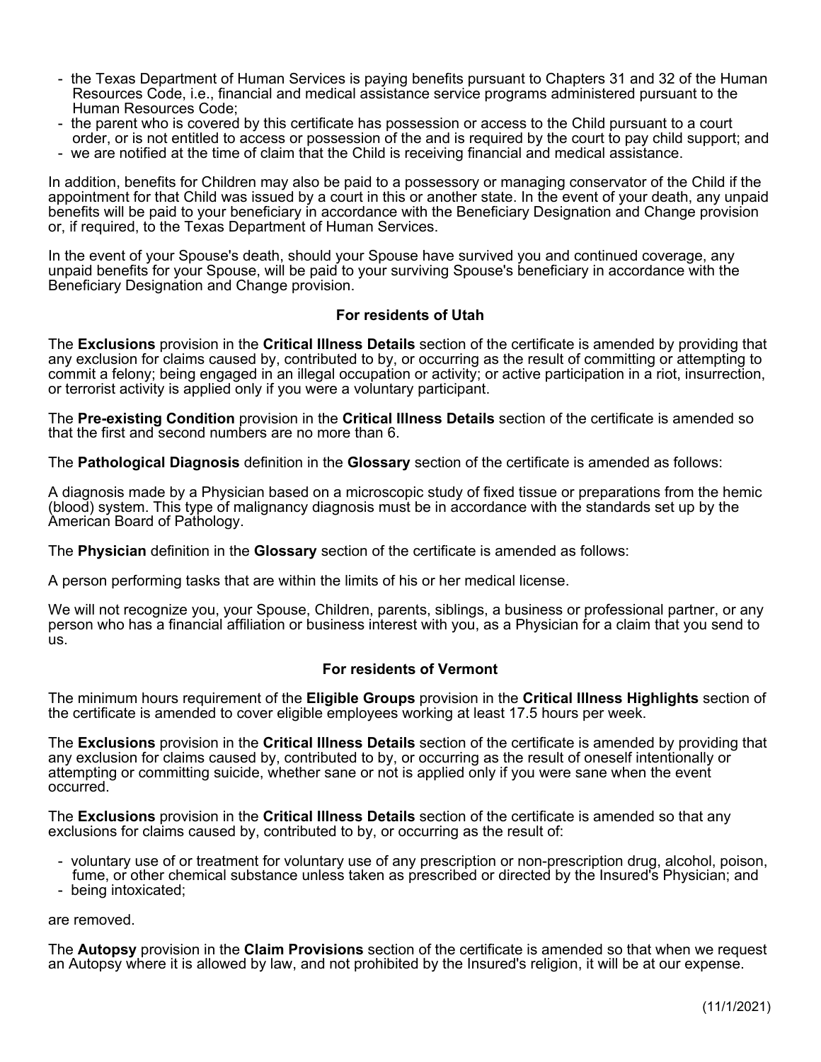- the Texas Department of Human Services is paying benefits pursuant to Chapters 31 and 32 of the Human Resources Code, i.e., financial and medical assistance service programs administered pursuant to the Human Resources Code;
- the parent who is covered by this certificate has possession or access to the Child pursuant to a court order, or is not entitled to access or possession of the and is required by the court to pay child support; and
- we are notified at the time of claim that the Child is receiving financial and medical assistance.

In addition, benefits for Children may also be paid to a possessory or managing conservator of the Child if the appointment for that Child was issued by a court in this or another state. In the event of your death, any unpaid benefits will be paid to your beneficiary in accordance with the Beneficiary Designation and Change provision or, if required, to the Texas Department of Human Services.

In the event of your Spouse's death, should your Spouse have survived you and continued coverage, any unpaid benefits for your Spouse, will be paid to your surviving Spouse's beneficiary in accordance with the Beneficiary Designation and Change provision.

### For residents of Utah

The **Exclusions** provision in the **Critical Illness Details** section of the certificate is amended by providing that any exclusion for claims caused by, contributed to by, or occurring as the result of committing or attempting to commit a felony; being engaged in an illegal occupation or activity; or active participation in a riot, insurrection, or terrorist activity is applied only if you were a voluntary participant.

The **Pre-existing Condition** provision in the **Critical Illness Details** section of the certificate is amended so that the first and second numbers are no more than 6.

The **Pathological Diagnosis** definition in the **Glossary** section of the certificate is amended as follows:

A diagnosis made by a Physician based on a microscopic study of fixed tissue or preparations from the hemic (blood) system. This type of malignancy diagnosis must be in accordance with the standards set up by the American Board of Pathology.

The **Physician** definition in the **Glossary** section of the certificate is amended as follows:

A person performing tasks that are within the limits of his or her medical license.

We will not recognize you, your Spouse, Children, parents, siblings, a business or professional partner, or any person who has a financial affiliation or business interest with you, as a Physician for a claim that you send to us.

### For residents of Vermont

The minimum hours requirement of the **Eligible Groups** provision in the **Critical Illness Highlights** section of the certificate is amended to cover eligible employees working at least 17.5 hours per week.

The **Exclusions** provision in the **Critical Illness Details** section of the certificate is amended by providing that any exclusion for claims caused by, contributed to by, or occurring as the result of oneself intentionally or attempting or committing suicide, whether sane or not is applied only if you were sane when the event occurred.

The **Exclusions** provision in the **Critical Illness Details** section of the certificate is amended so that any exclusions for claims caused by, contributed to by, or occurring as the result of:

- voluntary use of or treatment for voluntary use of any prescription or non-prescription drug, alcohol, poison, fume, or other chemical substance unless taken as prescribed or directed by the Insured's Physician; and
- being intoxicated;

are removed.

The **Autopsy** provision in the **Claim Provisions** section of the certificate is amended so that when we request an Autopsy where it is allowed by law, and not prohibited by the Insured's religion, it will be at our expense.

(11/1/2021)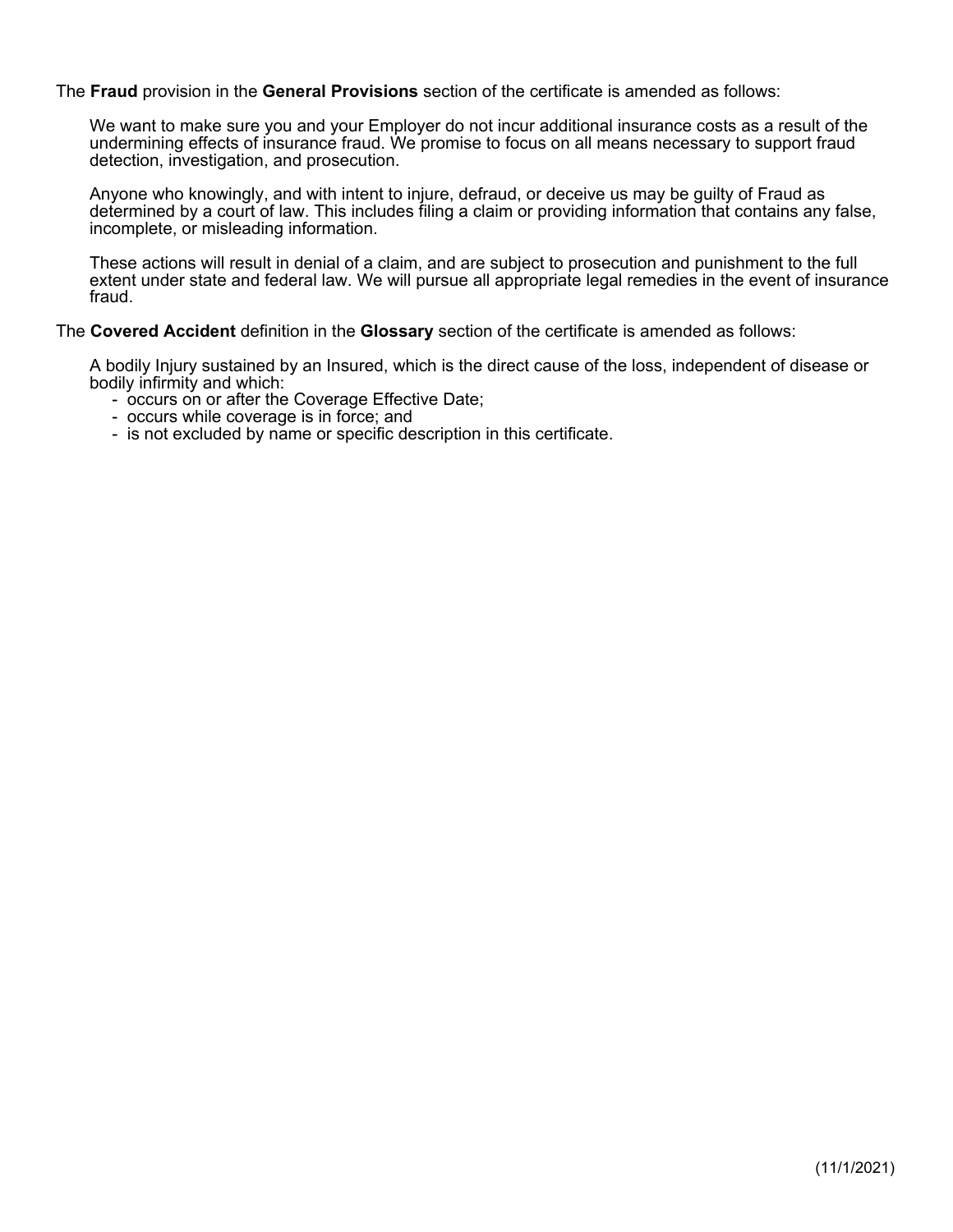The **Fraud** provision in the **General Provisions** section of the certificate is amended as follows:

We want to make sure you and your Employer do not incur additional insurance costs as a result of the undermining effects of insurance fraud. We promise to focus on all means necessary to support fraud detection, investigation, and prosecution.

Anyone who knowingly, and with intent to injure, defraud, or deceive us may be guilty of Fraud as determined by a court of law. This includes filing a claim or providing information that contains any false, incomplete, or misleading information.

These actions will result in denial of a claim, and are subject to prosecution and punishment to the full extent under state and federal law. We will pursue all appropriate legal remedies in the event of insurance fraud.

The **Covered Accident** definition in the **Glossary** section of the certificate is amended as follows:

A bodily Injury sustained by an Insured, which is the direct cause of the loss, independent of disease or bodily infirmity and which:

- occurs on or after the Coverage Effective Date;
- occurs while coverage is in force; and
- is not excluded by name or specific description in this certificate.

(11/1/2021)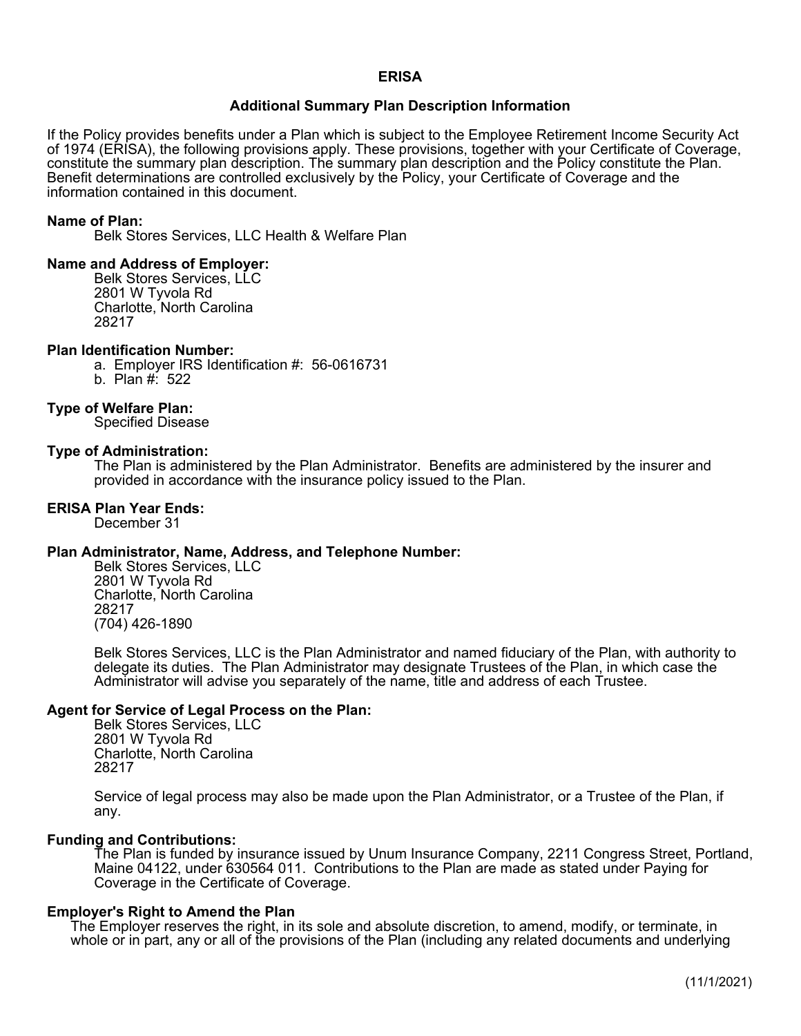# ERISA

## Additional Summary Plan Description Information

If the Policy provides benefits under a Plan which is subject to the Employee Retirement Income Security Act of 1974 (ERISA), the following provisions apply. These provisions, together with your Certificate of Coverage, constitute the summary plan description. The summary plan description and the Policy constitute the Plan. Benefit determinations are controlled exclusively by the Policy, your Certificate of Coverage and the information contained in this document.

**Name of Plan:**

Belk Stores Services, LLC Health & Welfare Plan

**Name and Address of Employer:**

Belk Stores Services, LLC
2801 W Tyvola Rd
Charlotte, North Carolina
28217

**Plan Identification Number:**

a. Employer IRS Identification #: 56-0616731
b. Plan #: 522

**Type of Welfare Plan:**

Specified Disease

**Type of Administration:**

The Plan is administered by the Plan Administrator. Benefits are administered by the insurer and provided in accordance with the insurance policy issued to the Plan.

**ERISA Plan Year Ends:**

December 31

**Plan Administrator, Name, Address, and Telephone Number:**

Belk Stores Services, LLC
2801 W Tyvola Rd
Charlotte, North Carolina
28217
(704) 426-1890

Belk Stores Services, LLC is the Plan Administrator and named fiduciary of the Plan, with authority to delegate its duties. The Plan Administrator may designate Trustees of the Plan, in which case the Administrator will advise you separately of the name, title and address of each Trustee.

**Agent for Service of Legal Process on the Plan:**

Belk Stores Services, LLC
2801 W Tyvola Rd
Charlotte, North Carolina
28217

Service of legal process may also be made upon the Plan Administrator, or a Trustee of the Plan, if any.

**Funding and Contributions:**

The Plan is funded by insurance issued by Unum Insurance Company, 2211 Congress Street, Portland, Maine 04122, under 630564 011. Contributions to the Plan are made as stated under Paying for Coverage in the Certificate of Coverage.

**Employer's Right to Amend the Plan**

The Employer reserves the right, in its sole and absolute discretion, to amend, modify, or terminate, in whole or in part, any or all of the provisions of the Plan (including any related documents and underlying

(11/1/2021)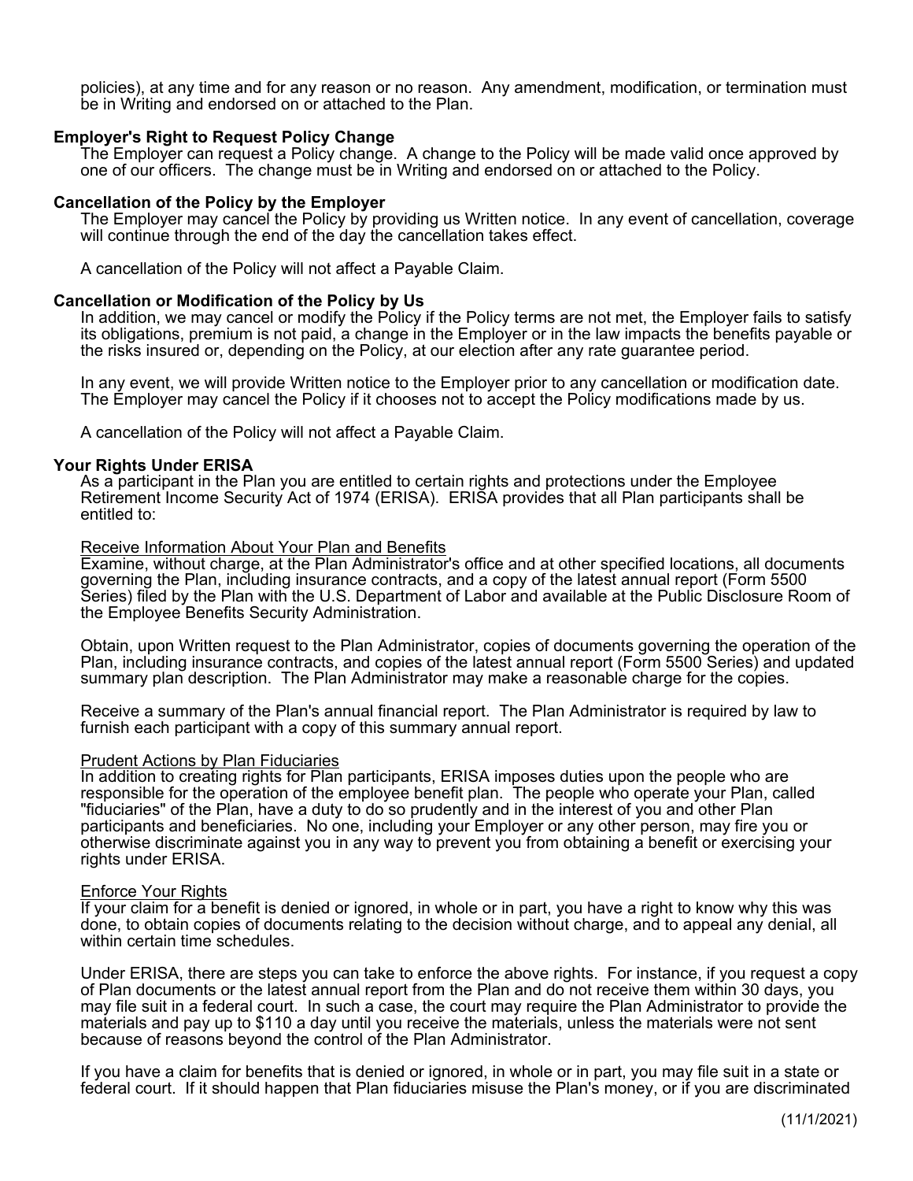policies), at any time and for any reason or no reason. Any amendment, modification, or termination must be in Writing and endorsed on or attached to the Plan.

**Employer's Right to Request Policy Change**

The Employer can request a Policy change. A change to the Policy will be made valid once approved by one of our officers. The change must be in Writing and endorsed on or attached to the Policy.

**Cancellation of the Policy by the Employer**

The Employer may cancel the Policy by providing us Written notice. In any event of cancellation, coverage will continue through the end of the day the cancellation takes effect.

A cancellation of the Policy will not affect a Payable Claim.

**Cancellation or Modification of the Policy by Us**

In addition, we may cancel or modify the Policy if the Policy terms are not met, the Employer fails to satisfy its obligations, premium is not paid, a change in the Employer or in the law impacts the benefits payable or the risks insured or, depending on the Policy, at our election after any rate guarantee period.

In any event, we will provide Written notice to the Employer prior to any cancellation or modification date. The Employer may cancel the Policy if it chooses not to accept the Policy modifications made by us.

A cancellation of the Policy will not affect a Payable Claim.

**Your Rights Under ERISA**

As a participant in the Plan you are entitled to certain rights and protections under the Employee Retirement Income Security Act of 1974 (ERISA). ERISA provides that all Plan participants shall be entitled to:

<u>Receive Information About Your Plan and Benefits</u>

Examine, without charge, at the Plan Administrator's office and at other specified locations, all documents governing the Plan, including insurance contracts, and a copy of the latest annual report (Form 5500 Series) filed by the Plan with the U.S. Department of Labor and available at the Public Disclosure Room of the Employee Benefits Security Administration.

Obtain, upon Written request to the Plan Administrator, copies of documents governing the operation of the Plan, including insurance contracts, and copies of the latest annual report (Form 5500 Series) and updated summary plan description. The Plan Administrator may make a reasonable charge for the copies.

Receive a summary of the Plan's annual financial report. The Plan Administrator is required by law to furnish each participant with a copy of this summary annual report.

<u>Prudent Actions by Plan Fiduciaries</u>

In addition to creating rights for Plan participants, ERISA imposes duties upon the people who are responsible for the operation of the employee benefit plan. The people who operate your Plan, called "fiduciaries" of the Plan, have a duty to do so prudently and in the interest of you and other Plan participants and beneficiaries. No one, including your Employer or any other person, may fire you or otherwise discriminate against you in any way to prevent you from obtaining a benefit or exercising your rights under ERISA.

<u>Enforce Your Rights</u>

If your claim for a benefit is denied or ignored, in whole or in part, you have a right to know why this was done, to obtain copies of documents relating to the decision without charge, and to appeal any denial, all within certain time schedules.

Under ERISA, there are steps you can take to enforce the above rights. For instance, if you request a copy of Plan documents or the latest annual report from the Plan and do not receive them within 30 days, you may file suit in a federal court. In such a case, the court may require the Plan Administrator to provide the materials and pay up to $110 a day until you receive the materials, unless the materials were not sent because of reasons beyond the control of the Plan Administrator.

If you have a claim for benefits that is denied or ignored, in whole or in part, you may file suit in a state or federal court. If it should happen that Plan fiduciaries misuse the Plan's money, or if you are discriminated

(11/1/2021)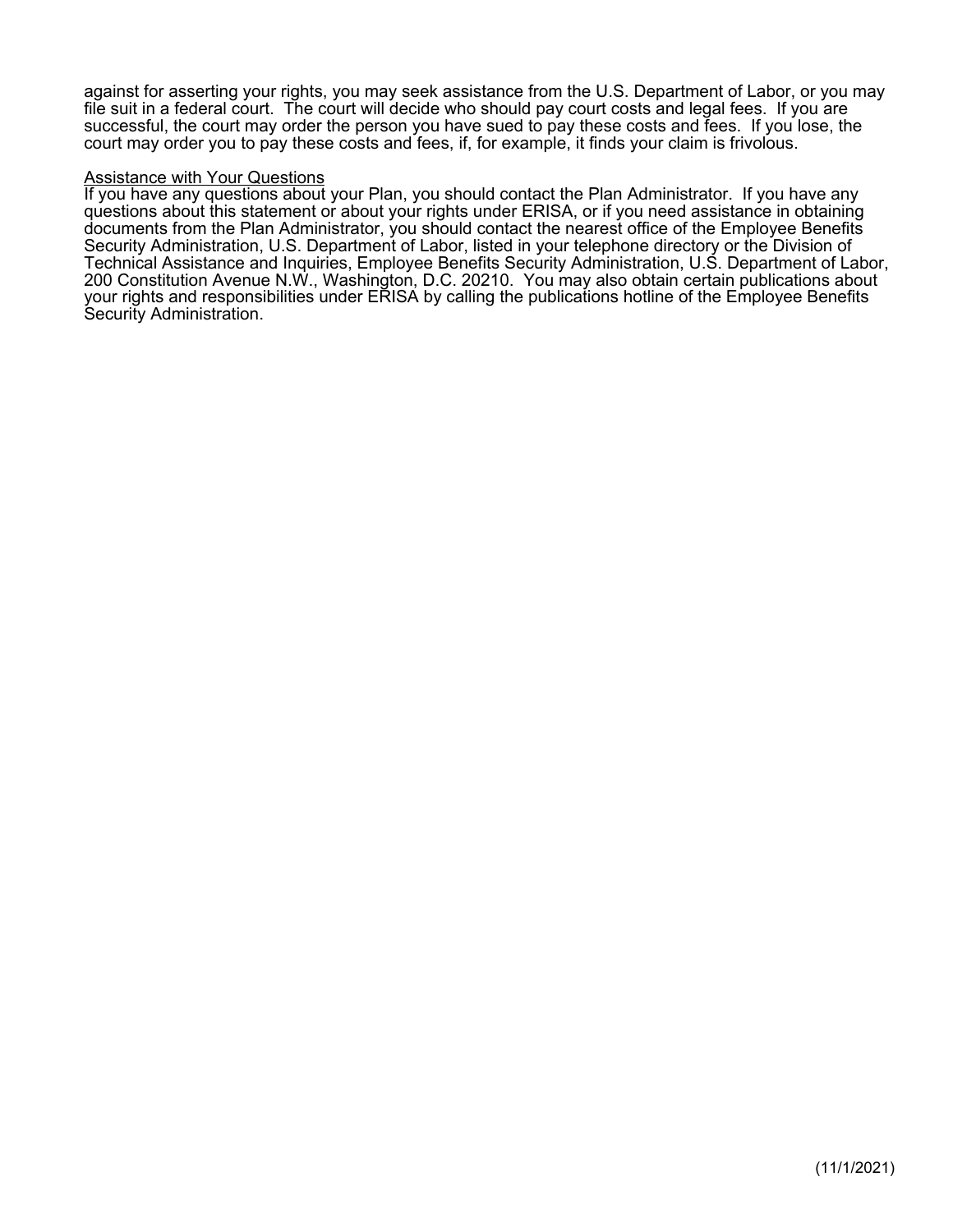against for asserting your rights, you may seek assistance from the U.S. Department of Labor, or you may file suit in a federal court. The court will decide who should pay court costs and legal fees. If you are successful, the court may order the person you have sued to pay these costs and fees. If you lose, the court may order you to pay these costs and fees, if, for example, it finds your claim is frivolous.

<u>Assistance with Your Questions</u>

If you have any questions about your Plan, you should contact the Plan Administrator. If you have any questions about this statement or about your rights under ERISA, or if you need assistance in obtaining documents from the Plan Administrator, you should contact the nearest office of the Employee Benefits Security Administration, U.S. Department of Labor, listed in your telephone directory or the Division of Technical Assistance and Inquiries, Employee Benefits Security Administration, U.S. Department of Labor, 200 Constitution Avenue N.W., Washington, D.C. 20210. You may also obtain certain publications about your rights and responsibilities under ERISA by calling the publications hotline of the Employee Benefits Security Administration.

(11/1/2021)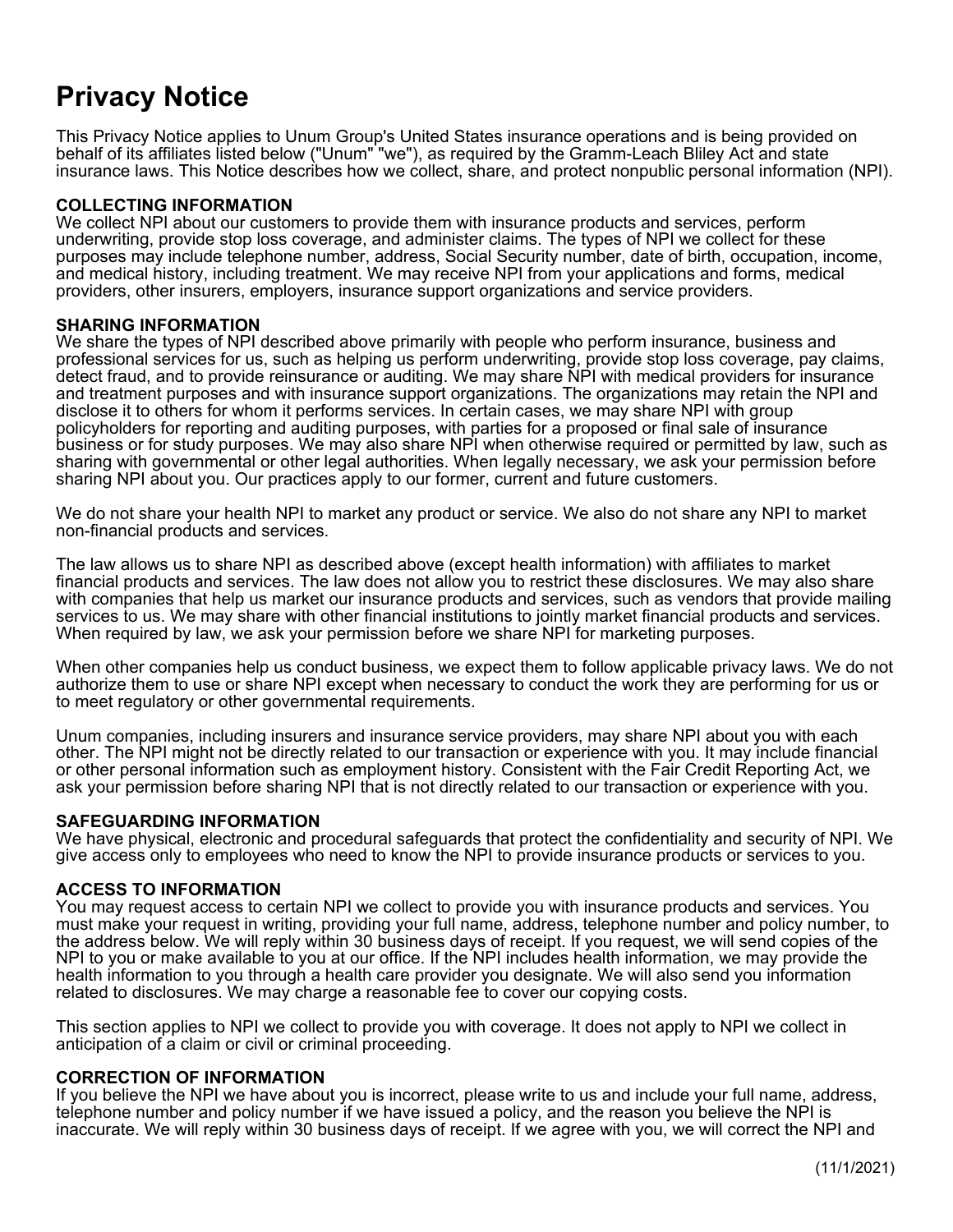# Privacy Notice

This Privacy Notice applies to Unum Group's United States insurance operations and is being provided on behalf of its affiliates listed below ("Unum" "we"), as required by the Gramm-Leach Bliley Act and state insurance laws. This Notice describes how we collect, share, and protect nonpublic personal information (NPI).

**COLLECTING INFORMATION**
We collect NPI about our customers to provide them with insurance products and services, perform underwriting, provide stop loss coverage, and administer claims. The types of NPI we collect for these purposes may include telephone number, address, Social Security number, date of birth, occupation, income, and medical history, including treatment. We may receive NPI from your applications and forms, medical providers, other insurers, employers, insurance support organizations and service providers.

**SHARING INFORMATION**
We share the types of NPI described above primarily with people who perform insurance, business and professional services for us, such as helping us perform underwriting, provide stop loss coverage, pay claims, detect fraud, and to provide reinsurance or auditing. We may share NPI with medical providers for insurance and treatment purposes and with insurance support organizations. The organizations may retain the NPI and disclose it to others for whom it performs services. In certain cases, we may share NPI with group policyholders for reporting and auditing purposes, with parties for a proposed or final sale of insurance business or for study purposes. We may also share NPI when otherwise required or permitted by law, such as sharing with governmental or other legal authorities. When legally necessary, we ask your permission before sharing NPI about you. Our practices apply to our former, current and future customers.

We do not share your health NPI to market any product or service. We also do not share any NPI to market non-financial products and services.

The law allows us to share NPI as described above (except health information) with affiliates to market financial products and services. The law does not allow you to restrict these disclosures. We may also share with companies that help us market our insurance products and services, such as vendors that provide mailing services to us. We may share with other financial institutions to jointly market financial products and services. When required by law, we ask your permission before we share NPI for marketing purposes.

When other companies help us conduct business, we expect them to follow applicable privacy laws. We do not authorize them to use or share NPI except when necessary to conduct the work they are performing for us or to meet regulatory or other governmental requirements.

Unum companies, including insurers and insurance service providers, may share NPI about you with each other. The NPI might not be directly related to our transaction or experience with you. It may include financial or other personal information such as employment history. Consistent with the Fair Credit Reporting Act, we ask your permission before sharing NPI that is not directly related to our transaction or experience with you.

**SAFEGUARDING INFORMATION**
We have physical, electronic and procedural safeguards that protect the confidentiality and security of NPI. We give access only to employees who need to know the NPI to provide insurance products or services to you.

**ACCESS TO INFORMATION**
You may request access to certain NPI we collect to provide you with insurance products and services. You must make your request in writing, providing your full name, address, telephone number and policy number, to the address below. We will reply within 30 business days of receipt. If you request, we will send copies of the NPI to you or make available to you at our office. If the NPI includes health information, we may provide the health information to you through a health care provider you designate. We will also send you information related to disclosures. We may charge a reasonable fee to cover our copying costs.

This section applies to NPI we collect to provide you with coverage. It does not apply to NPI we collect in anticipation of a claim or civil or criminal proceeding.

**CORRECTION OF INFORMATION**
If you believe the NPI we have about you is incorrect, please write to us and include your full name, address, telephone number and policy number if we have issued a policy, and the reason you believe the NPI is inaccurate. We will reply within 30 business days of receipt. If we agree with you, we will correct the NPI and

(11/1/2021)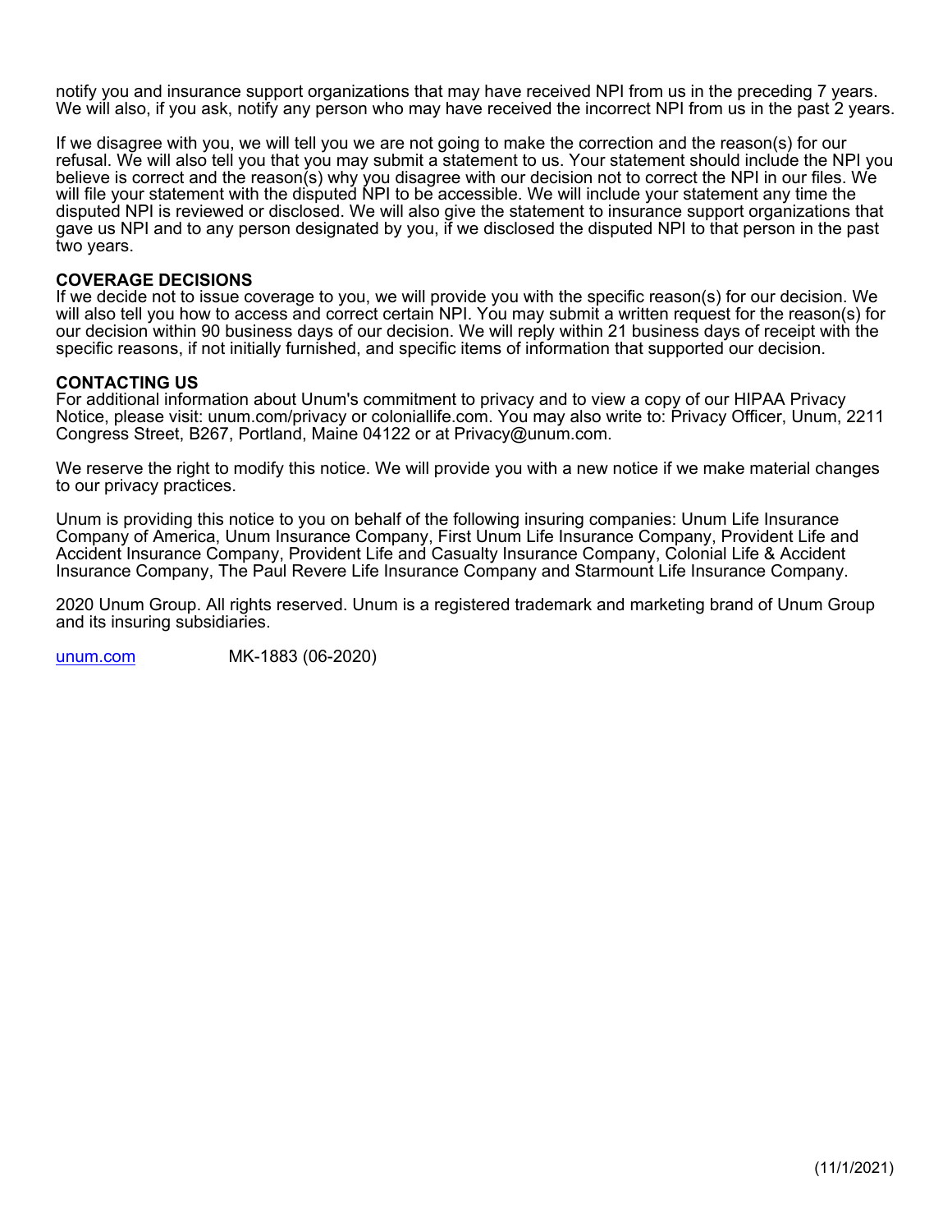notify you and insurance support organizations that may have received NPI from us in the preceding 7 years. We will also, if you ask, notify any person who may have received the incorrect NPI from us in the past 2 years.

If we disagree with you, we will tell you we are not going to make the correction and the reason(s) for our refusal. We will also tell you that you may submit a statement to us. Your statement should include the NPI you believe is correct and the reason(s) why you disagree with our decision not to correct the NPI in our files. We will file your statement with the disputed NPI to be accessible. We will include your statement any time the disputed NPI is reviewed or disclosed. We will also give the statement to insurance support organizations that gave us NPI and to any person designated by you, if we disclosed the disputed NPI to that person in the past two years.

**COVERAGE DECISIONS**
If we decide not to issue coverage to you, we will provide you with the specific reason(s) for our decision. We will also tell you how to access and correct certain NPI. You may submit a written request for the reason(s) for our decision within 90 business days of our decision. We will reply within 21 business days of receipt with the specific reasons, if not initially furnished, and specific items of information that supported our decision.

**CONTACTING US**
For additional information about Unum's commitment to privacy and to view a copy of our HIPAA Privacy Notice, please visit: unum.com/privacy or coloniallife.com. You may also write to: Privacy Officer, Unum, 2211 Congress Street, B267, Portland, Maine 04122 or at Privacy@unum.com.

We reserve the right to modify this notice. We will provide you with a new notice if we make material changes to our privacy practices.

Unum is providing this notice to you on behalf of the following insuring companies: Unum Life Insurance Company of America, Unum Insurance Company, First Unum Life Insurance Company, Provident Life and Accident Insurance Company, Provident Life and Casualty Insurance Company, Colonial Life & Accident Insurance Company, The Paul Revere Life Insurance Company and Starmount Life Insurance Company.

2020 Unum Group. All rights reserved. Unum is a registered trademark and marketing brand of Unum Group and its insuring subsidiaries.

unum.com MK-1883 (06-2020)

(11/1/2021)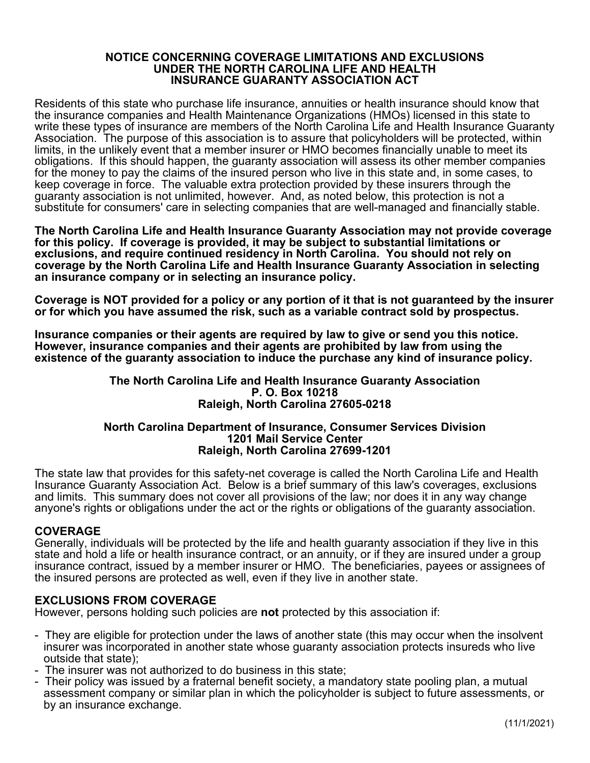# NOTICE CONCERNING COVERAGE LIMITATIONS AND EXCLUSIONS UNDER THE NORTH CAROLINA LIFE AND HEALTH INSURANCE GUARANTY ASSOCIATION ACT

Residents of this state who purchase life insurance, annuities or health insurance should know that the insurance companies and Health Maintenance Organizations (HMOs) licensed in this state to write these types of insurance are members of the North Carolina Life and Health Insurance Guaranty Association. The purpose of this association is to assure that policyholders will be protected, within limits, in the unlikely event that a member insurer or HMO becomes financially unable to meet its obligations. If this should happen, the guaranty association will assess its other member companies for the money to pay the claims of the insured person who live in this state and, in some cases, to keep coverage in force. The valuable extra protection provided by these insurers through the guaranty association is not unlimited, however. And, as noted below, this protection is not a substitute for consumers' care in selecting companies that are well-managed and financially stable.

**The North Carolina Life and Health Insurance Guaranty Association may not provide coverage for this policy. If coverage is provided, it may be subject to substantial limitations or exclusions, and require continued residency in North Carolina. You should not rely on coverage by the North Carolina Life and Health Insurance Guaranty Association in selecting an insurance company or in selecting an insurance policy.**

**Coverage is NOT provided for a policy or any portion of it that is not guaranteed by the insurer or for which you have assumed the risk, such as a variable contract sold by prospectus.**

**Insurance companies or their agents are required by law to give or send you this notice. However, insurance companies and their agents are prohibited by law from using the existence of the guaranty association to induce the purchase any kind of insurance policy.**

**The North Carolina Life and Health Insurance Guaranty Association**
**P. O. Box 10218**
**Raleigh, North Carolina 27605-0218**

**North Carolina Department of Insurance, Consumer Services Division**
**1201 Mail Service Center**
**Raleigh, North Carolina 27699-1201**

The state law that provides for this safety-net coverage is called the North Carolina Life and Health Insurance Guaranty Association Act. Below is a brief summary of this law's coverages, exclusions and limits. This summary does not cover all provisions of the law; nor does it in any way change anyone's rights or obligations under the act or the rights or obligations of the guaranty association.

## COVERAGE

Generally, individuals will be protected by the life and health guaranty association if they live in this state and hold a life or health insurance contract, or an annuity, or if they are insured under a group insurance contract, issued by a member insurer or HMO. The beneficiaries, payees or assignees of the insured persons are protected as well, even if they live in another state.

## EXCLUSIONS FROM COVERAGE

However, persons holding such policies are **not** protected by this association if:

- They are eligible for protection under the laws of another state (this may occur when the insolvent insurer was incorporated in another state whose guaranty association protects insureds who live outside that state);
- The insurer was not authorized to do business in this state;
- Their policy was issued by a fraternal benefit society, a mandatory state pooling plan, a mutual assessment company or similar plan in which the policyholder is subject to future assessments, or by an insurance exchange.

(11/1/2021)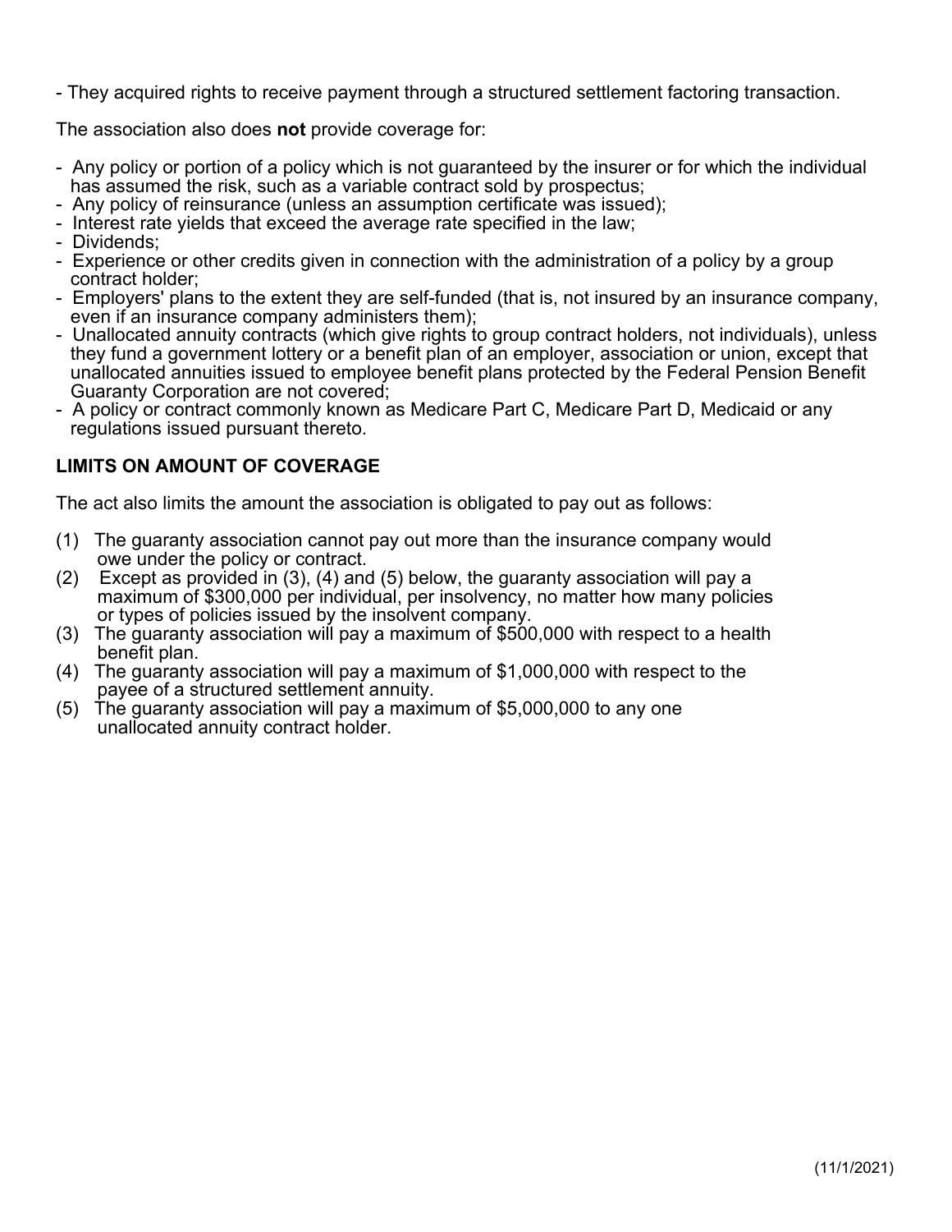- They acquired rights to receive payment through a structured settlement factoring transaction.

The association also does **not** provide coverage for:

- Any policy or portion of a policy which is not guaranteed by the insurer or for which the individual has assumed the risk, such as a variable contract sold by prospectus;
- Any policy of reinsurance (unless an assumption certificate was issued);
- Interest rate yields that exceed the average rate specified in the law;
- Dividends;
- Experience or other credits given in connection with the administration of a policy by a group contract holder;
- Employers' plans to the extent they are self-funded (that is, not insured by an insurance company, even if an insurance company administers them);
- Unallocated annuity contracts (which give rights to group contract holders, not individuals), unless they fund a government lottery or a benefit plan of an employer, association or union, except that unallocated annuities issued to employee benefit plans protected by the Federal Pension Benefit Guaranty Corporation are not covered;
- A policy or contract commonly known as Medicare Part C, Medicare Part D, Medicaid or any regulations issued pursuant thereto.

**LIMITS ON AMOUNT OF COVERAGE**

The act also limits the amount the association is obligated to pay out as follows:

(1) The guaranty association cannot pay out more than the insurance company would owe under the policy or contract.
(2) Except as provided in (3), (4) and (5) below, the guaranty association will pay a maximum of $300,000 per individual, per insolvency, no matter how many policies or types of policies issued by the insolvent company.
(3) The guaranty association will pay a maximum of $500,000 with respect to a health benefit plan.
(4) The guaranty association will pay a maximum of $1,000,000 with respect to the payee of a structured settlement annuity.
(5) The guaranty association will pay a maximum of $5,000,000 to any one unallocated annuity contract holder.

(11/1/2021)